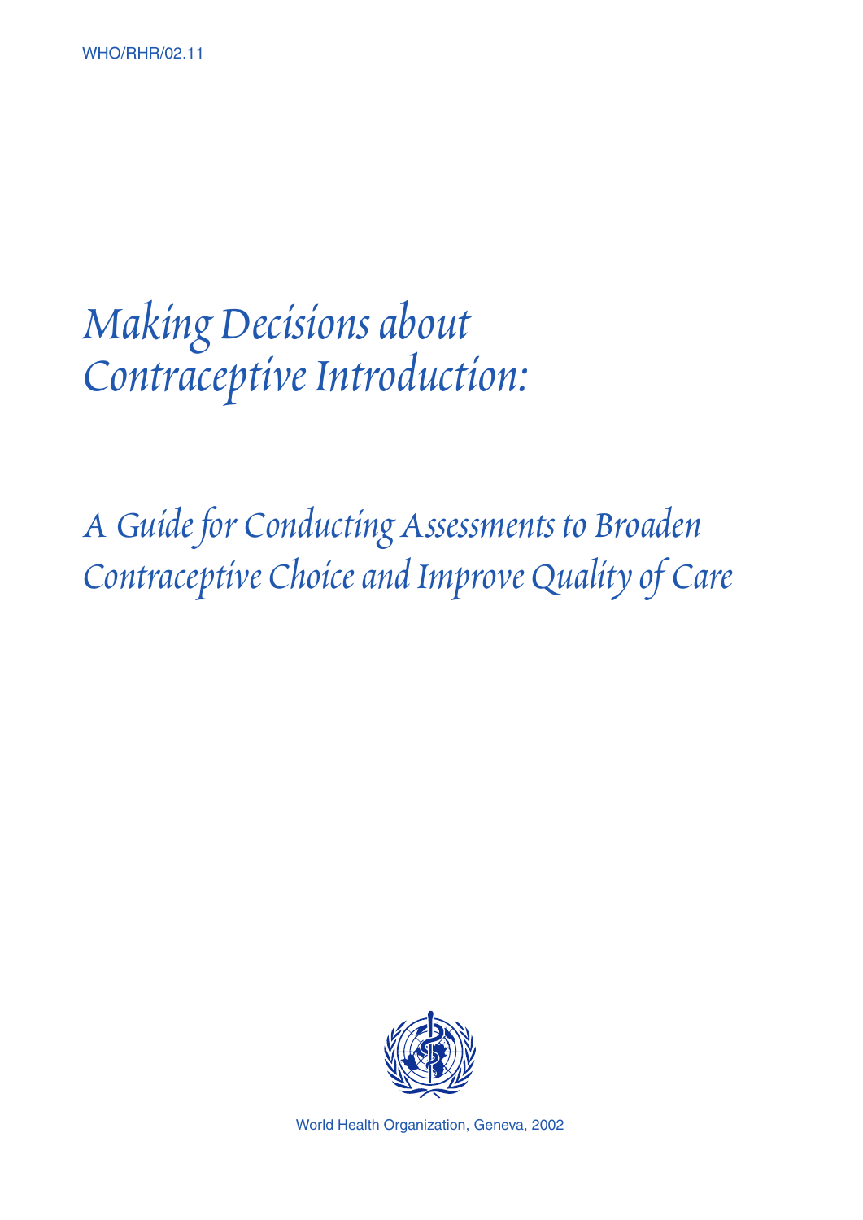WHO/RHR/02.11

# *Making Decisions about Contraceptive Introduction:*

## *A Guide for Conducting Assessments to Broaden Contraceptive Choice and Improve Quality of Care*

World Health Organization, Geneva, 2002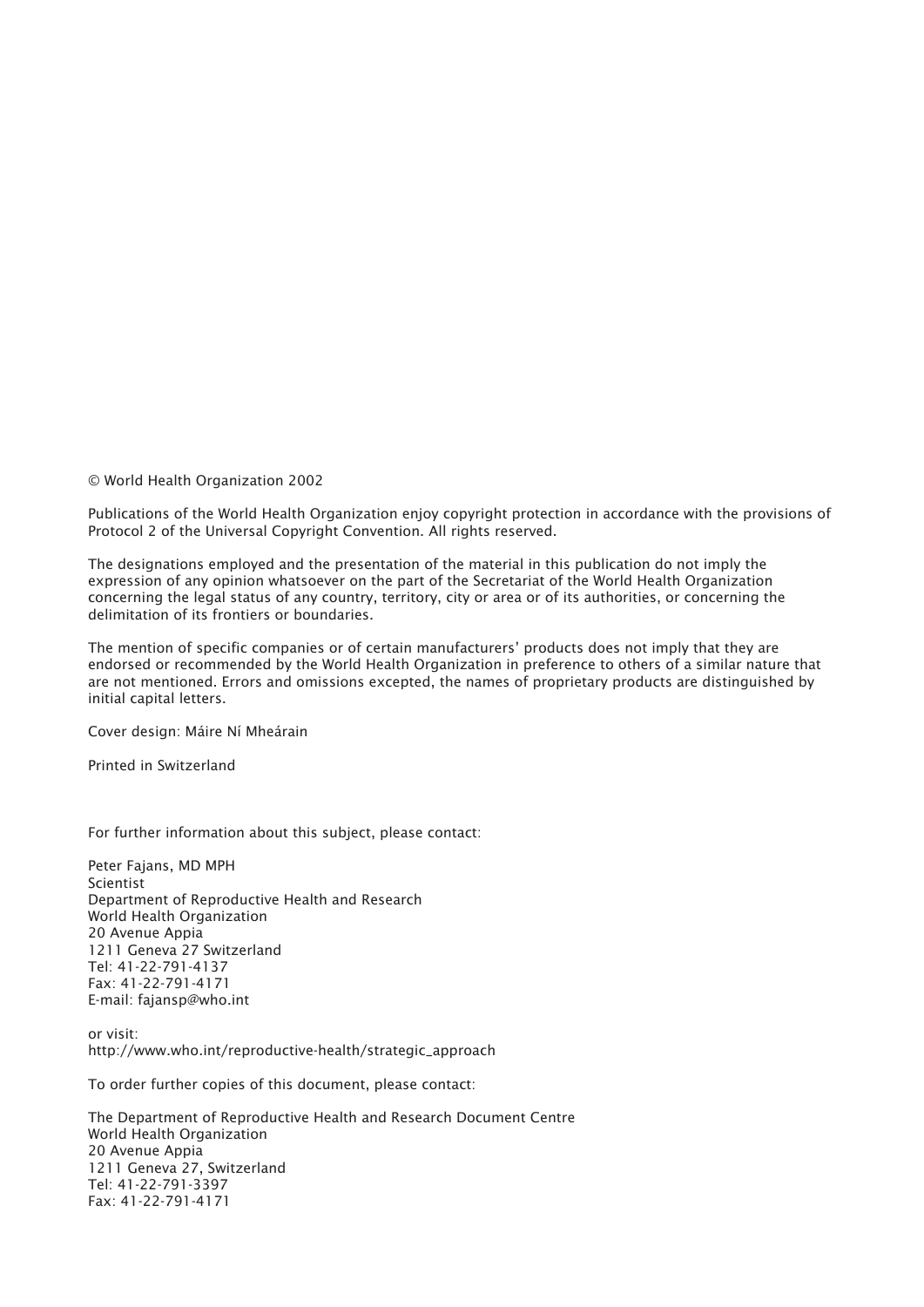© World Health Organization 2002

Publications of the World Health Organization enjoy copyright protection in accordance with the provisions of Protocol 2 of the Universal Copyright Convention. All rights reserved.

The designations employed and the presentation of the material in this publication do not imply the expression of any opinion whatsoever on the part of the Secretariat of the World Health Organization concerning the legal status of any country, territory, city or area or of its authorities, or concerning the delimitation of its frontiers or boundaries.

The mention of specific companies or of certain manufacturers' products does not imply that they are endorsed or recommended by the World Health Organization in preference to others of a similar nature that are not mentioned. Errors and omissions excepted, the names of proprietary products are distinguished by initial capital letters.

Cover design: Máire Ní Mheárain

Printed in Switzerland

For further information about this subject, please contact:

Peter Fajans, MD MPH
Scientist
Department of Reproductive Health and Research
World Health Organization
20 Avenue Appia
1211 Geneva 27 Switzerland
Tel: 41-22-791-4137
Fax: 41-22-791-4171
E-mail: fajansp@who.int

or visit:
http://www.who.int/reproductive-health/strategic_approach

To order further copies of this document, please contact:

The Department of Reproductive Health and Research Document Centre
World Health Organization
20 Avenue Appia
1211 Geneva 27, Switzerland
Tel: 41-22-791-3397
Fax: 41-22-791-4171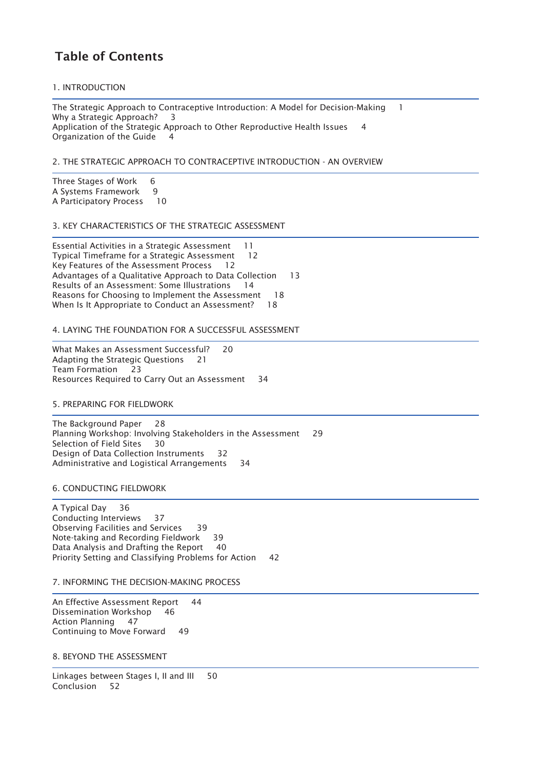# Table of Contents

## 1. INTRODUCTION

The Strategic Approach to Contraceptive Introduction: A Model for Decision-Making 1
Why a Strategic Approach? 3
Application of the Strategic Approach to Other Reproductive Health Issues 4
Organization of the Guide 4

## 2. THE STRATEGIC APPROACH TO CONTRACEPTIVE INTRODUCTION - AN OVERVIEW

Three Stages of Work 6
A Systems Framework 9
A Participatory Process 10

## 3. KEY CHARACTERISTICS OF THE STRATEGIC ASSESSMENT

Essential Activities in a Strategic Assessment 11
Typical Timeframe for a Strategic Assessment 12
Key Features of the Assessment Process 12
Advantages of a Qualitative Approach to Data Collection 13
Results of an Assessment: Some Illustrations 14
Reasons for Choosing to Implement the Assessment 18
When Is It Appropriate to Conduct an Assessment? 18

## 4. LAYING THE FOUNDATION FOR A SUCCESSFUL ASSESSMENT

What Makes an Assessment Successful? 20
Adapting the Strategic Questions 21
Team Formation 23
Resources Required to Carry Out an Assessment 34

## 5. PREPARING FOR FIELDWORK

The Background Paper 28
Planning Workshop: Involving Stakeholders in the Assessment 29
Selection of Field Sites 30
Design of Data Collection Instruments 32
Administrative and Logistical Arrangements 34

## 6. CONDUCTING FIELDWORK

A Typical Day 36
Conducting Interviews 37
Observing Facilities and Services 39
Note-taking and Recording Fieldwork 39
Data Analysis and Drafting the Report 40
Priority Setting and Classifying Problems for Action 42

## 7. INFORMING THE DECISION-MAKING PROCESS

An Effective Assessment Report 44
Dissemination Workshop 46
Action Planning 47
Continuing to Move Forward 49

## 8. BEYOND THE ASSESSMENT

Linkages between Stages I, II and III 50
Conclusion 52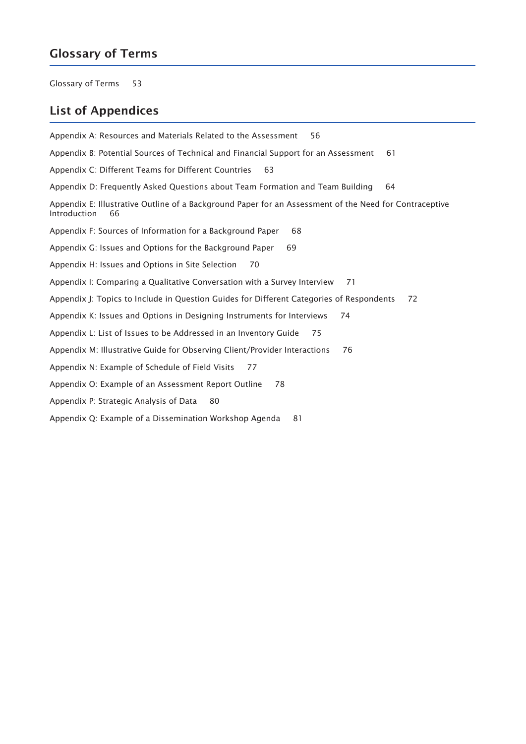## Glossary of Terms

Glossary of Terms 53

## List of Appendices

Appendix A: Resources and Materials Related to the Assessment 56

Appendix B: Potential Sources of Technical and Financial Support for an Assessment 61

Appendix C: Different Teams for Different Countries 63

Appendix D: Frequently Asked Questions about Team Formation and Team Building 64

Appendix E: Illustrative Outline of a Background Paper for an Assessment of the Need for Contraceptive Introduction 66

Appendix F: Sources of Information for a Background Paper 68

Appendix G: Issues and Options for the Background Paper 69

Appendix H: Issues and Options in Site Selection 70

Appendix I: Comparing a Qualitative Conversation with a Survey Interview 71

Appendix J: Topics to Include in Question Guides for Different Categories of Respondents 72

Appendix K: Issues and Options in Designing Instruments for Interviews 74

Appendix L: List of Issues to be Addressed in an Inventory Guide 75

Appendix M: Illustrative Guide for Observing Client/Provider Interactions 76

Appendix N: Example of Schedule of Field Visits 77

Appendix O: Example of an Assessment Report Outline 78

Appendix P: Strategic Analysis of Data 80

Appendix Q: Example of a Dissemination Workshop Agenda 81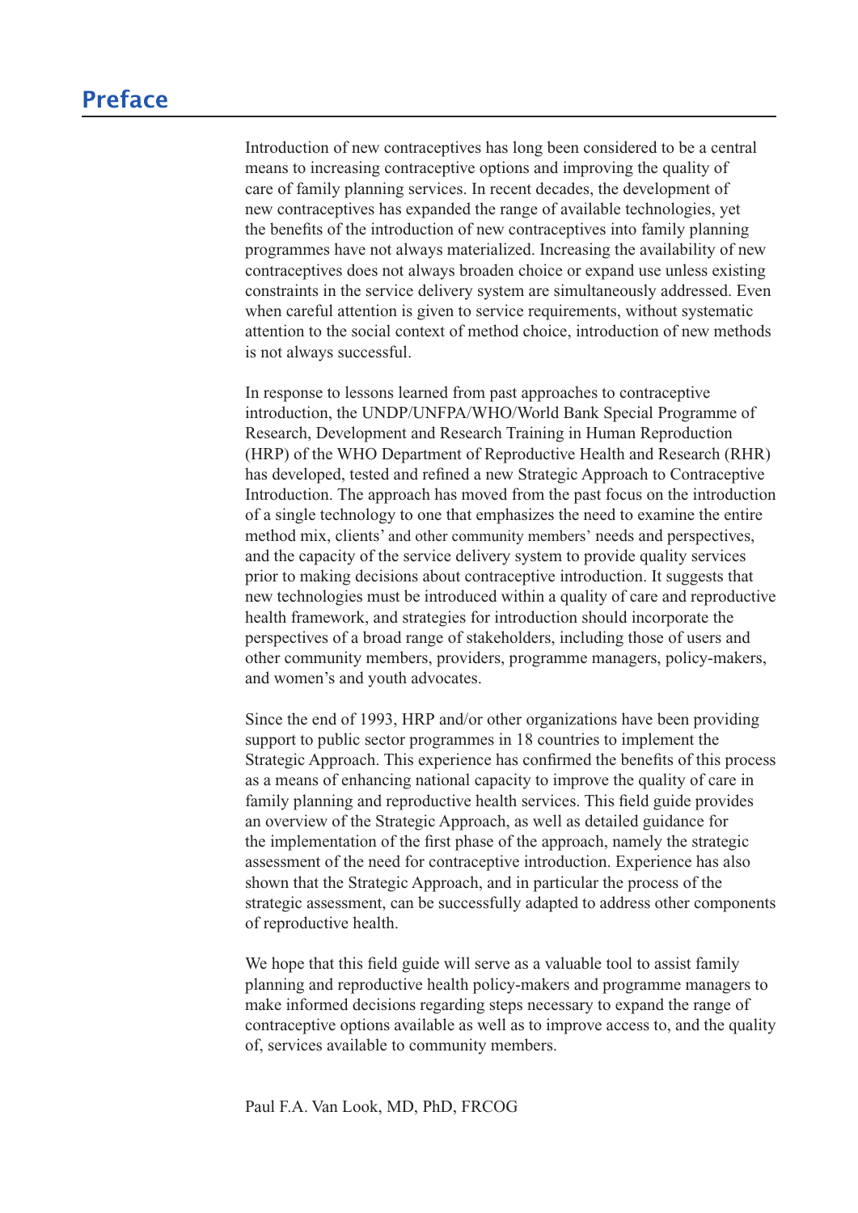# Preface

Introduction of new contraceptives has long been considered to be a central means to increasing contraceptive options and improving the quality of care of family planning services. In recent decades, the development of new contraceptives has expanded the range of available technologies, yet the benefits of the introduction of new contraceptives into family planning programmes have not always materialized. Increasing the availability of new contraceptives does not always broaden choice or expand use unless existing constraints in the service delivery system are simultaneously addressed. Even when careful attention is given to service requirements, without systematic attention to the social context of method choice, introduction of new methods is not always successful.

In response to lessons learned from past approaches to contraceptive introduction, the UNDP/UNFPA/WHO/World Bank Special Programme of Research, Development and Research Training in Human Reproduction (HRP) of the WHO Department of Reproductive Health and Research (RHR) has developed, tested and refined a new Strategic Approach to Contraceptive Introduction. The approach has moved from the past focus on the introduction of a single technology to one that emphasizes the need to examine the entire method mix, clients' and other community members' needs and perspectives, and the capacity of the service delivery system to provide quality services prior to making decisions about contraceptive introduction. It suggests that new technologies must be introduced within a quality of care and reproductive health framework, and strategies for introduction should incorporate the perspectives of a broad range of stakeholders, including those of users and other community members, providers, programme managers, policy-makers, and women's and youth advocates.

Since the end of 1993, HRP and/or other organizations have been providing support to public sector programmes in 18 countries to implement the Strategic Approach. This experience has confirmed the benefits of this process as a means of enhancing national capacity to improve the quality of care in family planning and reproductive health services. This field guide provides an overview of the Strategic Approach, as well as detailed guidance for the implementation of the first phase of the approach, namely the strategic assessment of the need for contraceptive introduction. Experience has also shown that the Strategic Approach, and in particular the process of the strategic assessment, can be successfully adapted to address other components of reproductive health.

We hope that this field guide will serve as a valuable tool to assist family planning and reproductive health policy-makers and programme managers to make informed decisions regarding steps necessary to expand the range of contraceptive options available as well as to improve access to, and the quality of, services available to community members.

Paul F.A. Van Look, MD, PhD, FRCOG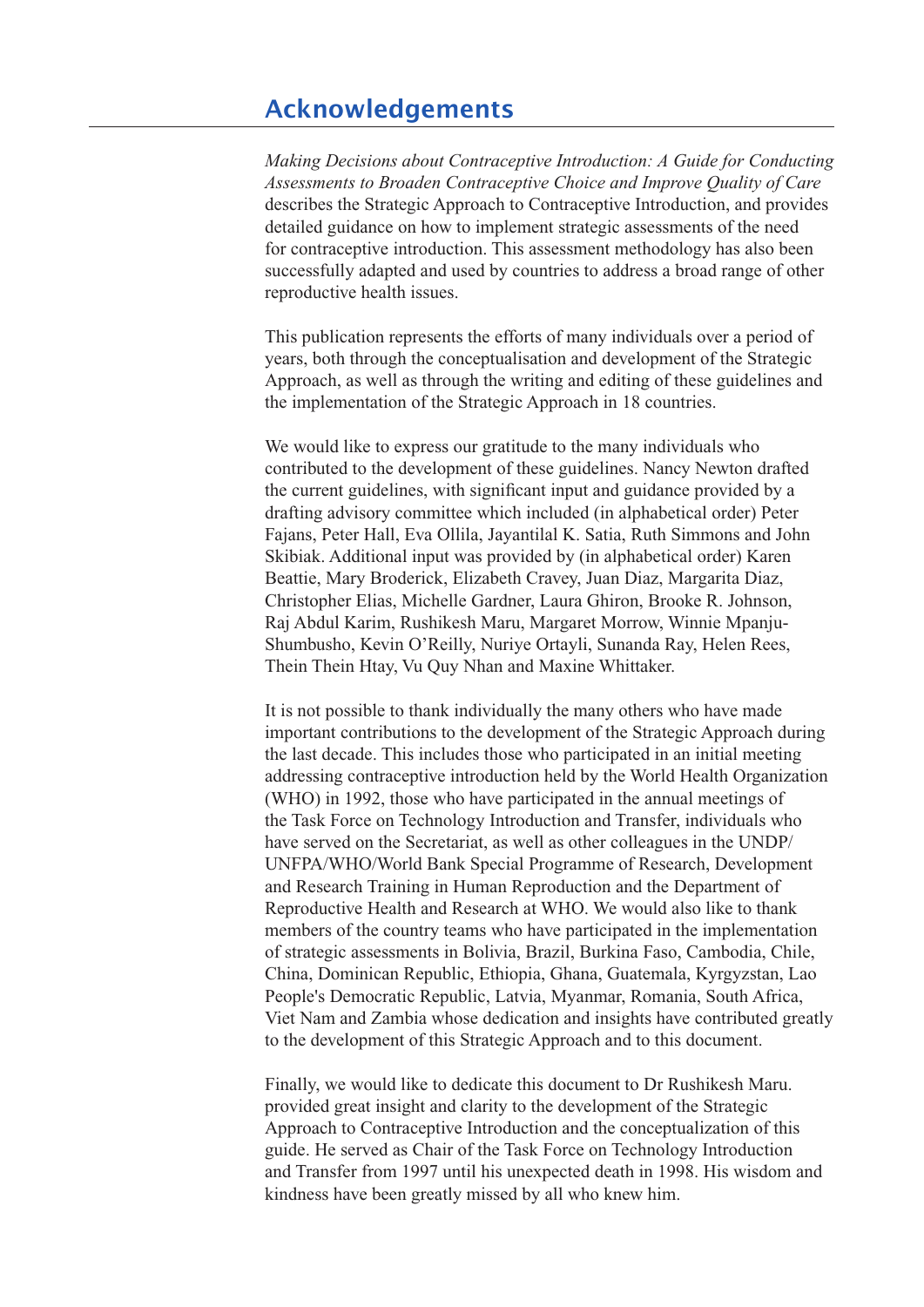# Acknowledgements

*Making Decisions about Contraceptive Introduction: A Guide for Conducting Assessments to Broaden Contraceptive Choice and Improve Quality of Care* describes the Strategic Approach to Contraceptive Introduction, and provides detailed guidance on how to implement strategic assessments of the need for contraceptive introduction. This assessment methodology has also been successfully adapted and used by countries to address a broad range of other reproductive health issues.

This publication represents the efforts of many individuals over a period of years, both through the conceptualisation and development of the Strategic Approach, as well as through the writing and editing of these guidelines and the implementation of the Strategic Approach in 18 countries.

We would like to express our gratitude to the many individuals who contributed to the development of these guidelines. Nancy Newton drafted the current guidelines, with significant input and guidance provided by a drafting advisory committee which included (in alphabetical order) Peter Fajans, Peter Hall, Eva Ollila, Jayantilal K. Satia, Ruth Simmons and John Skibiak. Additional input was provided by (in alphabetical order) Karen Beattie, Mary Broderick, Elizabeth Cravey, Juan Diaz, Margarita Diaz, Christopher Elias, Michelle Gardner, Laura Ghiron, Brooke R. Johnson, Raj Abdul Karim, Rushikesh Maru, Margaret Morrow, Winnie Mpanju-Shumbusho, Kevin O'Reilly, Nuriye Ortayli, Sunanda Ray, Helen Rees, Thein Thein Htay, Vu Quy Nhan and Maxine Whittaker.

It is not possible to thank individually the many others who have made important contributions to the development of the Strategic Approach during the last decade. This includes those who participated in an initial meeting addressing contraceptive introduction held by the World Health Organization (WHO) in 1992, those who have participated in the annual meetings of the Task Force on Technology Introduction and Transfer, individuals who have served on the Secretariat, as well as other colleagues in the UNDP/UNFPA/WHO/World Bank Special Programme of Research, Development and Research Training in Human Reproduction and the Department of Reproductive Health and Research at WHO. We would also like to thank members of the country teams who have participated in the implementation of strategic assessments in Bolivia, Brazil, Burkina Faso, Cambodia, Chile, China, Dominican Republic, Ethiopia, Ghana, Guatemala, Kyrgyzstan, Lao People's Democratic Republic, Latvia, Myanmar, Romania, South Africa, Viet Nam and Zambia whose dedication and insights have contributed greatly to the development of this Strategic Approach and to this document.

Finally, we would like to dedicate this document to Dr Rushikesh Maru. provided great insight and clarity to the development of the Strategic Approach to Contraceptive Introduction and the conceptualization of this guide. He served as Chair of the Task Force on Technology Introduction and Transfer from 1997 until his unexpected death in 1998. His wisdom and kindness have been greatly missed by all who knew him.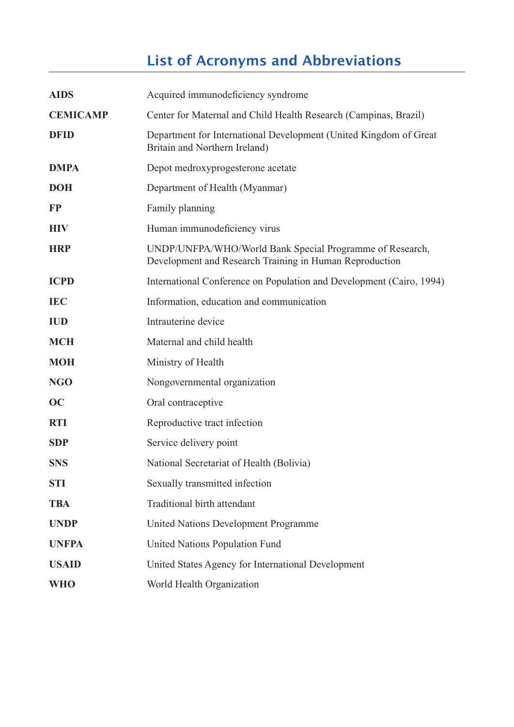# List of Acronyms and Abbreviations

| | |
|---|---|
| **AIDS** | Acquired immunodeficiency syndrome |
| **CEMICAMP** | Center for Maternal and Child Health Research (Campinas, Brazil) |
| **DFID** | Department for International Development (United Kingdom of Great Britain and Northern Ireland) |
| **DMPA** | Depot medroxyprogesterone acetate |
| **DOH** | Department of Health (Myanmar) |
| **FP** | Family planning |
| **HIV** | Human immunodeficiency virus |
| **HRP** | UNDP/UNFPA/WHO/World Bank Special Programme of Research, Development and Research Training in Human Reproduction |
| **ICPD** | International Conference on Population and Development (Cairo, 1994) |
| **IEC** | Information, education and communication |
| **IUD** | Intrauterine device |
| **MCH** | Maternal and child health |
| **MOH** | Ministry of Health |
| **NGO** | Nongovernmental organization |
| **OC** | Oral contraceptive |
| **RTI** | Reproductive tract infection |
| **SDP** | Service delivery point |
| **SNS** | National Secretariat of Health (Bolivia) |
| **STI** | Sexually transmitted infection |
| **TBA** | Traditional birth attendant |
| **UNDP** | United Nations Development Programme |
| **UNFPA** | United Nations Population Fund |
| **USAID** | United States Agency for International Development |
| **WHO** | World Health Organization |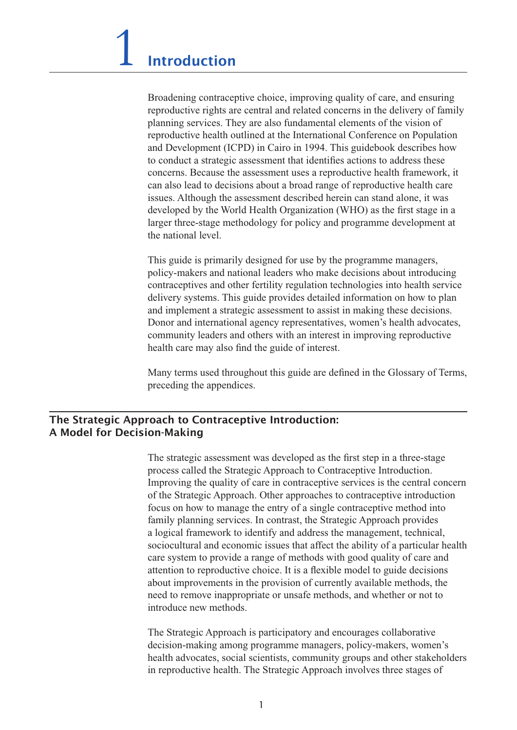# 1 Introduction

Broadening contraceptive choice, improving quality of care, and ensuring reproductive rights are central and related concerns in the delivery of family planning services. They are also fundamental elements of the vision of reproductive health outlined at the International Conference on Population and Development (ICPD) in Cairo in 1994. This guidebook describes how to conduct a strategic assessment that identifies actions to address these concerns. Because the assessment uses a reproductive health framework, it can also lead to decisions about a broad range of reproductive health care issues. Although the assessment described herein can stand alone, it was developed by the World Health Organization (WHO) as the first stage in a larger three-stage methodology for policy and programme development at the national level.

This guide is primarily designed for use by the programme managers, policy-makers and national leaders who make decisions about introducing contraceptives and other fertility regulation technologies into health service delivery systems. This guide provides detailed information on how to plan and implement a strategic assessment to assist in making these decisions. Donor and international agency representatives, women's health advocates, community leaders and others with an interest in improving reproductive health care may also find the guide of interest.

Many terms used throughout this guide are defined in the Glossary of Terms, preceding the appendices.

## The Strategic Approach to Contraceptive Introduction: A Model for Decision-Making

The strategic assessment was developed as the first step in a three-stage process called the Strategic Approach to Contraceptive Introduction. Improving the quality of care in contraceptive services is the central concern of the Strategic Approach. Other approaches to contraceptive introduction focus on how to manage the entry of a single contraceptive method into family planning services. In contrast, the Strategic Approach provides a logical framework to identify and address the management, technical, sociocultural and economic issues that affect the ability of a particular health care system to provide a range of methods with good quality of care and attention to reproductive choice. It is a flexible model to guide decisions about improvements in the provision of currently available methods, the need to remove inappropriate or unsafe methods, and whether or not to introduce new methods.

The Strategic Approach is participatory and encourages collaborative decision-making among programme managers, policy-makers, women's health advocates, social scientists, community groups and other stakeholders in reproductive health. The Strategic Approach involves three stages of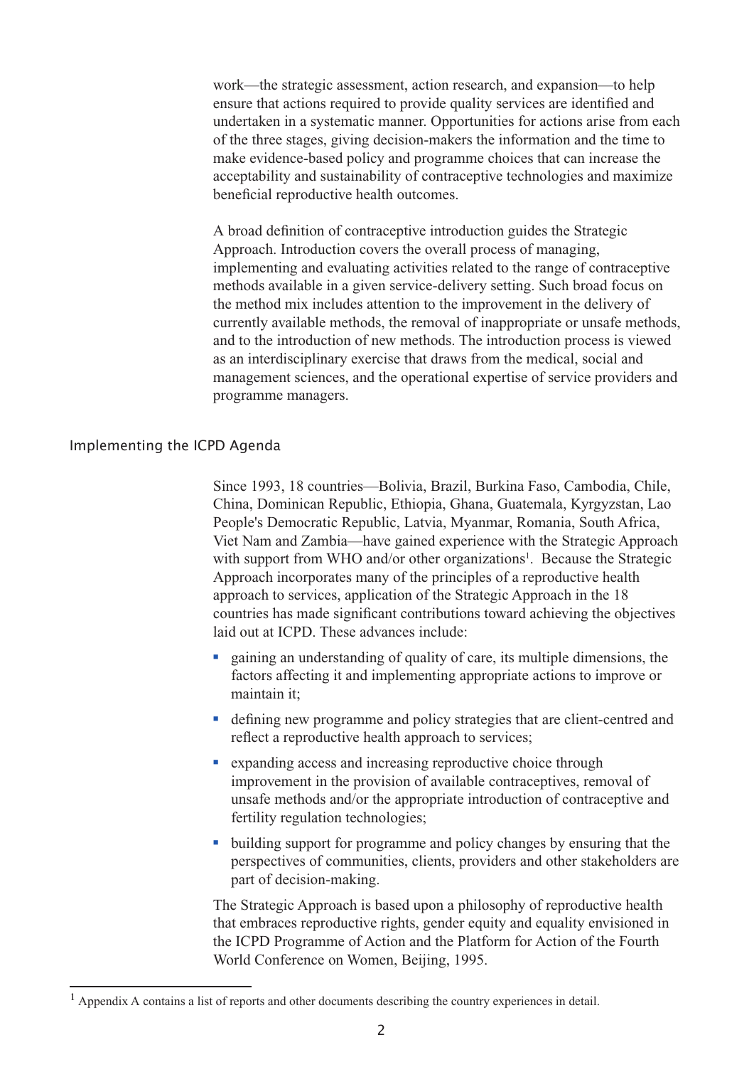work—the strategic assessment, action research, and expansion—to help ensure that actions required to provide quality services are identified and undertaken in a systematic manner. Opportunities for actions arise from each of the three stages, giving decision-makers the information and the time to make evidence-based policy and programme choices that can increase the acceptability and sustainability of contraceptive technologies and maximize beneficial reproductive health outcomes.

A broad definition of contraceptive introduction guides the Strategic Approach. Introduction covers the overall process of managing, implementing and evaluating activities related to the range of contraceptive methods available in a given service-delivery setting. Such broad focus on the method mix includes attention to the improvement in the delivery of currently available methods, the removal of inappropriate or unsafe methods, and to the introduction of new methods. The introduction process is viewed as an interdisciplinary exercise that draws from the medical, social and management sciences, and the operational expertise of service providers and programme managers.

## Implementing the ICPD Agenda

Since 1993, 18 countries—Bolivia, Brazil, Burkina Faso, Cambodia, Chile, China, Dominican Republic, Ethiopia, Ghana, Guatemala, Kyrgyzstan, Lao People's Democratic Republic, Latvia, Myanmar, Romania, South Africa, Viet Nam and Zambia—have gained experience with the Strategic Approach with support from WHO and/or other organizations[1]. Because the Strategic Approach incorporates many of the principles of a reproductive health approach to services, application of the Strategic Approach in the 18 countries has made significant contributions toward achieving the objectives laid out at ICPD. These advances include:

- gaining an understanding of quality of care, its multiple dimensions, the factors affecting it and implementing appropriate actions to improve or maintain it;
- defining new programme and policy strategies that are client-centred and reflect a reproductive health approach to services;
- expanding access and increasing reproductive choice through improvement in the provision of available contraceptives, removal of unsafe methods and/or the appropriate introduction of contraceptive and fertility regulation technologies;
- building support for programme and policy changes by ensuring that the perspectives of communities, clients, providers and other stakeholders are part of decision-making.

The Strategic Approach is based upon a philosophy of reproductive health that embraces reproductive rights, gender equity and equality envisioned in the ICPD Programme of Action and the Platform for Action of the Fourth World Conference on Women, Beijing, 1995.

---

[1] Appendix A contains a list of reports and other documents describing the country experiences in detail.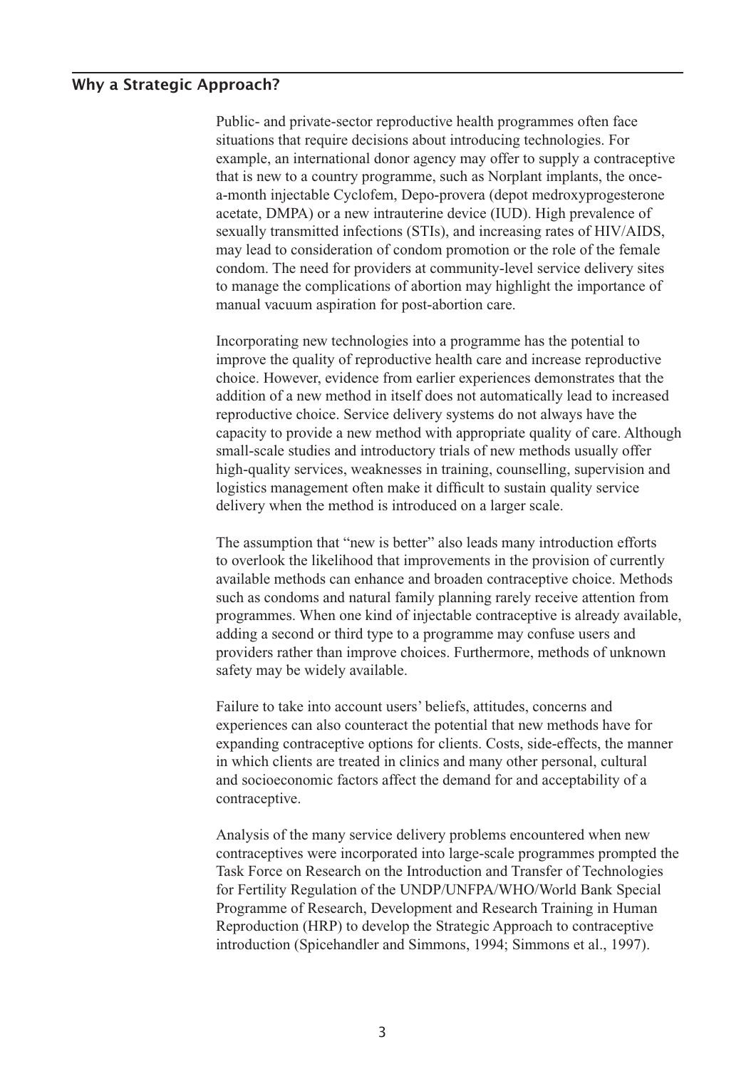## Why a Strategic Approach?

Public- and private-sector reproductive health programmes often face situations that require decisions about introducing technologies. For example, an international donor agency may offer to supply a contraceptive that is new to a country programme, such as Norplant implants, the once-a-month injectable Cyclofem, Depo-provera (depot medroxyprogesterone acetate, DMPA) or a new intrauterine device (IUD). High prevalence of sexually transmitted infections (STIs), and increasing rates of HIV/AIDS, may lead to consideration of condom promotion or the role of the female condom. The need for providers at community-level service delivery sites to manage the complications of abortion may highlight the importance of manual vacuum aspiration for post-abortion care.

Incorporating new technologies into a programme has the potential to improve the quality of reproductive health care and increase reproductive choice. However, evidence from earlier experiences demonstrates that the addition of a new method in itself does not automatically lead to increased reproductive choice. Service delivery systems do not always have the capacity to provide a new method with appropriate quality of care. Although small-scale studies and introductory trials of new methods usually offer high-quality services, weaknesses in training, counselling, supervision and logistics management often make it difficult to sustain quality service delivery when the method is introduced on a larger scale.

The assumption that "new is better" also leads many introduction efforts to overlook the likelihood that improvements in the provision of currently available methods can enhance and broaden contraceptive choice. Methods such as condoms and natural family planning rarely receive attention from programmes. When one kind of injectable contraceptive is already available, adding a second or third type to a programme may confuse users and providers rather than improve choices. Furthermore, methods of unknown safety may be widely available.

Failure to take into account users' beliefs, attitudes, concerns and experiences can also counteract the potential that new methods have for expanding contraceptive options for clients. Costs, side-effects, the manner in which clients are treated in clinics and many other personal, cultural and socioeconomic factors affect the demand for and acceptability of a contraceptive.

Analysis of the many service delivery problems encountered when new contraceptives were incorporated into large-scale programmes prompted the Task Force on Research on the Introduction and Transfer of Technologies for Fertility Regulation of the UNDP/UNFPA/WHO/World Bank Special Programme of Research, Development and Research Training in Human Reproduction (HRP) to develop the Strategic Approach to contraceptive introduction (Spicehandler and Simmons, 1994; Simmons et al., 1997).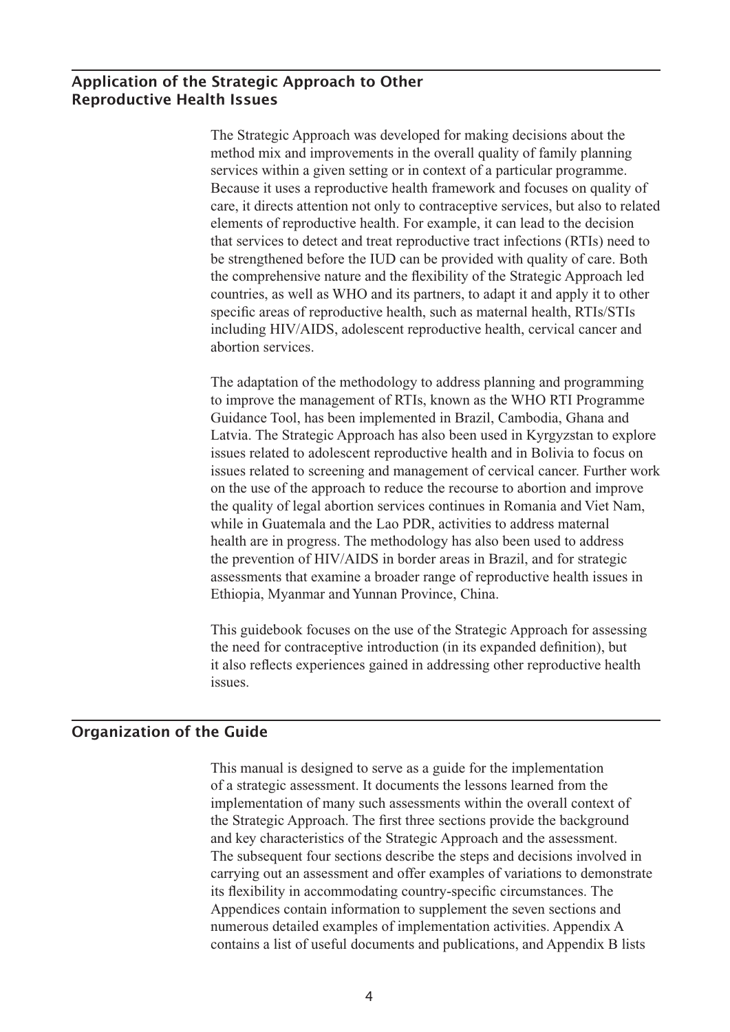## Application of the Strategic Approach to Other Reproductive Health Issues

The Strategic Approach was developed for making decisions about the method mix and improvements in the overall quality of family planning services within a given setting or in context of a particular programme. Because it uses a reproductive health framework and focuses on quality of care, it directs attention not only to contraceptive services, but also to related elements of reproductive health. For example, it can lead to the decision that services to detect and treat reproductive tract infections (RTIs) need to be strengthened before the IUD can be provided with quality of care. Both the comprehensive nature and the flexibility of the Strategic Approach led countries, as well as WHO and its partners, to adapt it and apply it to other specific areas of reproductive health, such as maternal health, RTIs/STIs including HIV/AIDS, adolescent reproductive health, cervical cancer and abortion services.

The adaptation of the methodology to address planning and programming to improve the management of RTIs, known as the WHO RTI Programme Guidance Tool, has been implemented in Brazil, Cambodia, Ghana and Latvia. The Strategic Approach has also been used in Kyrgyzstan to explore issues related to adolescent reproductive health and in Bolivia to focus on issues related to screening and management of cervical cancer. Further work on the use of the approach to reduce the recourse to abortion and improve the quality of legal abortion services continues in Romania and Viet Nam, while in Guatemala and the Lao PDR, activities to address maternal health are in progress. The methodology has also been used to address the prevention of HIV/AIDS in border areas in Brazil, and for strategic assessments that examine a broader range of reproductive health issues in Ethiopia, Myanmar and Yunnan Province, China.

This guidebook focuses on the use of the Strategic Approach for assessing the need for contraceptive introduction (in its expanded definition), but it also reflects experiences gained in addressing other reproductive health issues.

## Organization of the Guide

This manual is designed to serve as a guide for the implementation of a strategic assessment. It documents the lessons learned from the implementation of many such assessments within the overall context of the Strategic Approach. The first three sections provide the background and key characteristics of the Strategic Approach and the assessment. The subsequent four sections describe the steps and decisions involved in carrying out an assessment and offer examples of variations to demonstrate its flexibility in accommodating country-specific circumstances. The Appendices contain information to supplement the seven sections and numerous detailed examples of implementation activities. Appendix A contains a list of useful documents and publications, and Appendix B lists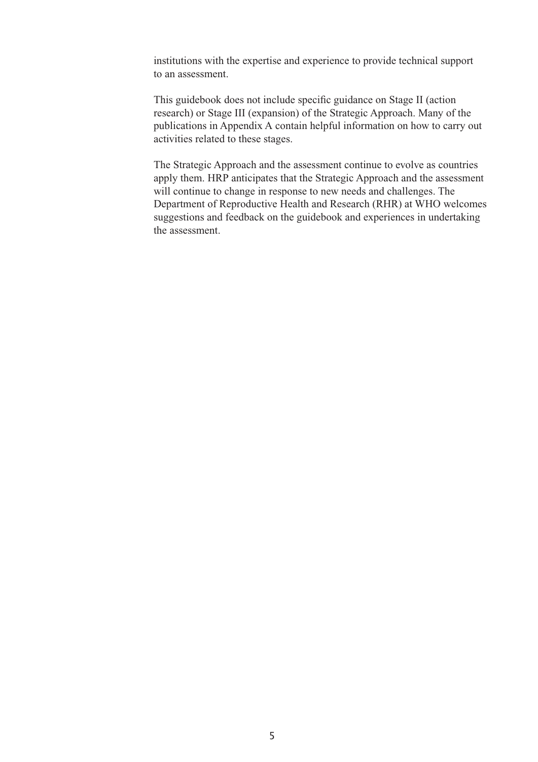institutions with the expertise and experience to provide technical support to an assessment.

This guidebook does not include specific guidance on Stage II (action research) or Stage III (expansion) of the Strategic Approach. Many of the publications in Appendix A contain helpful information on how to carry out activities related to these stages.

The Strategic Approach and the assessment continue to evolve as countries apply them. HRP anticipates that the Strategic Approach and the assessment will continue to change in response to new needs and challenges. The Department of Reproductive Health and Research (RHR) at WHO welcomes suggestions and feedback on the guidebook and experiences in undertaking the assessment.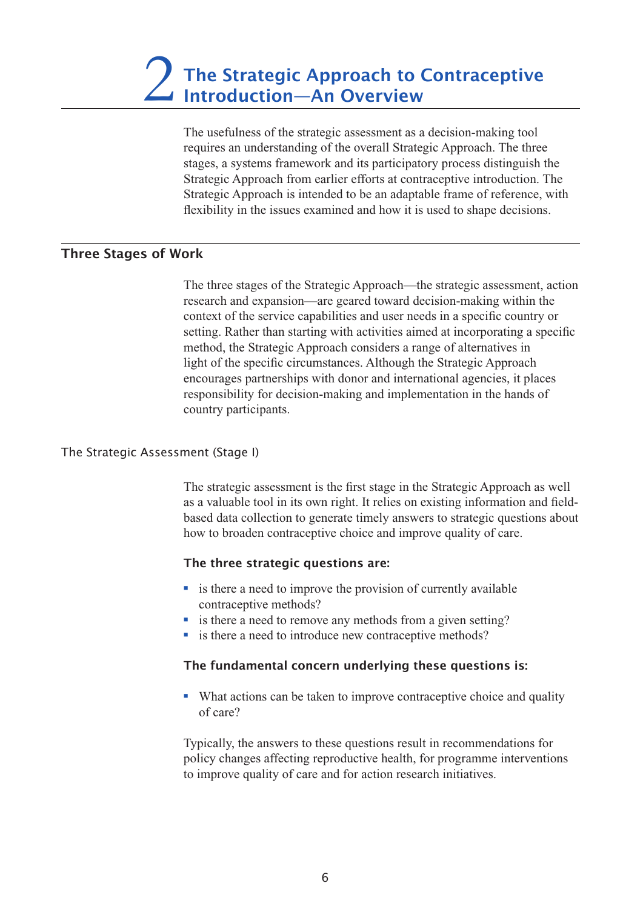# 2 The Strategic Approach to Contraceptive Introduction—An Overview

The usefulness of the strategic assessment as a decision-making tool requires an understanding of the overall Strategic Approach. The three stages, a systems framework and its participatory process distinguish the Strategic Approach from earlier efforts at contraceptive introduction. The Strategic Approach is intended to be an adaptable frame of reference, with flexibility in the issues examined and how it is used to shape decisions.

## Three Stages of Work

The three stages of the Strategic Approach—the strategic assessment, action research and expansion—are geared toward decision-making within the context of the service capabilities and user needs in a specific country or setting. Rather than starting with activities aimed at incorporating a specific method, the Strategic Approach considers a range of alternatives in light of the specific circumstances. Although the Strategic Approach encourages partnerships with donor and international agencies, it places responsibility for decision-making and implementation in the hands of country participants.

### The Strategic Assessment (Stage I)

The strategic assessment is the first stage in the Strategic Approach as well as a valuable tool in its own right. It relies on existing information and field-based data collection to generate timely answers to strategic questions about how to broaden contraceptive choice and improve quality of care.

**The three strategic questions are:**

- is there a need to improve the provision of currently available contraceptive methods?
- is there a need to remove any methods from a given setting?
- is there a need to introduce new contraceptive methods?

**The fundamental concern underlying these questions is:**

- What actions can be taken to improve contraceptive choice and quality of care?

Typically, the answers to these questions result in recommendations for policy changes affecting reproductive health, for programme interventions to improve quality of care and for action research initiatives.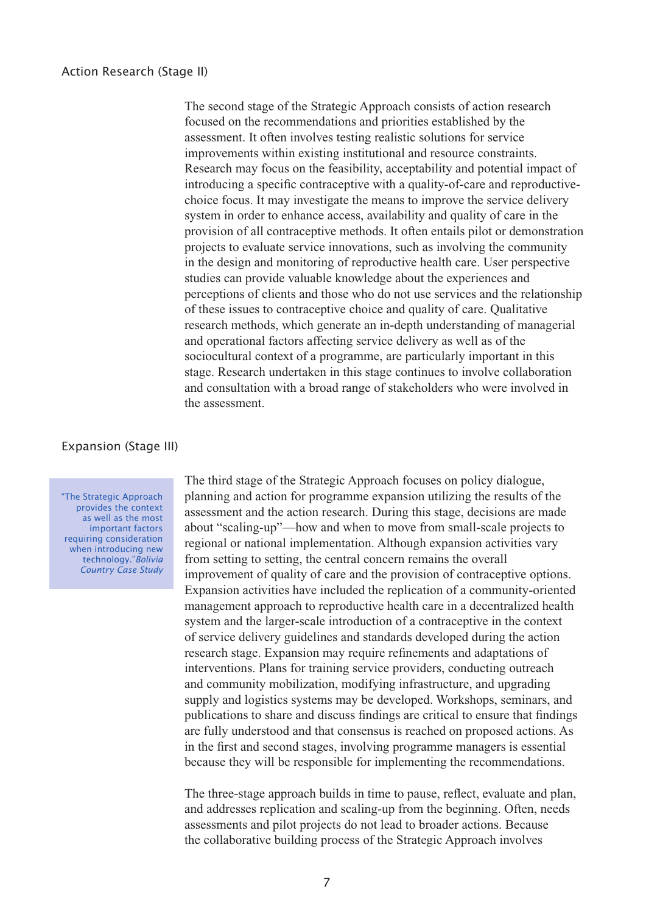## Action Research (Stage II)

The second stage of the Strategic Approach consists of action research focused on the recommendations and priorities established by the assessment. It often involves testing realistic solutions for service improvements within existing institutional and resource constraints. Research may focus on the feasibility, acceptability and potential impact of introducing a specific contraceptive with a quality-of-care and reproductive-choice focus. It may investigate the means to improve the service delivery system in order to enhance access, availability and quality of care in the provision of all contraceptive methods. It often entails pilot or demonstration projects to evaluate service innovations, such as involving the community in the design and monitoring of reproductive health care. User perspective studies can provide valuable knowledge about the experiences and perceptions of clients and those who do not use services and the relationship of these issues to contraceptive choice and quality of care. Qualitative research methods, which generate an in-depth understanding of managerial and operational factors affecting service delivery as well as of the sociocultural context of a programme, are particularly important in this stage. Research undertaken in this stage continues to involve collaboration and consultation with a broad range of stakeholders who were involved in the assessment.

## Expansion (Stage III)

> "The Strategic Approach provides the context as well as the most important factors requiring consideration when introducing new technology." *Bolivia Country Case Study*

The third stage of the Strategic Approach focuses on policy dialogue, planning and action for programme expansion utilizing the results of the assessment and the action research. During this stage, decisions are made about "scaling-up"—how and when to move from small-scale projects to regional or national implementation. Although expansion activities vary from setting to setting, the central concern remains the overall improvement of quality of care and the provision of contraceptive options. Expansion activities have included the replication of a community-oriented management approach to reproductive health care in a decentralized health system and the larger-scale introduction of a contraceptive in the context of service delivery guidelines and standards developed during the action research stage. Expansion may require refinements and adaptations of interventions. Plans for training service providers, conducting outreach and community mobilization, modifying infrastructure, and upgrading supply and logistics systems may be developed. Workshops, seminars, and publications to share and discuss findings are critical to ensure that findings are fully understood and that consensus is reached on proposed actions. As in the first and second stages, involving programme managers is essential because they will be responsible for implementing the recommendations.

The three-stage approach builds in time to pause, reflect, evaluate and plan, and addresses replication and scaling-up from the beginning. Often, needs assessments and pilot projects do not lead to broader actions. Because the collaborative building process of the Strategic Approach involves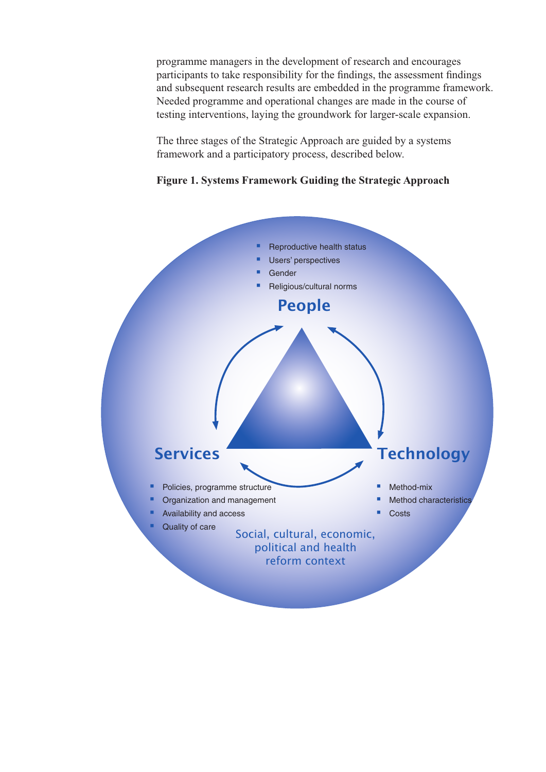programme managers in the development of research and encourages participants to take responsibility for the findings, the assessment findings and subsequent research results are embedded in the programme framework. Needed programme and operational changes are made in the course of testing interventions, laying the groundwork for larger-scale expansion.

The three stages of the Strategic Approach are guided by a systems framework and a participatory process, described below.

**Figure 1. Systems Framework Guiding the Strategic Approach**

**People**

- Reproductive health status
- Users' perspectives
- Gender
- Religious/cultural norms

**Services**

- Policies, programme structure
- Organization and management
- Availability and access
- Quality of care

**Technology**

- Method-mix
- Method characteristics
- Costs

Social, cultural, economic, political and health reform context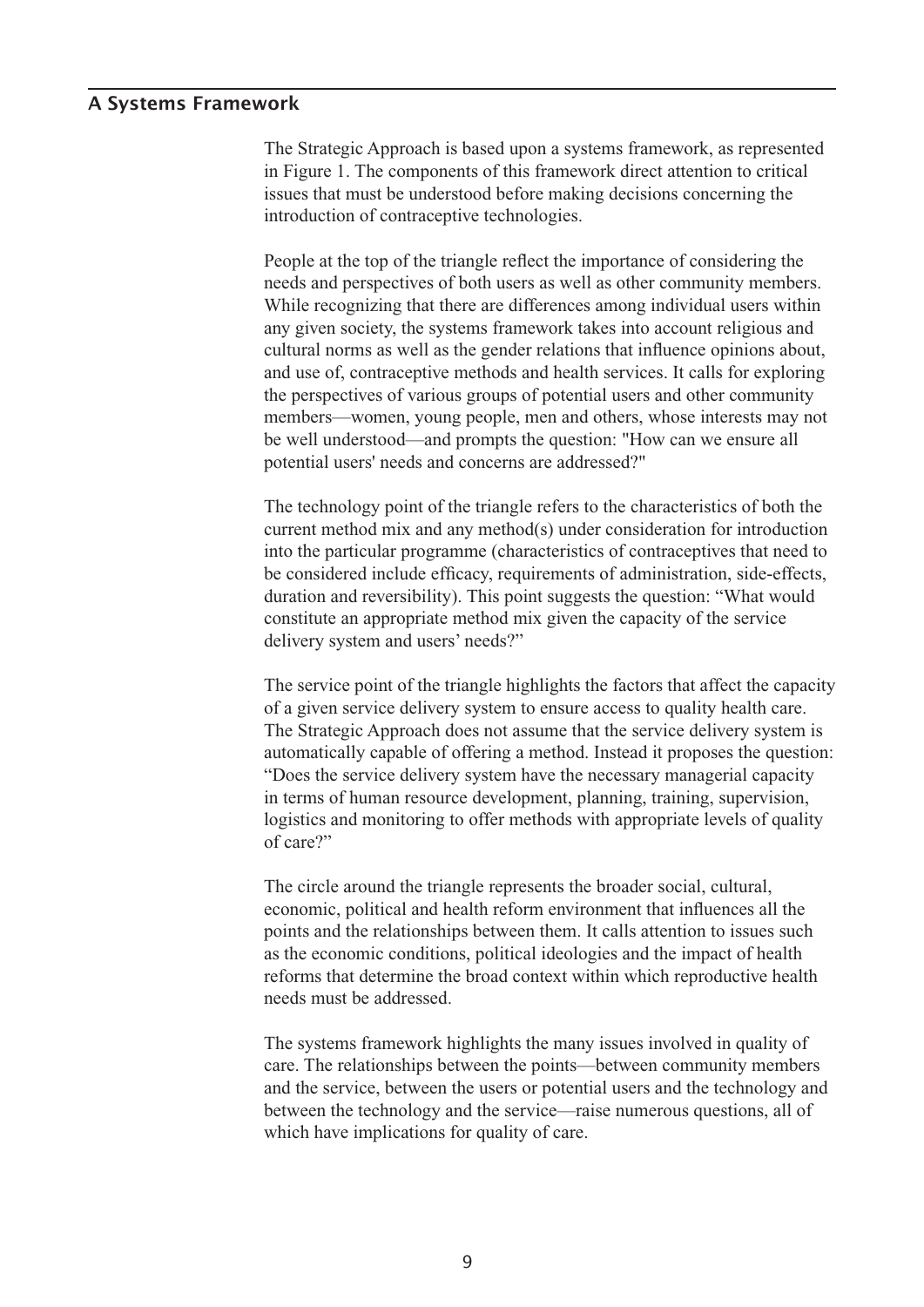## A Systems Framework

The Strategic Approach is based upon a systems framework, as represented in Figure 1. The components of this framework direct attention to critical issues that must be understood before making decisions concerning the introduction of contraceptive technologies.

People at the top of the triangle reflect the importance of considering the needs and perspectives of both users as well as other community members. While recognizing that there are differences among individual users within any given society, the systems framework takes into account religious and cultural norms as well as the gender relations that influence opinions about, and use of, contraceptive methods and health services. It calls for exploring the perspectives of various groups of potential users and other community members—women, young people, men and others, whose interests may not be well understood—and prompts the question: "How can we ensure all potential users' needs and concerns are addressed?"

The technology point of the triangle refers to the characteristics of both the current method mix and any method(s) under consideration for introduction into the particular programme (characteristics of contraceptives that need to be considered include efficacy, requirements of administration, side-effects, duration and reversibility). This point suggests the question: "What would constitute an appropriate method mix given the capacity of the service delivery system and users' needs?"

The service point of the triangle highlights the factors that affect the capacity of a given service delivery system to ensure access to quality health care. The Strategic Approach does not assume that the service delivery system is automatically capable of offering a method. Instead it proposes the question: "Does the service delivery system have the necessary managerial capacity in terms of human resource development, planning, training, supervision, logistics and monitoring to offer methods with appropriate levels of quality of care?"

The circle around the triangle represents the broader social, cultural, economic, political and health reform environment that influences all the points and the relationships between them. It calls attention to issues such as the economic conditions, political ideologies and the impact of health reforms that determine the broad context within which reproductive health needs must be addressed.

The systems framework highlights the many issues involved in quality of care. The relationships between the points—between community members and the service, between the users or potential users and the technology and between the technology and the service—raise numerous questions, all of which have implications for quality of care.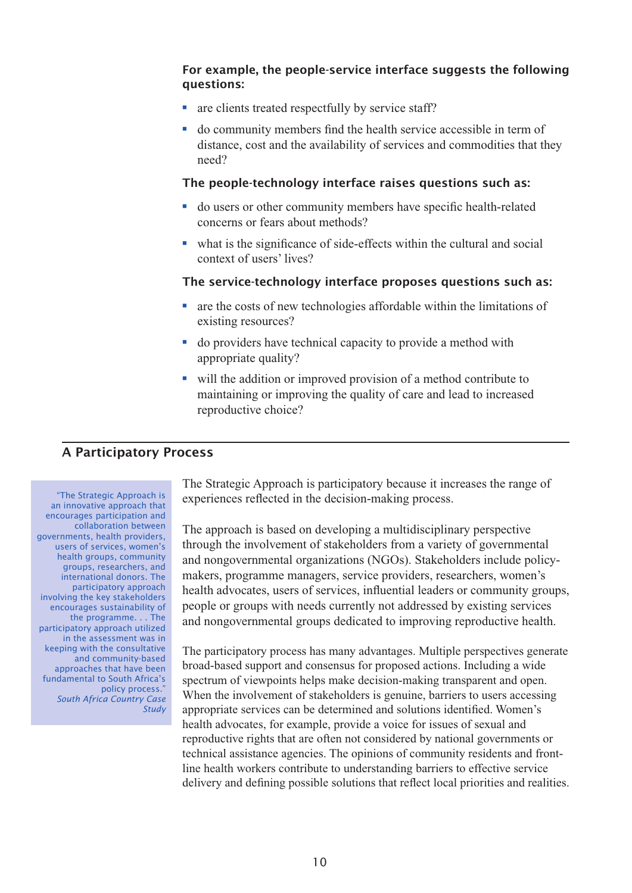**For example, the people-service interface suggests the following questions:**

- are clients treated respectfully by service staff?
- do community members find the health service accessible in term of distance, cost and the availability of services and commodities that they need?

**The people-technology interface raises questions such as:**

- do users or other community members have specific health-related concerns or fears about methods?
- what is the significance of side-effects within the cultural and social context of users' lives?

**The service-technology interface proposes questions such as:**

- are the costs of new technologies affordable within the limitations of existing resources?
- do providers have technical capacity to provide a method with appropriate quality?
- will the addition or improved provision of a method contribute to maintaining or improving the quality of care and lead to increased reproductive choice?

## A Participatory Process

> "The Strategic Approach is an innovative approach that encourages participation and collaboration between governments, health providers, users of services, women's health groups, community groups, researchers, and international donors. The participatory approach involving the key stakeholders encourages sustainability of the programme. . . The participatory approach utilized in the assessment was in keeping with the consultative and community-based approaches that have been fundamental to South Africa's policy process."
> *South Africa Country Case Study*

The Strategic Approach is participatory because it increases the range of experiences reflected in the decision-making process.

The approach is based on developing a multidisciplinary perspective through the involvement of stakeholders from a variety of governmental and nongovernmental organizations (NGOs). Stakeholders include policy-makers, programme managers, service providers, researchers, women's health advocates, users of services, influential leaders or community groups, people or groups with needs currently not addressed by existing services and nongovernmental groups dedicated to improving reproductive health.

The participatory process has many advantages. Multiple perspectives generate broad-based support and consensus for proposed actions. Including a wide spectrum of viewpoints helps make decision-making transparent and open. When the involvement of stakeholders is genuine, barriers to users accessing appropriate services can be determined and solutions identified. Women's health advocates, for example, provide a voice for issues of sexual and reproductive rights that are often not considered by national governments or technical assistance agencies. The opinions of community residents and front-line health workers contribute to understanding barriers to effective service delivery and defining possible solutions that reflect local priorities and realities.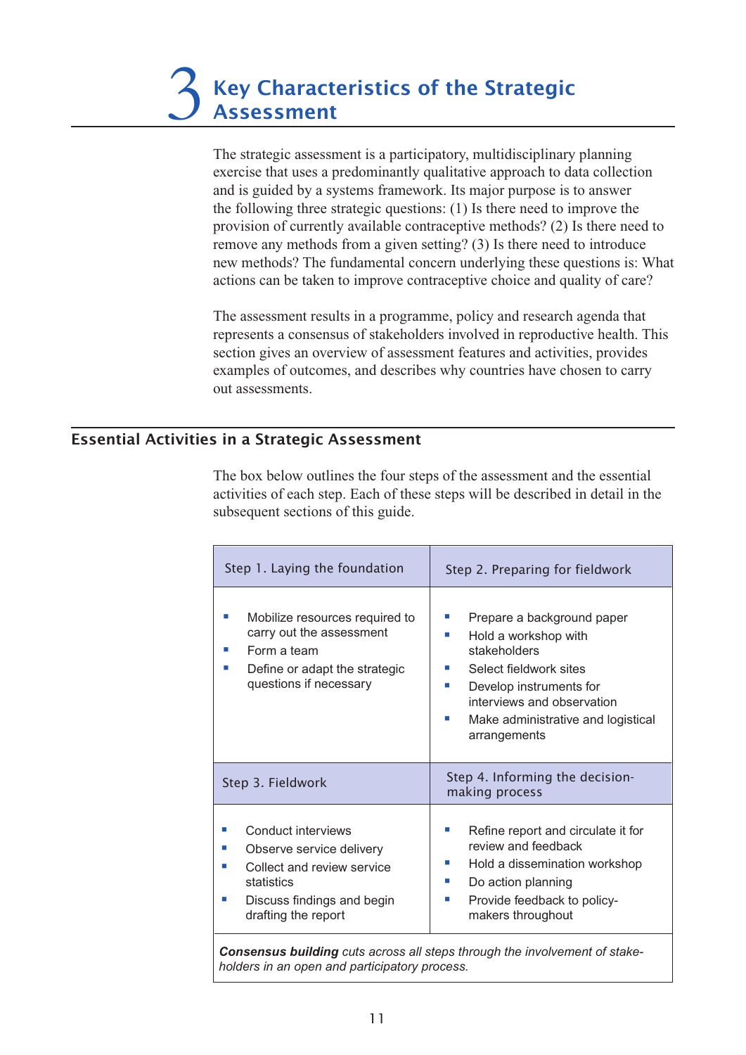# 3 Key Characteristics of the Strategic Assessment

The strategic assessment is a participatory, multidisciplinary planning exercise that uses a predominantly qualitative approach to data collection and is guided by a systems framework. Its major purpose is to answer the following three strategic questions: (1) Is there need to improve the provision of currently available contraceptive methods? (2) Is there need to remove any methods from a given setting? (3) Is there need to introduce new methods? The fundamental concern underlying these questions is: What actions can be taken to improve contraceptive choice and quality of care?

The assessment results in a programme, policy and research agenda that represents a consensus of stakeholders involved in reproductive health. This section gives an overview of assessment features and activities, provides examples of outcomes, and describes why countries have chosen to carry out assessments.

## Essential Activities in a Strategic Assessment

The box below outlines the four steps of the assessment and the essential activities of each step. Each of these steps will be described in detail in the subsequent sections of this guide.

| Step 1. Laying the foundation | Step 2. Preparing for fieldwork |
|---|---|
| • Mobilize resources required to carry out the assessment<br>• Form a team<br>• Define or adapt the strategic questions if necessary | • Prepare a background paper<br>• Hold a workshop with stakeholders<br>• Select fieldwork sites<br>• Develop instruments for interviews and observation<br>• Make administrative and logistical arrangements |
| **Step 3. Fieldwork** | **Step 4. Informing the decision-making process** |
| • Conduct interviews<br>• Observe service delivery<br>• Collect and review service statistics<br>• Discuss findings and begin drafting the report | • Refine report and circulate it for review and feedback<br>• Hold a dissemination workshop<br>• Do action planning<br>• Provide feedback to policy-makers throughout |

***Consensus building*** *cuts across all steps through the involvement of stake-holders in an open and participatory process.*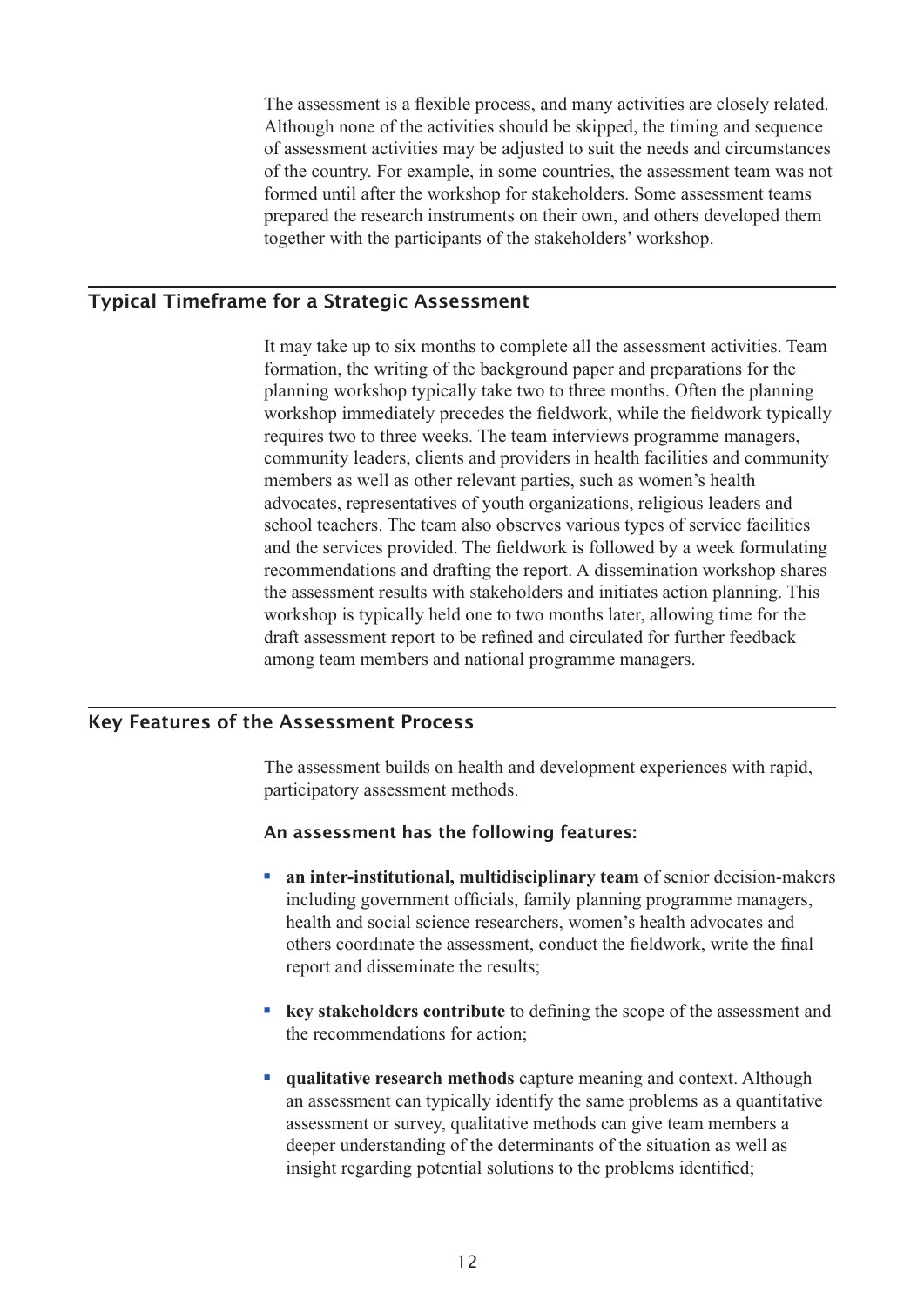The assessment is a flexible process, and many activities are closely related. Although none of the activities should be skipped, the timing and sequence of assessment activities may be adjusted to suit the needs and circumstances of the country. For example, in some countries, the assessment team was not formed until after the workshop for stakeholders. Some assessment teams prepared the research instruments on their own, and others developed them together with the participants of the stakeholders' workshop.

## Typical Timeframe for a Strategic Assessment

It may take up to six months to complete all the assessment activities. Team formation, the writing of the background paper and preparations for the planning workshop typically take two to three months. Often the planning workshop immediately precedes the fieldwork, while the fieldwork typically requires two to three weeks. The team interviews programme managers, community leaders, clients and providers in health facilities and community members as well as other relevant parties, such as women's health advocates, representatives of youth organizations, religious leaders and school teachers. The team also observes various types of service facilities and the services provided. The fieldwork is followed by a week formulating recommendations and drafting the report. A dissemination workshop shares the assessment results with stakeholders and initiates action planning. This workshop is typically held one to two months later, allowing time for the draft assessment report to be refined and circulated for further feedback among team members and national programme managers.

## Key Features of the Assessment Process

The assessment builds on health and development experiences with rapid, participatory assessment methods.

### An assessment has the following features:

- **an inter-institutional, multidisciplinary team** of senior decision-makers including government officials, family planning programme managers, health and social science researchers, women's health advocates and others coordinate the assessment, conduct the fieldwork, write the final report and disseminate the results;
- **key stakeholders contribute** to defining the scope of the assessment and the recommendations for action;
- **qualitative research methods** capture meaning and context. Although an assessment can typically identify the same problems as a quantitative assessment or survey, qualitative methods can give team members a deeper understanding of the determinants of the situation as well as insight regarding potential solutions to the problems identified;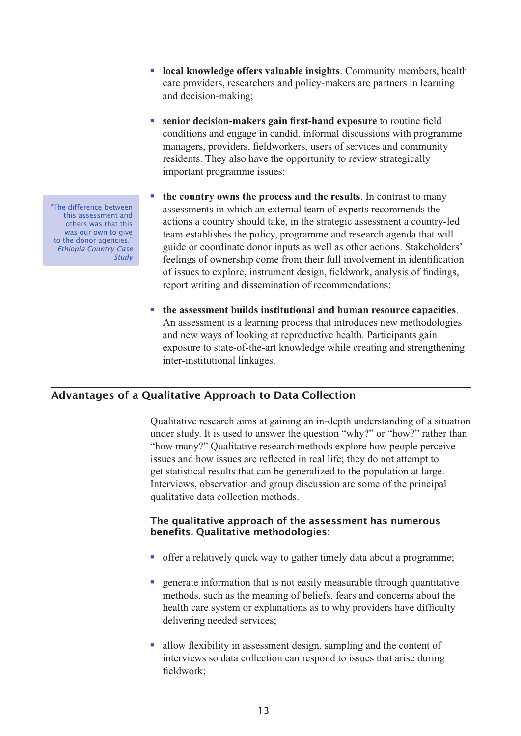- **local knowledge offers valuable insights**. Community members, health care providers, researchers and policy-makers are partners in learning and decision-making;

- **senior decision-makers gain first-hand exposure** to routine field conditions and engage in candid, informal discussions with programme managers, providers, fieldworkers, users of services and community residents. They also have the opportunity to review strategically important programme issues;

> "The difference between this assessment and others was that this was our own to give to the donor agencies." *Ethiopia Country Case Study*

- **the country owns the process and the results**. In contrast to many assessments in which an external team of experts recommends the actions a country should take, in the strategic assessment a country-led team establishes the policy, programme and research agenda that will guide or coordinate donor inputs as well as other actions. Stakeholders' feelings of ownership come from their full involvement in identification of issues to explore, instrument design, fieldwork, analysis of findings, report writing and dissemination of recommendations;

- **the assessment builds institutional and human resource capacities**. An assessment is a learning process that introduces new methodologies and new ways of looking at reproductive health. Participants gain exposure to state-of-the-art knowledge while creating and strengthening inter-institutional linkages.

## Advantages of a Qualitative Approach to Data Collection

Qualitative research aims at gaining an in-depth understanding of a situation under study. It is used to answer the question "why?" or "how?" rather than "how many?" Qualitative research methods explore how people perceive issues and how issues are reflected in real life; they do not attempt to get statistical results that can be generalized to the population at large. Interviews, observation and group discussion are some of the principal qualitative data collection methods.

### The qualitative approach of the assessment has numerous benefits. Qualitative methodologies:

- offer a relatively quick way to gather timely data about a programme;

- generate information that is not easily measurable through quantitative methods, such as the meaning of beliefs, fears and concerns about the health care system or explanations as to why providers have difficulty delivering needed services;

- allow flexibility in assessment design, sampling and the content of interviews so data collection can respond to issues that arise during fieldwork;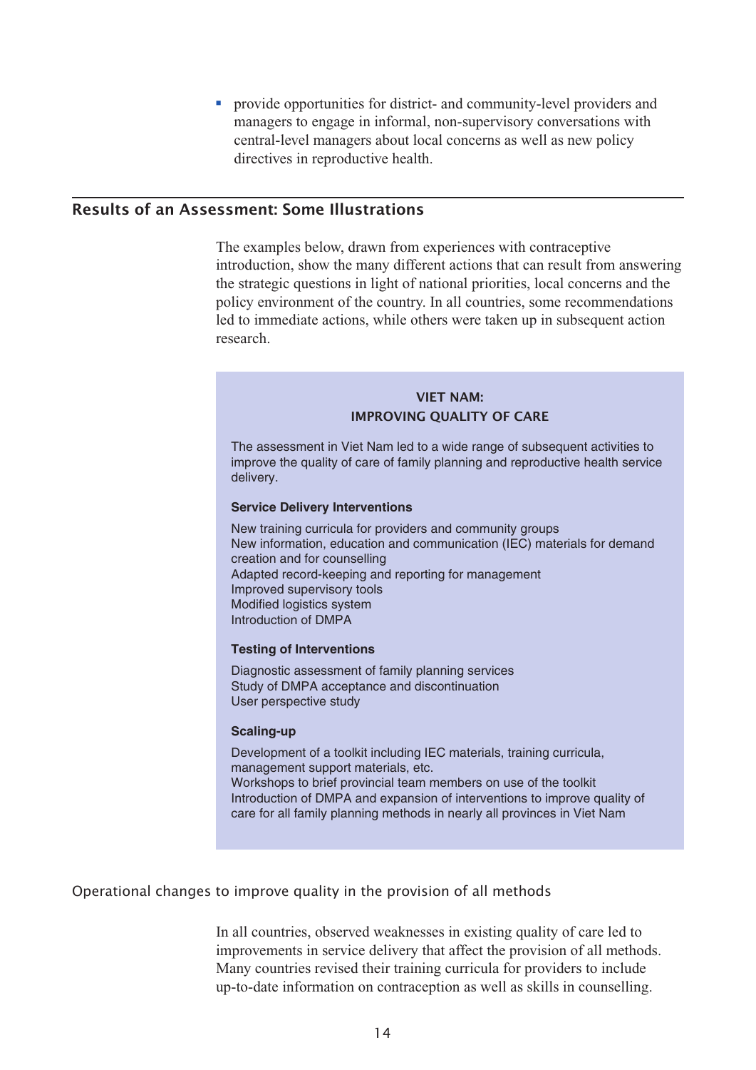- provide opportunities for district- and community-level providers and managers to engage in informal, non-supervisory conversations with central-level managers about local concerns as well as new policy directives in reproductive health.

## Results of an Assessment: Some Illustrations

The examples below, drawn from experiences with contraceptive introduction, show the many different actions that can result from answering the strategic questions in light of national priorities, local concerns and the policy environment of the country. In all countries, some recommendations led to immediate actions, while others were taken up in subsequent action research.

### VIET NAM: IMPROVING QUALITY OF CARE

The assessment in Viet Nam led to a wide range of subsequent activities to improve the quality of care of family planning and reproductive health service delivery.

**Service Delivery Interventions**

New training curricula for providers and community groups
New information, education and communication (IEC) materials for demand creation and for counselling
Adapted record-keeping and reporting for management
Improved supervisory tools
Modified logistics system
Introduction of DMPA

**Testing of Interventions**

Diagnostic assessment of family planning services
Study of DMPA acceptance and discontinuation
User perspective study

**Scaling-up**

Development of a toolkit including IEC materials, training curricula, management support materials, etc.
Workshops to brief provincial team members on use of the toolkit
Introduction of DMPA and expansion of interventions to improve quality of care for all family planning methods in nearly all provinces in Viet Nam

### Operational changes to improve quality in the provision of all methods

In all countries, observed weaknesses in existing quality of care led to improvements in service delivery that affect the provision of all methods. Many countries revised their training curricula for providers to include up-to-date information on contraception as well as skills in counselling.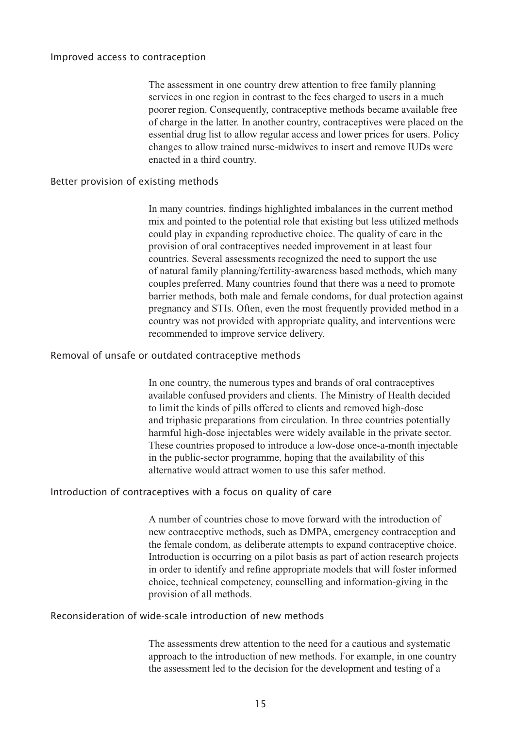### Improved access to contraception

The assessment in one country drew attention to free family planning services in one region in contrast to the fees charged to users in a much poorer region. Consequently, contraceptive methods became available free of charge in the latter. In another country, contraceptives were placed on the essential drug list to allow regular access and lower prices for users. Policy changes to allow trained nurse-midwives to insert and remove IUDs were enacted in a third country.

### Better provision of existing methods

In many countries, findings highlighted imbalances in the current method mix and pointed to the potential role that existing but less utilized methods could play in expanding reproductive choice. The quality of care in the provision of oral contraceptives needed improvement in at least four countries. Several assessments recognized the need to support the use of natural family planning/fertility-awareness based methods, which many couples preferred. Many countries found that there was a need to promote barrier methods, both male and female condoms, for dual protection against pregnancy and STIs. Often, even the most frequently provided method in a country was not provided with appropriate quality, and interventions were recommended to improve service delivery.

### Removal of unsafe or outdated contraceptive methods

In one country, the numerous types and brands of oral contraceptives available confused providers and clients. The Ministry of Health decided to limit the kinds of pills offered to clients and removed high-dose and triphasic preparations from circulation. In three countries potentially harmful high-dose injectables were widely available in the private sector. These countries proposed to introduce a low-dose once-a-month injectable in the public-sector programme, hoping that the availability of this alternative would attract women to use this safer method.

### Introduction of contraceptives with a focus on quality of care

A number of countries chose to move forward with the introduction of new contraceptive methods, such as DMPA, emergency contraception and the female condom, as deliberate attempts to expand contraceptive choice. Introduction is occurring on a pilot basis as part of action research projects in order to identify and refine appropriate models that will foster informed choice, technical competency, counselling and information-giving in the provision of all methods.

### Reconsideration of wide-scale introduction of new methods

The assessments drew attention to the need for a cautious and systematic approach to the introduction of new methods. For example, in one country the assessment led to the decision for the development and testing of a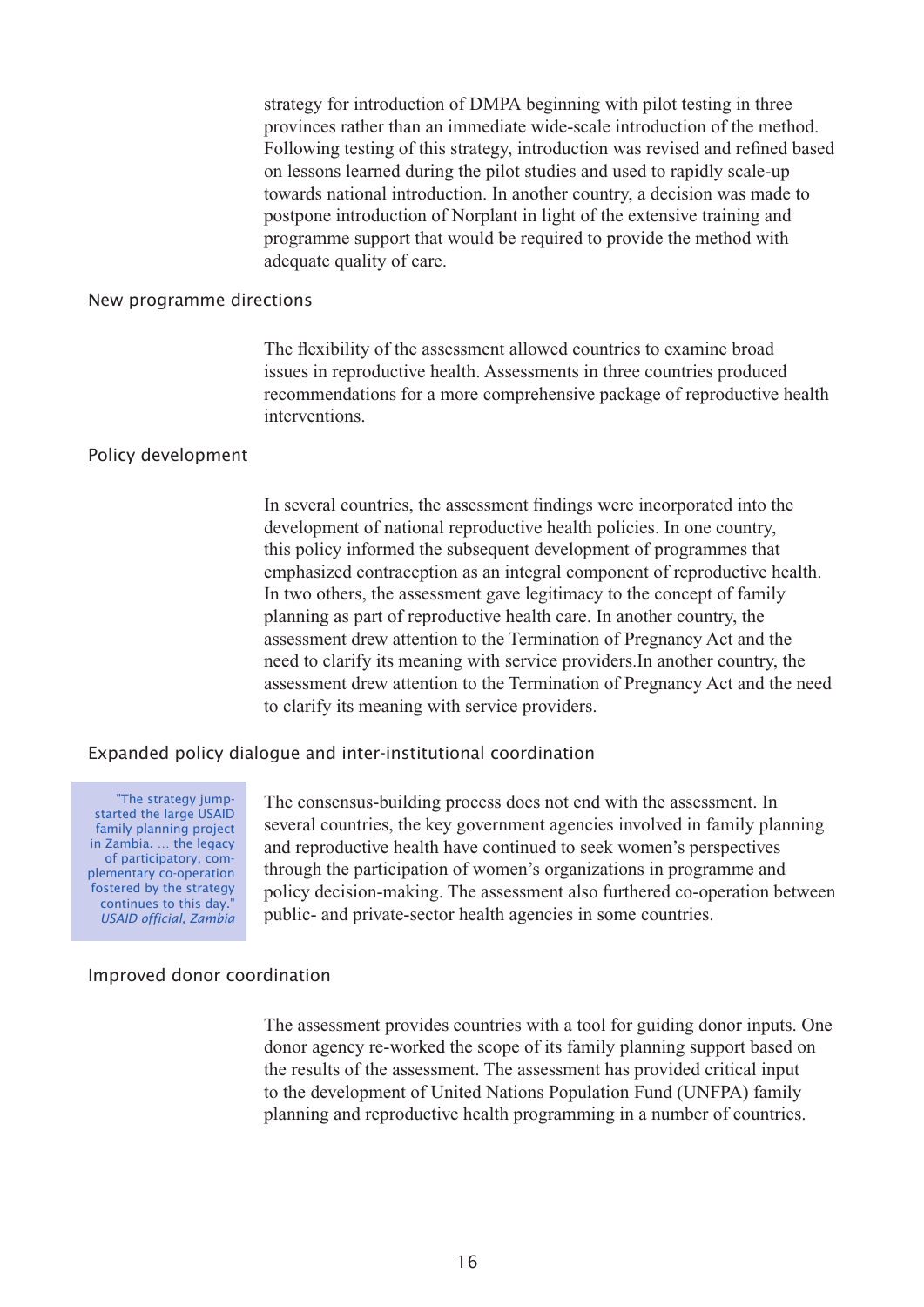strategy for introduction of DMPA beginning with pilot testing in three provinces rather than an immediate wide-scale introduction of the method. Following testing of this strategy, introduction was revised and refined based on lessons learned during the pilot studies and used to rapidly scale-up towards national introduction. In another country, a decision was made to postpone introduction of Norplant in light of the extensive training and programme support that would be required to provide the method with adequate quality of care.

### New programme directions

The flexibility of the assessment allowed countries to examine broad issues in reproductive health. Assessments in three countries produced recommendations for a more comprehensive package of reproductive health interventions.

### Policy development

In several countries, the assessment findings were incorporated into the development of national reproductive health policies. In one country, this policy informed the subsequent development of programmes that emphasized contraception as an integral component of reproductive health. In two others, the assessment gave legitimacy to the concept of family planning as part of reproductive health care. In another country, the assessment drew attention to the Termination of Pregnancy Act and the need to clarify its meaning with service providers.In another country, the assessment drew attention to the Termination of Pregnancy Act and the need to clarify its meaning with service providers.

### Expanded policy dialogue and inter-institutional coordination

> "The strategy jump-started the large USAID family planning project in Zambia. ... the legacy of participatory, complementary co-operation fostered by the strategy continues to this day."
> *USAID official, Zambia*

The consensus-building process does not end with the assessment. In several countries, the key government agencies involved in family planning and reproductive health have continued to seek women's perspectives through the participation of women's organizations in programme and policy decision-making. The assessment also furthered co-operation between public- and private-sector health agencies in some countries.

### Improved donor coordination

The assessment provides countries with a tool for guiding donor inputs. One donor agency re-worked the scope of its family planning support based on the results of the assessment. The assessment has provided critical input to the development of United Nations Population Fund (UNFPA) family planning and reproductive health programming in a number of countries.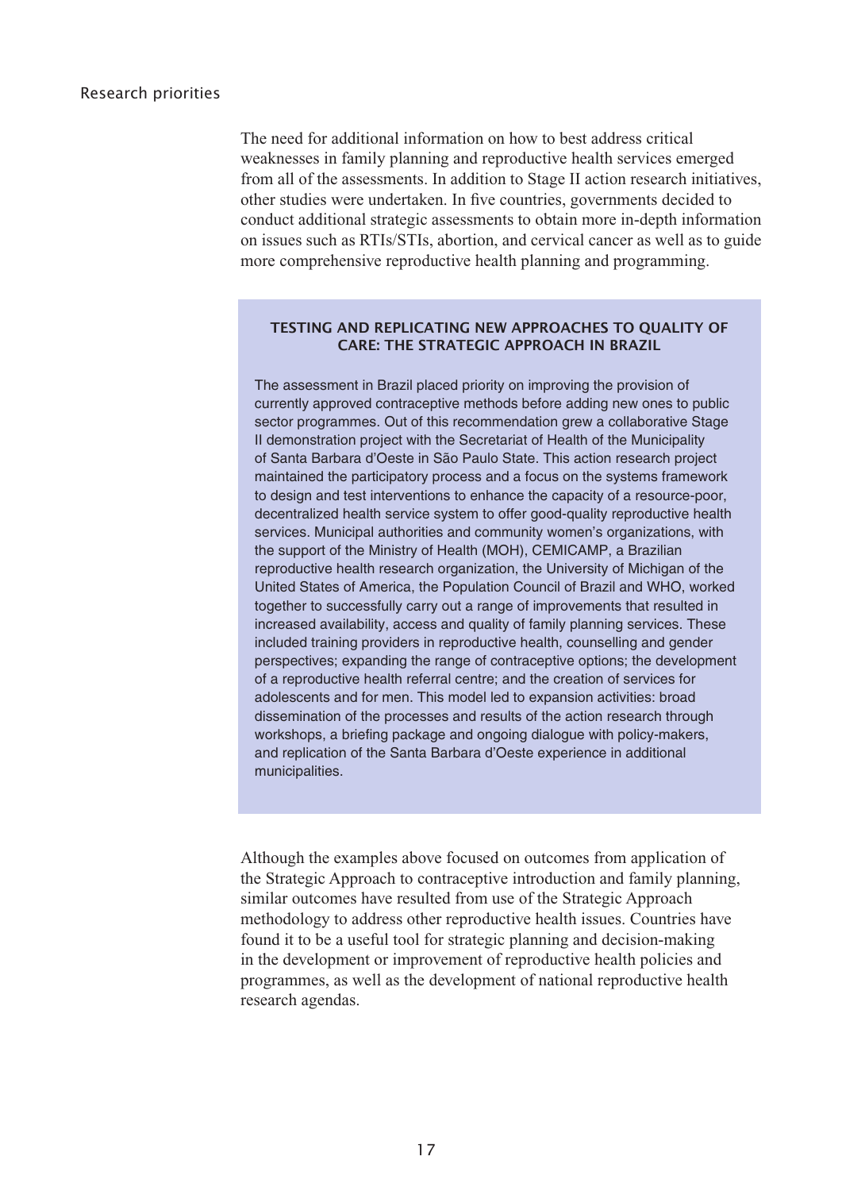## Research priorities

The need for additional information on how to best address critical weaknesses in family planning and reproductive health services emerged from all of the assessments. In addition to Stage II action research initiatives, other studies were undertaken. In five countries, governments decided to conduct additional strategic assessments to obtain more in-depth information on issues such as RTIs/STIs, abortion, and cervical cancer as well as to guide more comprehensive reproductive health planning and programming.

> **TESTING AND REPLICATING NEW APPROACHES TO QUALITY OF CARE: THE STRATEGIC APPROACH IN BRAZIL**
>
> The assessment in Brazil placed priority on improving the provision of currently approved contraceptive methods before adding new ones to public sector programmes. Out of this recommendation grew a collaborative Stage II demonstration project with the Secretariat of Health of the Municipality of Santa Barbara d'Oeste in São Paulo State. This action research project maintained the participatory process and a focus on the systems framework to design and test interventions to enhance the capacity of a resource-poor, decentralized health service system to offer good-quality reproductive health services. Municipal authorities and community women's organizations, with the support of the Ministry of Health (MOH), CEMICAMP, a Brazilian reproductive health research organization, the University of Michigan of the United States of America, the Population Council of Brazil and WHO, worked together to successfully carry out a range of improvements that resulted in increased availability, access and quality of family planning services. These included training providers in reproductive health, counselling and gender perspectives; expanding the range of contraceptive options; the development of a reproductive health referral centre; and the creation of services for adolescents and for men. This model led to expansion activities: broad dissemination of the processes and results of the action research through workshops, a briefing package and ongoing dialogue with policy-makers, and replication of the Santa Barbara d'Oeste experience in additional municipalities.

Although the examples above focused on outcomes from application of the Strategic Approach to contraceptive introduction and family planning, similar outcomes have resulted from use of the Strategic Approach methodology to address other reproductive health issues. Countries have found it to be a useful tool for strategic planning and decision-making in the development or improvement of reproductive health policies and programmes, as well as the development of national reproductive health research agendas.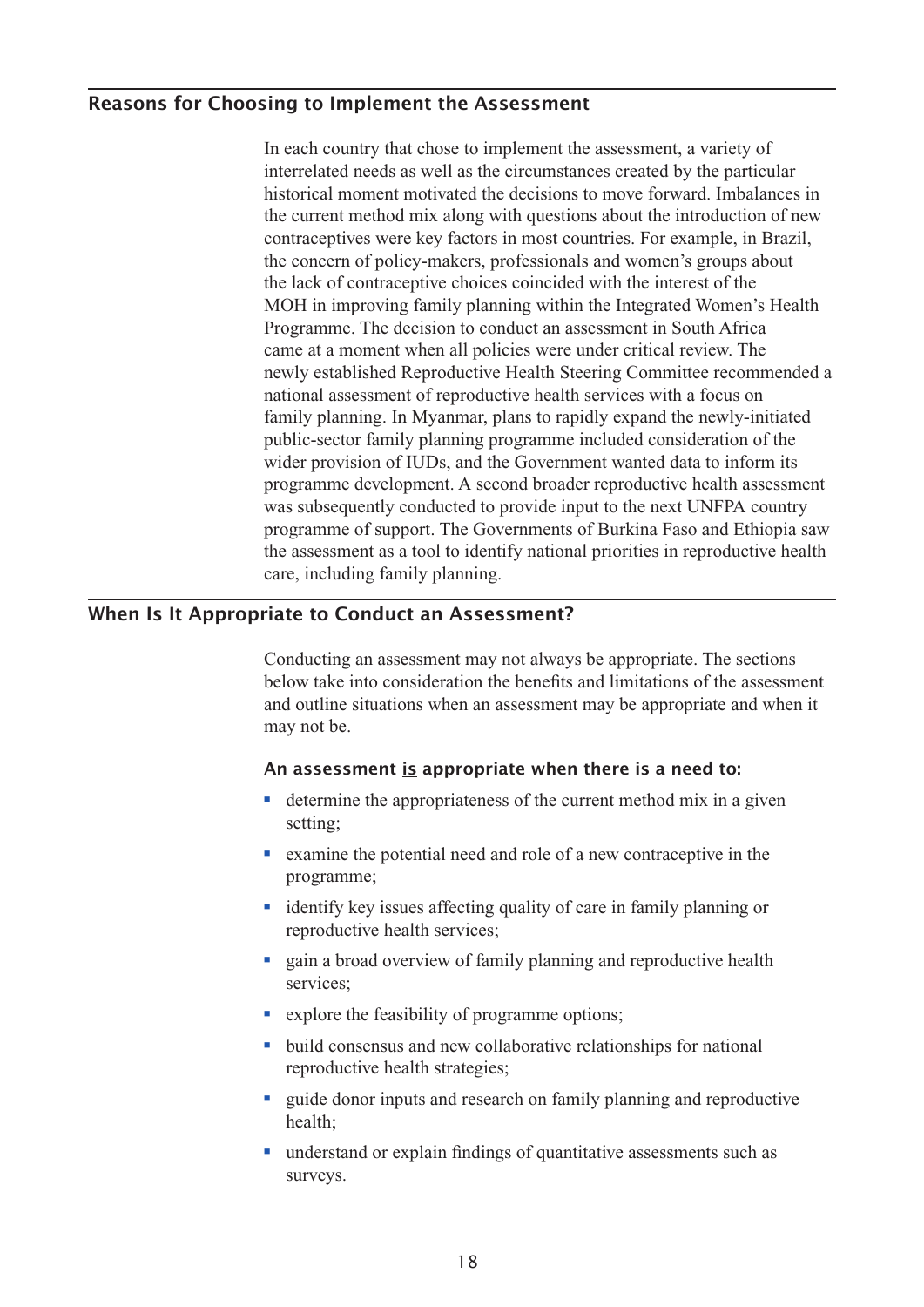## Reasons for Choosing to Implement the Assessment

In each country that chose to implement the assessment, a variety of interrelated needs as well as the circumstances created by the particular historical moment motivated the decisions to move forward. Imbalances in the current method mix along with questions about the introduction of new contraceptives were key factors in most countries. For example, in Brazil, the concern of policy-makers, professionals and women's groups about the lack of contraceptive choices coincided with the interest of the MOH in improving family planning within the Integrated Women's Health Programme. The decision to conduct an assessment in South Africa came at a moment when all policies were under critical review. The newly established Reproductive Health Steering Committee recommended a national assessment of reproductive health services with a focus on family planning. In Myanmar, plans to rapidly expand the newly-initiated public-sector family planning programme included consideration of the wider provision of IUDs, and the Government wanted data to inform its programme development. A second broader reproductive health assessment was subsequently conducted to provide input to the next UNFPA country programme of support. The Governments of Burkina Faso and Ethiopia saw the assessment as a tool to identify national priorities in reproductive health care, including family planning.

## When Is It Appropriate to Conduct an Assessment?

Conducting an assessment may not always be appropriate. The sections below take into consideration the benefits and limitations of the assessment and outline situations when an assessment may be appropriate and when it may not be.

### An assessment <u>is</u> appropriate when there is a need to:

- determine the appropriateness of the current method mix in a given setting;
- examine the potential need and role of a new contraceptive in the programme;
- identify key issues affecting quality of care in family planning or reproductive health services;
- gain a broad overview of family planning and reproductive health services;
- explore the feasibility of programme options;
- build consensus and new collaborative relationships for national reproductive health strategies;
- guide donor inputs and research on family planning and reproductive health;
- understand or explain findings of quantitative assessments such as surveys.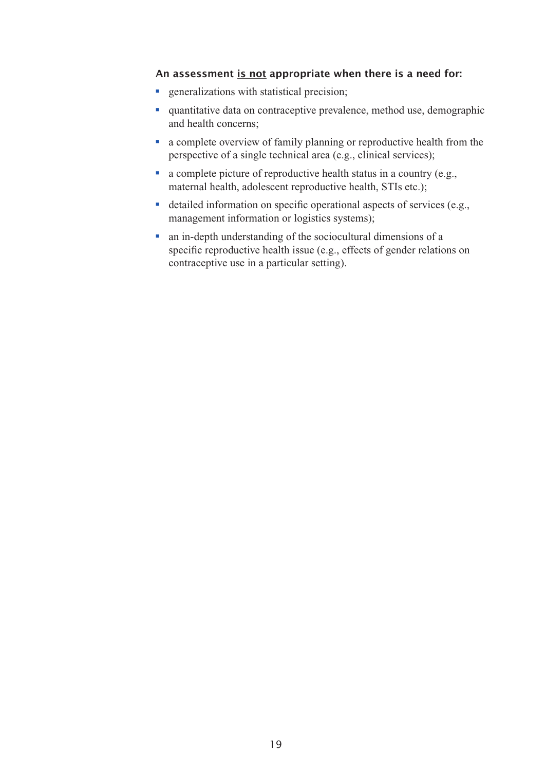**An assessment <u>is not</u> appropriate when there is a need for:**

- generalizations with statistical precision;
- quantitative data on contraceptive prevalence, method use, demographic and health concerns;
- a complete overview of family planning or reproductive health from the perspective of a single technical area (e.g., clinical services);
- a complete picture of reproductive health status in a country (e.g., maternal health, adolescent reproductive health, STIs etc.);
- detailed information on specific operational aspects of services (e.g., management information or logistics systems);
- an in-depth understanding of the sociocultural dimensions of a specific reproductive health issue (e.g., effects of gender relations on contraceptive use in a particular setting).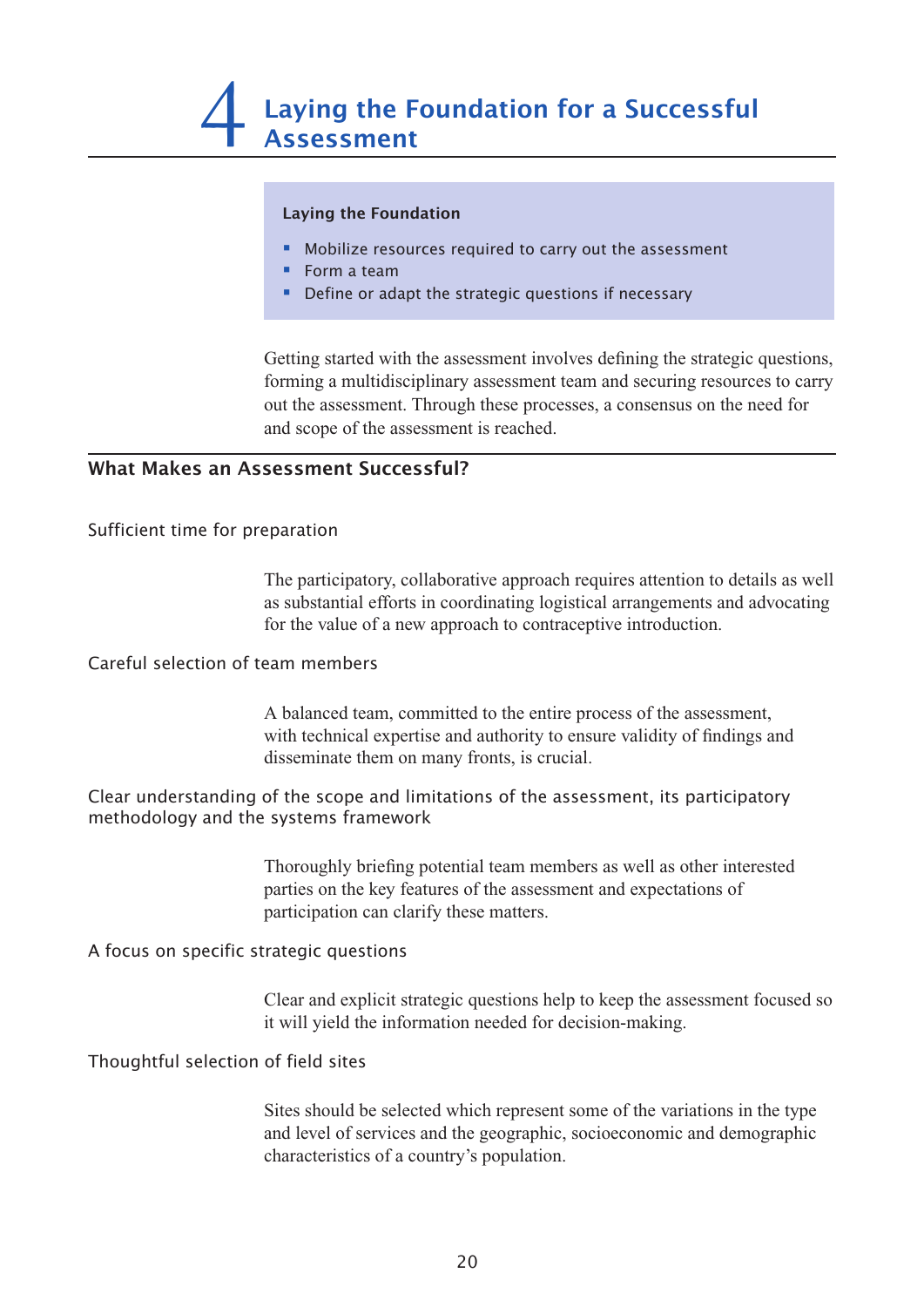# 4 Laying the Foundation for a Successful Assessment

**Laying the Foundation**

- Mobilize resources required to carry out the assessment
- Form a team
- Define or adapt the strategic questions if necessary

Getting started with the assessment involves defining the strategic questions, forming a multidisciplinary assessment team and securing resources to carry out the assessment. Through these processes, a consensus on the need for and scope of the assessment is reached.

## What Makes an Assessment Successful?

### Sufficient time for preparation

The participatory, collaborative approach requires attention to details as well as substantial efforts in coordinating logistical arrangements and advocating for the value of a new approach to contraceptive introduction.

### Careful selection of team members

A balanced team, committed to the entire process of the assessment, with technical expertise and authority to ensure validity of findings and disseminate them on many fronts, is crucial.

### Clear understanding of the scope and limitations of the assessment, its participatory methodology and the systems framework

Thoroughly briefing potential team members as well as other interested parties on the key features of the assessment and expectations of participation can clarify these matters.

### A focus on specific strategic questions

Clear and explicit strategic questions help to keep the assessment focused so it will yield the information needed for decision-making.

### Thoughtful selection of field sites

Sites should be selected which represent some of the variations in the type and level of services and the geographic, socioeconomic and demographic characteristics of a country's population.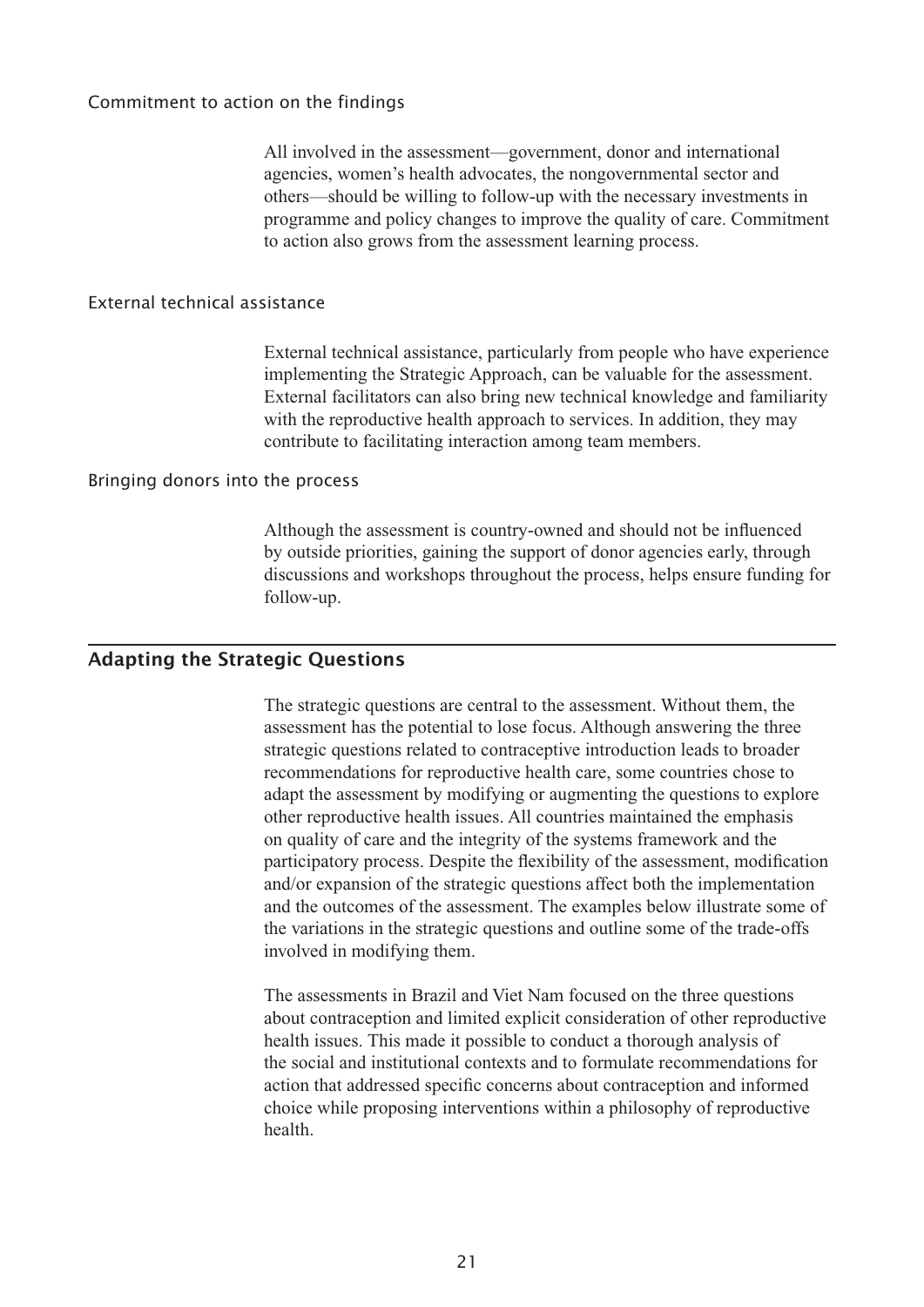### Commitment to action on the findings

All involved in the assessment—government, donor and international agencies, women's health advocates, the nongovernmental sector and others—should be willing to follow-up with the necessary investments in programme and policy changes to improve the quality of care. Commitment to action also grows from the assessment learning process.

### External technical assistance

External technical assistance, particularly from people who have experience implementing the Strategic Approach, can be valuable for the assessment. External facilitators can also bring new technical knowledge and familiarity with the reproductive health approach to services. In addition, they may contribute to facilitating interaction among team members.

### Bringing donors into the process

Although the assessment is country-owned and should not be influenced by outside priorities, gaining the support of donor agencies early, through discussions and workshops throughout the process, helps ensure funding for follow-up.

## Adapting the Strategic Questions

The strategic questions are central to the assessment. Without them, the assessment has the potential to lose focus. Although answering the three strategic questions related to contraceptive introduction leads to broader recommendations for reproductive health care, some countries chose to adapt the assessment by modifying or augmenting the questions to explore other reproductive health issues. All countries maintained the emphasis on quality of care and the integrity of the systems framework and the participatory process. Despite the flexibility of the assessment, modification and/or expansion of the strategic questions affect both the implementation and the outcomes of the assessment. The examples below illustrate some of the variations in the strategic questions and outline some of the trade-offs involved in modifying them.

The assessments in Brazil and Viet Nam focused on the three questions about contraception and limited explicit consideration of other reproductive health issues. This made it possible to conduct a thorough analysis of the social and institutional contexts and to formulate recommendations for action that addressed specific concerns about contraception and informed choice while proposing interventions within a philosophy of reproductive health.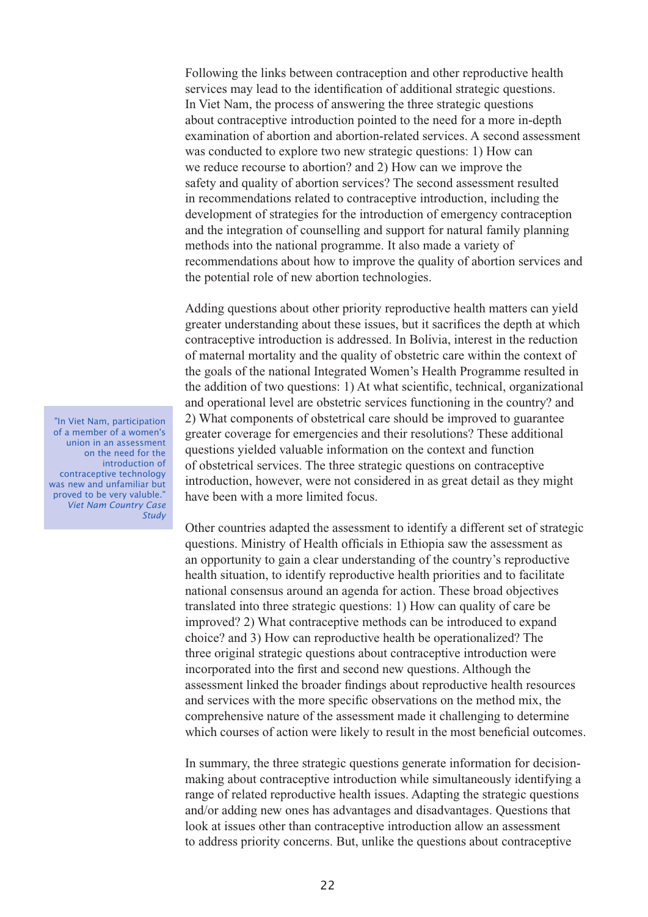Following the links between contraception and other reproductive health services may lead to the identification of additional strategic questions. In Viet Nam, the process of answering the three strategic questions about contraceptive introduction pointed to the need for a more in-depth examination of abortion and abortion-related services. A second assessment was conducted to explore two new strategic questions: 1) How can we reduce recourse to abortion? and 2) How can we improve the safety and quality of abortion services? The second assessment resulted in recommendations related to contraceptive introduction, including the development of strategies for the introduction of emergency contraception and the integration of counselling and support for natural family planning methods into the national programme. It also made a variety of recommendations about how to improve the quality of abortion services and the potential role of new abortion technologies.

Adding questions about other priority reproductive health matters can yield greater understanding about these issues, but it sacrifices the depth at which contraceptive introduction is addressed. In Bolivia, interest in the reduction of maternal mortality and the quality of obstetric care within the context of the goals of the national Integrated Women's Health Programme resulted in the addition of two questions: 1) At what scientific, technical, organizational and operational level are obstetric services functioning in the country? and 2) What components of obstetrical care should be improved to guarantee greater coverage for emergencies and their resolutions? These additional questions yielded valuable information on the context and function of obstetrical services. The three strategic questions on contraceptive introduction, however, were not considered in as great detail as they might have been with a more limited focus.

> "In Viet Nam, participation of a member of a women's union in an assessment on the need for the introduction of contraceptive technology was new and unfamiliar but proved to be very valuble."
> *Viet Nam Country Case Study*

Other countries adapted the assessment to identify a different set of strategic questions. Ministry of Health officials in Ethiopia saw the assessment as an opportunity to gain a clear understanding of the country's reproductive health situation, to identify reproductive health priorities and to facilitate national consensus around an agenda for action. These broad objectives translated into three strategic questions: 1) How can quality of care be improved? 2) What contraceptive methods can be introduced to expand choice? and 3) How can reproductive health be operationalized? The three original strategic questions about contraceptive introduction were incorporated into the first and second new questions. Although the assessment linked the broader findings about reproductive health resources and services with the more specific observations on the method mix, the comprehensive nature of the assessment made it challenging to determine which courses of action were likely to result in the most beneficial outcomes.

In summary, the three strategic questions generate information for decision-making about contraceptive introduction while simultaneously identifying a range of related reproductive health issues. Adapting the strategic questions and/or adding new ones has advantages and disadvantages. Questions that look at issues other than contraceptive introduction allow an assessment to address priority concerns. But, unlike the questions about contraceptive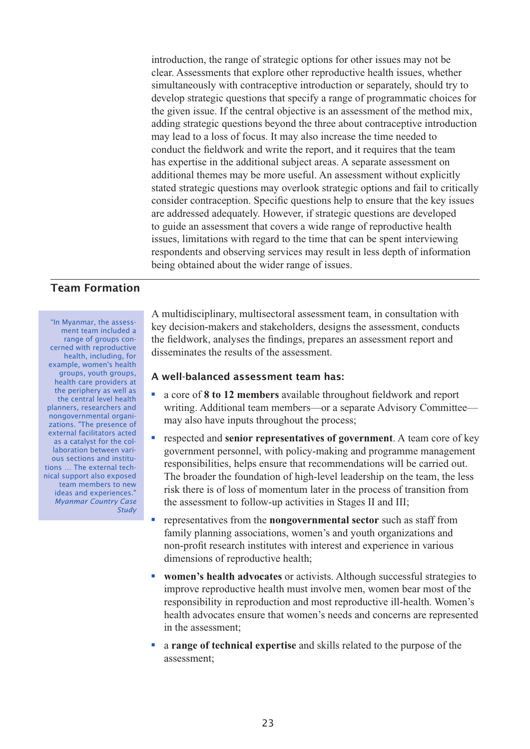introduction, the range of strategic options for other issues may not be clear. Assessments that explore other reproductive health issues, whether simultaneously with contraceptive introduction or separately, should try to develop strategic questions that specify a range of programmatic choices for the given issue. If the central objective is an assessment of the method mix, adding strategic questions beyond the three about contraceptive introduction may lead to a loss of focus. It may also increase the time needed to conduct the fieldwork and write the report, and it requires that the team has expertise in the additional subject areas. A separate assessment on additional themes may be more useful. An assessment without explicitly stated strategic questions may overlook strategic options and fail to critically consider contraception. Specific questions help to ensure that the key issues are addressed adequately. However, if strategic questions are developed to guide an assessment that covers a wide range of reproductive health issues, limitations with regard to the time that can be spent interviewing respondents and observing services may result in less depth of information being obtained about the wider range of issues.

## Team Formation

> "In Myanmar, the assessment team included a range of groups concerned with reproductive health, including, for example, women's health groups, youth groups, health care providers at the periphery as well as the central level health planners, researchers and nongovernmental organizations. "The presence of external facilitators acted as a catalyst for the collaboration between various sections and institutions ... The external technical support also exposed team members to new ideas and experiences."
> *Myanmar Country Case Study*

A multidisciplinary, multisectoral assessment team, in consultation with key decision-makers and stakeholders, designs the assessment, conducts the fieldwork, analyses the findings, prepares an assessment report and disseminates the results of the assessment.

### A well-balanced assessment team has:

- a core of **8 to 12 members** available throughout fieldwork and report writing. Additional team members—or a separate Advisory Committee—may also have inputs throughout the process;
- respected and **senior representatives of government**. A team core of key government personnel, with policy-making and programme management responsibilities, helps ensure that recommendations will be carried out. The broader the foundation of high-level leadership on the team, the less risk there is of loss of momentum later in the process of transition from the assessment to follow-up activities in Stages II and III;
- representatives from the **nongovernmental sector** such as staff from family planning associations, women's and youth organizations and non-profit research institutes with interest and experience in various dimensions of reproductive health;
- **women's health advocates** or activists. Although successful strategies to improve reproductive health must involve men, women bear most of the responsibility in reproduction and most reproductive ill-health. Women's health advocates ensure that women's needs and concerns are represented in the assessment;
- a **range of technical expertise** and skills related to the purpose of the assessment;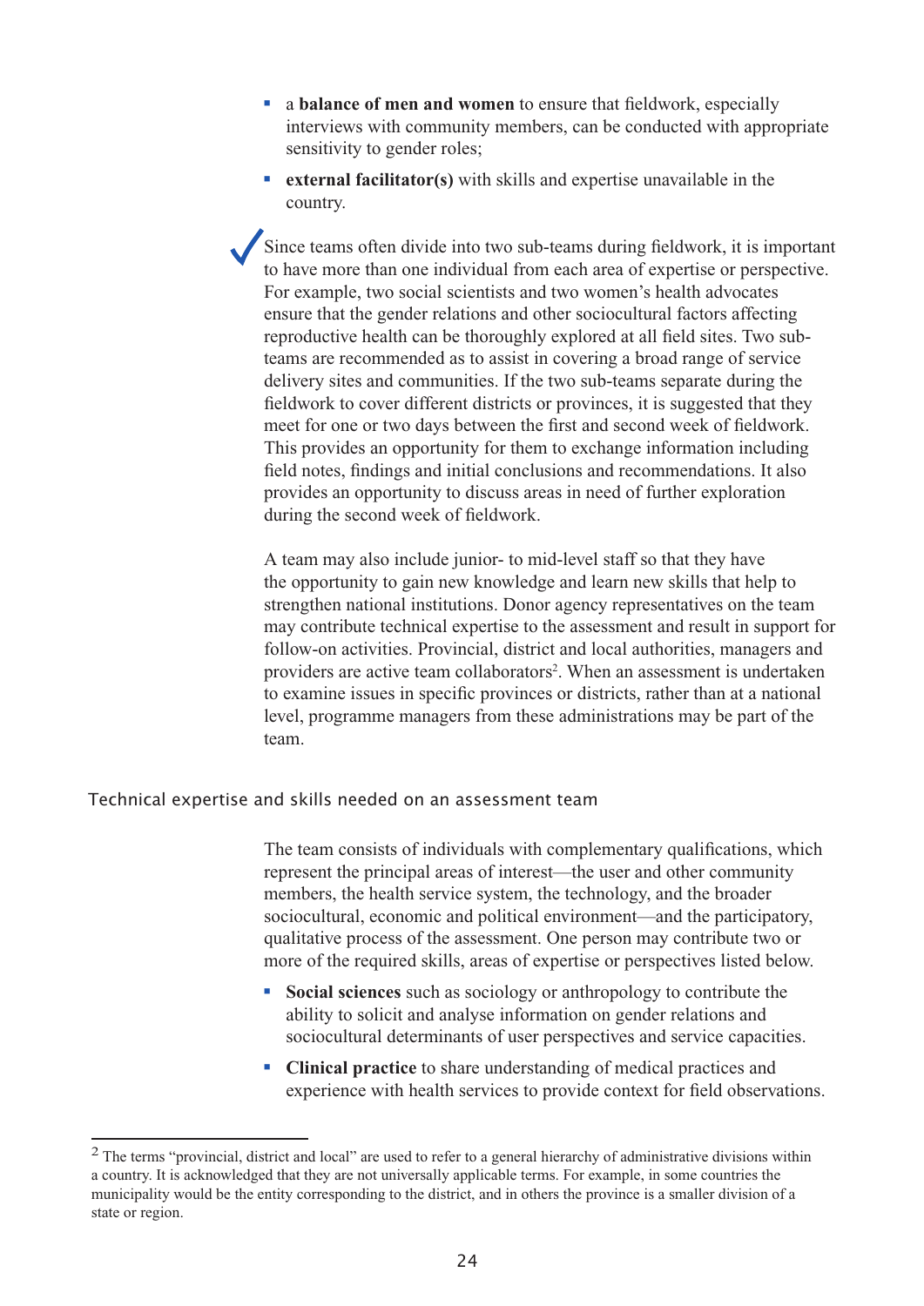- a **balance of men and women** to ensure that fieldwork, especially interviews with community members, can be conducted with appropriate sensitivity to gender roles;
- **external facilitator(s)** with skills and expertise unavailable in the country.

Since teams often divide into two sub-teams during fieldwork, it is important to have more than one individual from each area of expertise or perspective. For example, two social scientists and two women's health advocates ensure that the gender relations and other sociocultural factors affecting reproductive health can be thoroughly explored at all field sites. Two sub-teams are recommended as to assist in covering a broad range of service delivery sites and communities. If the two sub-teams separate during the fieldwork to cover different districts or provinces, it is suggested that they meet for one or two days between the first and second week of fieldwork. This provides an opportunity for them to exchange information including field notes, findings and initial conclusions and recommendations. It also provides an opportunity to discuss areas in need of further exploration during the second week of fieldwork.

A team may also include junior- to mid-level staff so that they have the opportunity to gain new knowledge and learn new skills that help to strengthen national institutions. Donor agency representatives on the team may contribute technical expertise to the assessment and result in support for follow-on activities. Provincial, district and local authorities, managers and providers are active team collaborators[2]. When an assessment is undertaken to examine issues in specific provinces or districts, rather than at a national level, programme managers from these administrations may be part of the team.

## Technical expertise and skills needed on an assessment team

The team consists of individuals with complementary qualifications, which represent the principal areas of interest—the user and other community members, the health service system, the technology, and the broader sociocultural, economic and political environment—and the participatory, qualitative process of the assessment. One person may contribute two or more of the required skills, areas of expertise or perspectives listed below.

- **Social sciences** such as sociology or anthropology to contribute the ability to solicit and analyse information on gender relations and sociocultural determinants of user perspectives and service capacities.
- **Clinical practice** to share understanding of medical practices and experience with health services to provide context for field observations.

[2] The terms "provincial, district and local" are used to refer to a general hierarchy of administrative divisions within a country. It is acknowledged that they are not universally applicable terms. For example, in some countries the municipality would be the entity corresponding to the district, and in others the province is a smaller division of a state or region.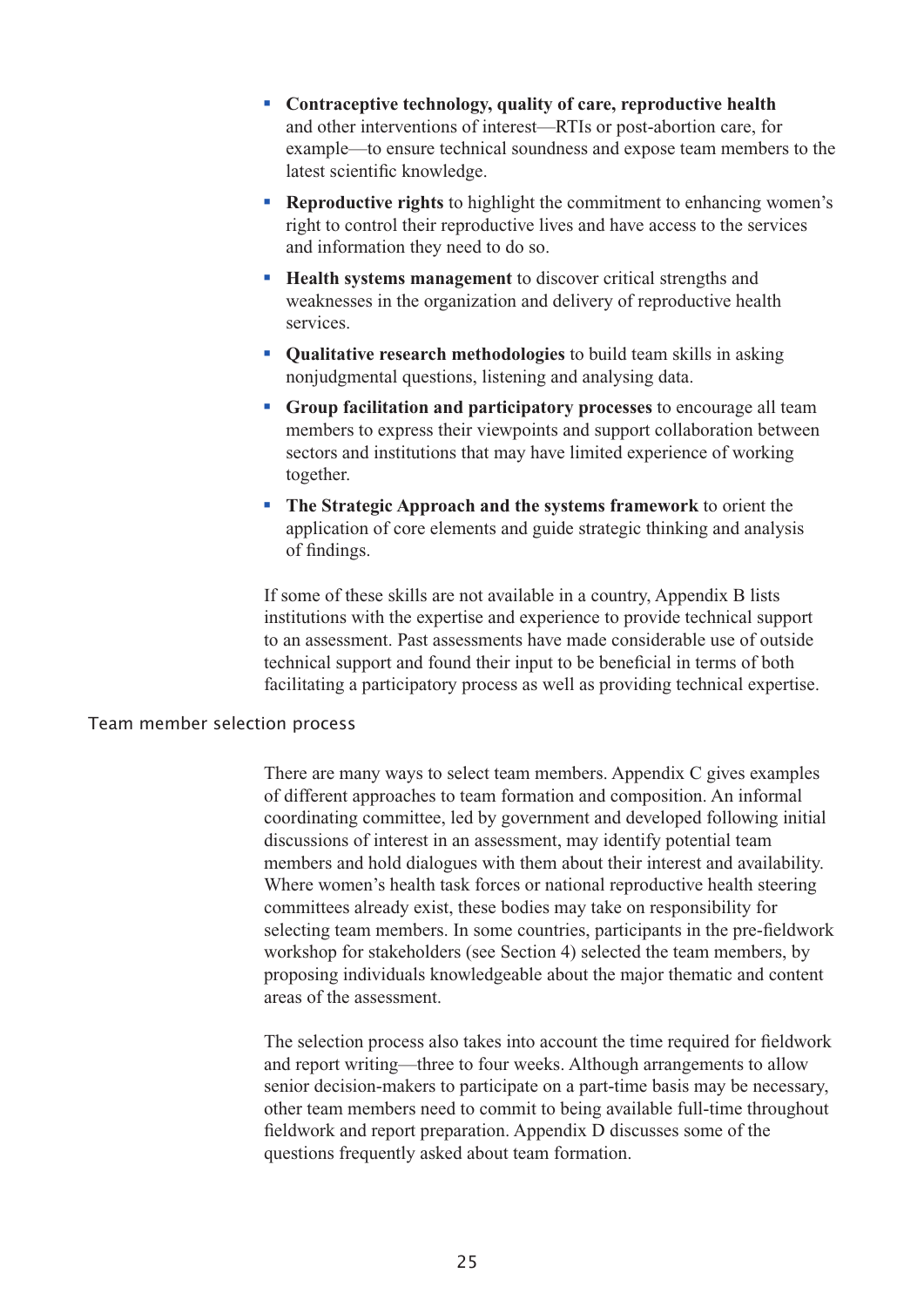- **Contraceptive technology, quality of care, reproductive health** and other interventions of interest—RTIs or post-abortion care, for example—to ensure technical soundness and expose team members to the latest scientific knowledge.
- **Reproductive rights** to highlight the commitment to enhancing women's right to control their reproductive lives and have access to the services and information they need to do so.
- **Health systems management** to discover critical strengths and weaknesses in the organization and delivery of reproductive health services.
- **Qualitative research methodologies** to build team skills in asking nonjudgmental questions, listening and analysing data.
- **Group facilitation and participatory processes** to encourage all team members to express their viewpoints and support collaboration between sectors and institutions that may have limited experience of working together.
- **The Strategic Approach and the systems framework** to orient the application of core elements and guide strategic thinking and analysis of findings.

If some of these skills are not available in a country, Appendix B lists institutions with the expertise and experience to provide technical support to an assessment. Past assessments have made considerable use of outside technical support and found their input to be beneficial in terms of both facilitating a participatory process as well as providing technical expertise.

### Team member selection process

There are many ways to select team members. Appendix C gives examples of different approaches to team formation and composition. An informal coordinating committee, led by government and developed following initial discussions of interest in an assessment, may identify potential team members and hold dialogues with them about their interest and availability. Where women's health task forces or national reproductive health steering committees already exist, these bodies may take on responsibility for selecting team members. In some countries, participants in the pre-fieldwork workshop for stakeholders (see Section 4) selected the team members, by proposing individuals knowledgeable about the major thematic and content areas of the assessment.

The selection process also takes into account the time required for fieldwork and report writing—three to four weeks. Although arrangements to allow senior decision-makers to participate on a part-time basis may be necessary, other team members need to commit to being available full-time throughout fieldwork and report preparation. Appendix D discusses some of the questions frequently asked about team formation.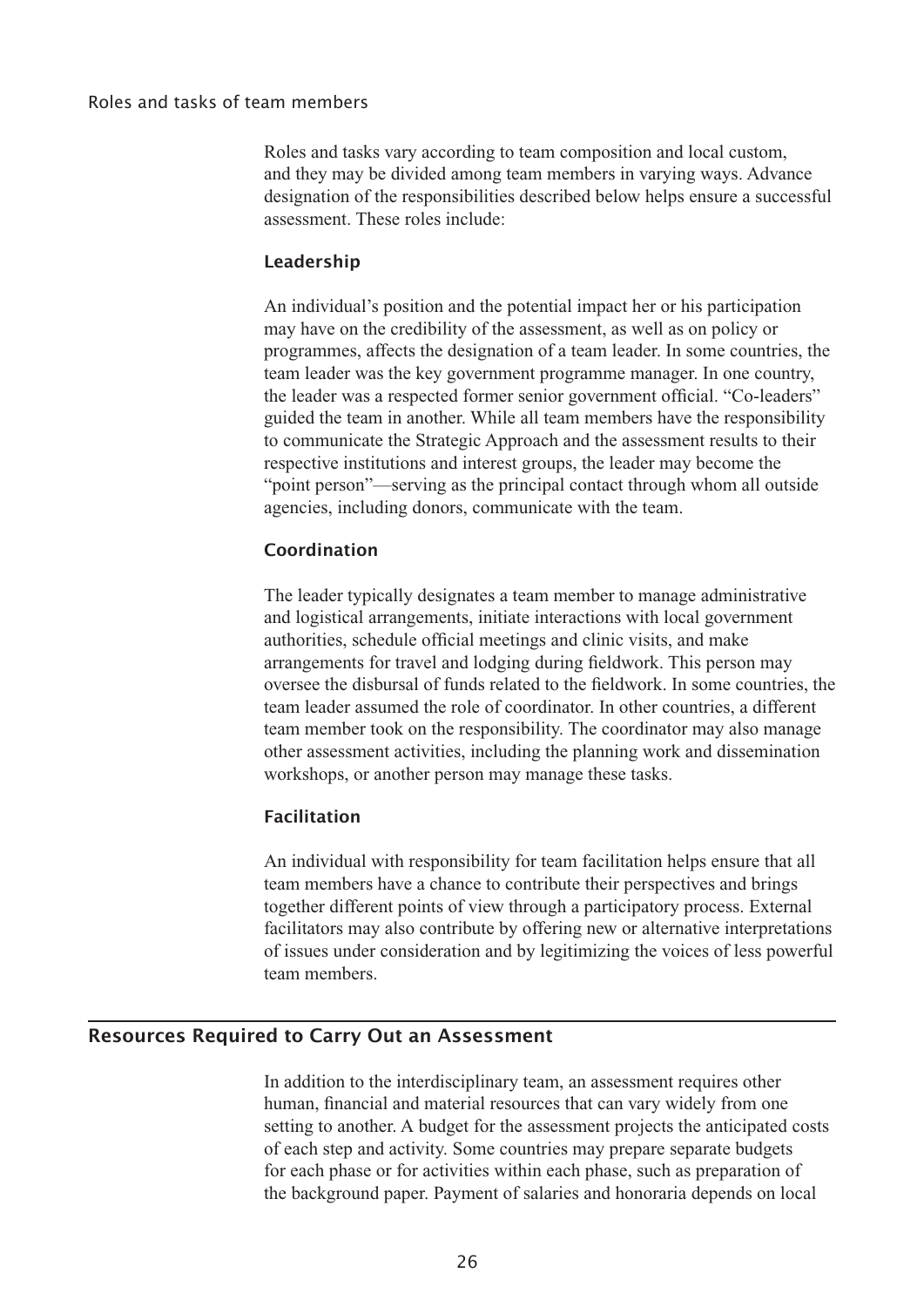### Roles and tasks of team members

Roles and tasks vary according to team composition and local custom, and they may be divided among team members in varying ways. Advance designation of the responsibilities described below helps ensure a successful assessment. These roles include:

#### Leadership

An individual's position and the potential impact her or his participation may have on the credibility of the assessment, as well as on policy or programmes, affects the designation of a team leader. In some countries, the team leader was the key government programme manager. In one country, the leader was a respected former senior government official. "Co-leaders" guided the team in another. While all team members have the responsibility to communicate the Strategic Approach and the assessment results to their respective institutions and interest groups, the leader may become the "point person"—serving as the principal contact through whom all outside agencies, including donors, communicate with the team.

#### Coordination

The leader typically designates a team member to manage administrative and logistical arrangements, initiate interactions with local government authorities, schedule official meetings and clinic visits, and make arrangements for travel and lodging during fieldwork. This person may oversee the disbursal of funds related to the fieldwork. In some countries, the team leader assumed the role of coordinator. In other countries, a different team member took on the responsibility. The coordinator may also manage other assessment activities, including the planning work and dissemination workshops, or another person may manage these tasks.

#### Facilitation

An individual with responsibility for team facilitation helps ensure that all team members have a chance to contribute their perspectives and brings together different points of view through a participatory process. External facilitators may also contribute by offering new or alternative interpretations of issues under consideration and by legitimizing the voices of less powerful team members.

## Resources Required to Carry Out an Assessment

In addition to the interdisciplinary team, an assessment requires other human, financial and material resources that can vary widely from one setting to another. A budget for the assessment projects the anticipated costs of each step and activity. Some countries may prepare separate budgets for each phase or for activities within each phase, such as preparation of the background paper. Payment of salaries and honoraria depends on local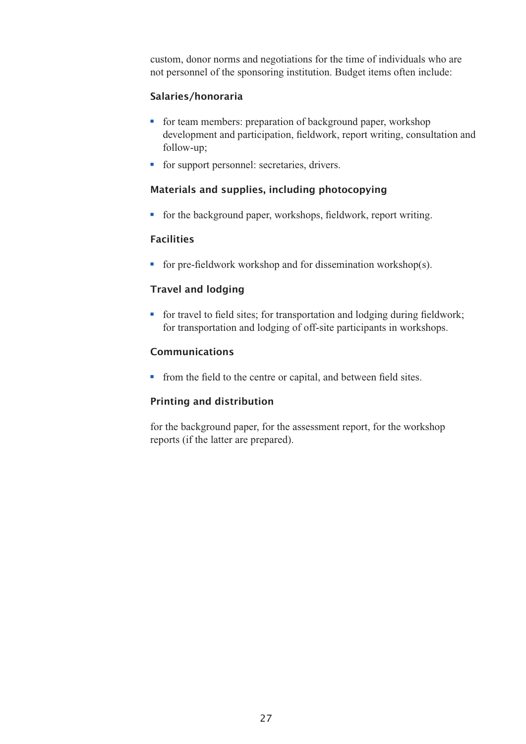custom, donor norms and negotiations for the time of individuals who are not personnel of the sponsoring institution. Budget items often include:

#### Salaries/honoraria

- for team members: preparation of background paper, workshop development and participation, fieldwork, report writing, consultation and follow-up;
- for support personnel: secretaries, drivers.

#### Materials and supplies, including photocopying

- for the background paper, workshops, fieldwork, report writing.

#### Facilities

- for pre-fieldwork workshop and for dissemination workshop(s).

#### Travel and lodging

- for travel to field sites; for transportation and lodging during fieldwork; for transportation and lodging of off-site participants in workshops.

#### Communications

- from the field to the centre or capital, and between field sites.

#### Printing and distribution

for the background paper, for the assessment report, for the workshop reports (if the latter are prepared).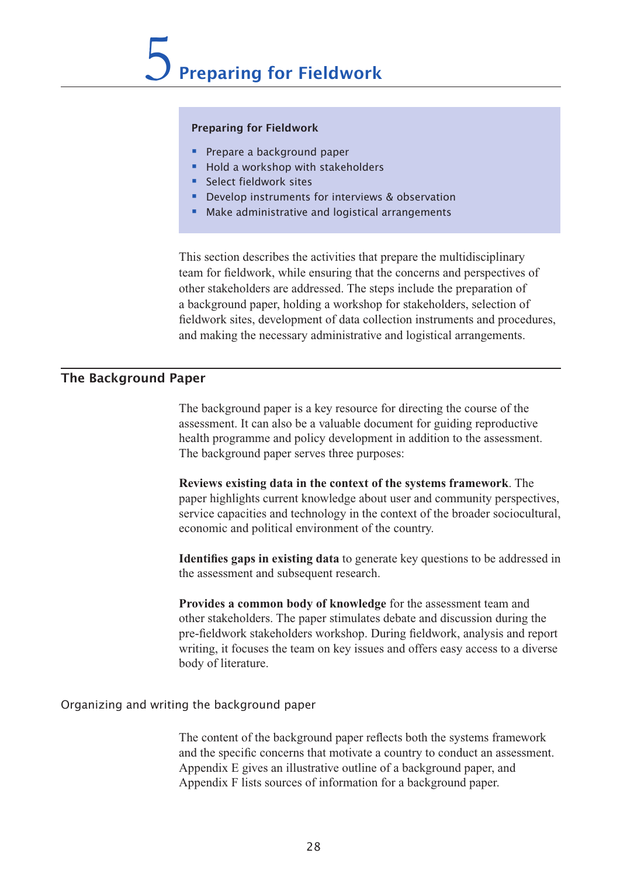# 5 Preparing for Fieldwork

**Preparing for Fieldwork**

- Prepare a background paper
- Hold a workshop with stakeholders
- Select fieldwork sites
- Develop instruments for interviews & observation
- Make administrative and logistical arrangements

This section describes the activities that prepare the multidisciplinary team for fieldwork, while ensuring that the concerns and perspectives of other stakeholders are addressed. The steps include the preparation of a background paper, holding a workshop for stakeholders, selection of fieldwork sites, development of data collection instruments and procedures, and making the necessary administrative and logistical arrangements.

## The Background Paper

The background paper is a key resource for directing the course of the assessment. It can also be a valuable document for guiding reproductive health programme and policy development in addition to the assessment. The background paper serves three purposes:

**Reviews existing data in the context of the systems framework**. The paper highlights current knowledge about user and community perspectives, service capacities and technology in the context of the broader sociocultural, economic and political environment of the country.

**Identifies gaps in existing data** to generate key questions to be addressed in the assessment and subsequent research.

**Provides a common body of knowledge** for the assessment team and other stakeholders. The paper stimulates debate and discussion during the pre-fieldwork stakeholders workshop. During fieldwork, analysis and report writing, it focuses the team on key issues and offers easy access to a diverse body of literature.

### Organizing and writing the background paper

The content of the background paper reflects both the systems framework and the specific concerns that motivate a country to conduct an assessment. Appendix E gives an illustrative outline of a background paper, and Appendix F lists sources of information for a background paper.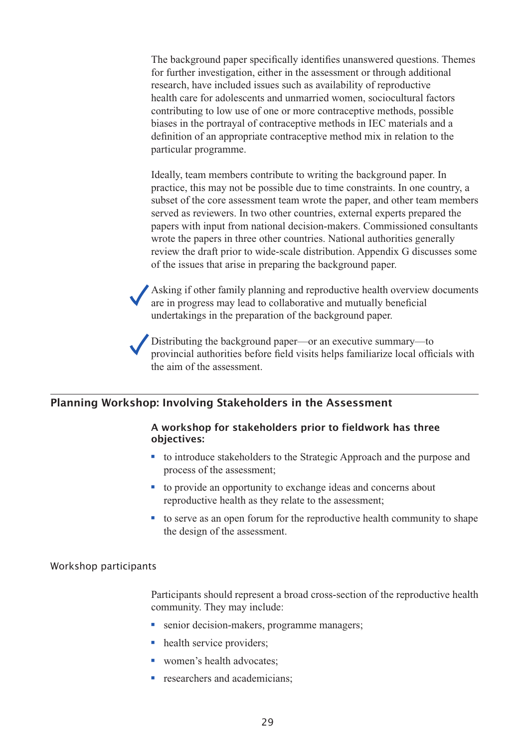The background paper specifically identifies unanswered questions. Themes for further investigation, either in the assessment or through additional research, have included issues such as availability of reproductive health care for adolescents and unmarried women, sociocultural factors contributing to low use of one or more contraceptive methods, possible biases in the portrayal of contraceptive methods in IEC materials and a definition of an appropriate contraceptive method mix in relation to the particular programme.

Ideally, team members contribute to writing the background paper. In practice, this may not be possible due to time constraints. In one country, a subset of the core assessment team wrote the paper, and other team members served as reviewers. In two other countries, external experts prepared the papers with input from national decision-makers. Commissioned consultants wrote the papers in three other countries. National authorities generally review the draft prior to wide-scale distribution. Appendix G discusses some of the issues that arise in preparing the background paper.

✓ Asking if other family planning and reproductive health overview documents are in progress may lead to collaborative and mutually beneficial undertakings in the preparation of the background paper.

✓ Distributing the background paper—or an executive summary—to provincial authorities before field visits helps familiarize local officials with the aim of the assessment.

## Planning Workshop: Involving Stakeholders in the Assessment

**A workshop for stakeholders prior to fieldwork has three objectives:**

- to introduce stakeholders to the Strategic Approach and the purpose and process of the assessment;
- to provide an opportunity to exchange ideas and concerns about reproductive health as they relate to the assessment;
- to serve as an open forum for the reproductive health community to shape the design of the assessment.

### Workshop participants

Participants should represent a broad cross-section of the reproductive health community. They may include:

- senior decision-makers, programme managers;
- health service providers;
- women's health advocates;
- researchers and academicians;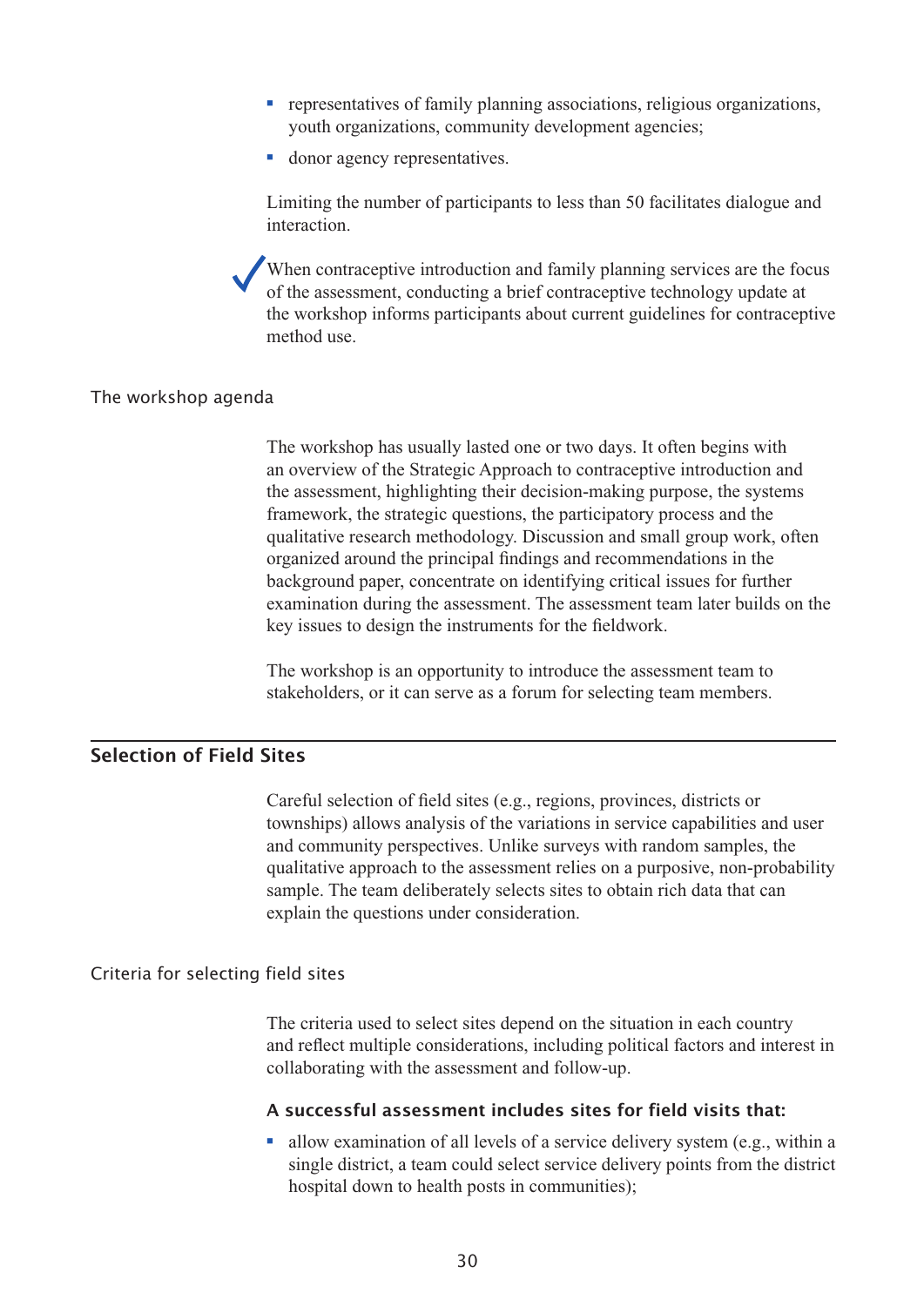- representatives of family planning associations, religious organizations, youth organizations, community development agencies;
- donor agency representatives.

Limiting the number of participants to less than 50 facilitates dialogue and interaction.

✓ When contraceptive introduction and family planning services are the focus of the assessment, conducting a brief contraceptive technology update at the workshop informs participants about current guidelines for contraceptive method use.

### The workshop agenda

The workshop has usually lasted one or two days. It often begins with an overview of the Strategic Approach to contraceptive introduction and the assessment, highlighting their decision-making purpose, the systems framework, the strategic questions, the participatory process and the qualitative research methodology. Discussion and small group work, often organized around the principal findings and recommendations in the background paper, concentrate on identifying critical issues for further examination during the assessment. The assessment team later builds on the key issues to design the instruments for the fieldwork.

The workshop is an opportunity to introduce the assessment team to stakeholders, or it can serve as a forum for selecting team members.

## Selection of Field Sites

Careful selection of field sites (e.g., regions, provinces, districts or townships) allows analysis of the variations in service capabilities and user and community perspectives. Unlike surveys with random samples, the qualitative approach to the assessment relies on a purposive, non-probability sample. The team deliberately selects sites to obtain rich data that can explain the questions under consideration.

### Criteria for selecting field sites

The criteria used to select sites depend on the situation in each country and reflect multiple considerations, including political factors and interest in collaborating with the assessment and follow-up.

**A successful assessment includes sites for field visits that:**

- allow examination of all levels of a service delivery system (e.g., within a single district, a team could select service delivery points from the district hospital down to health posts in communities);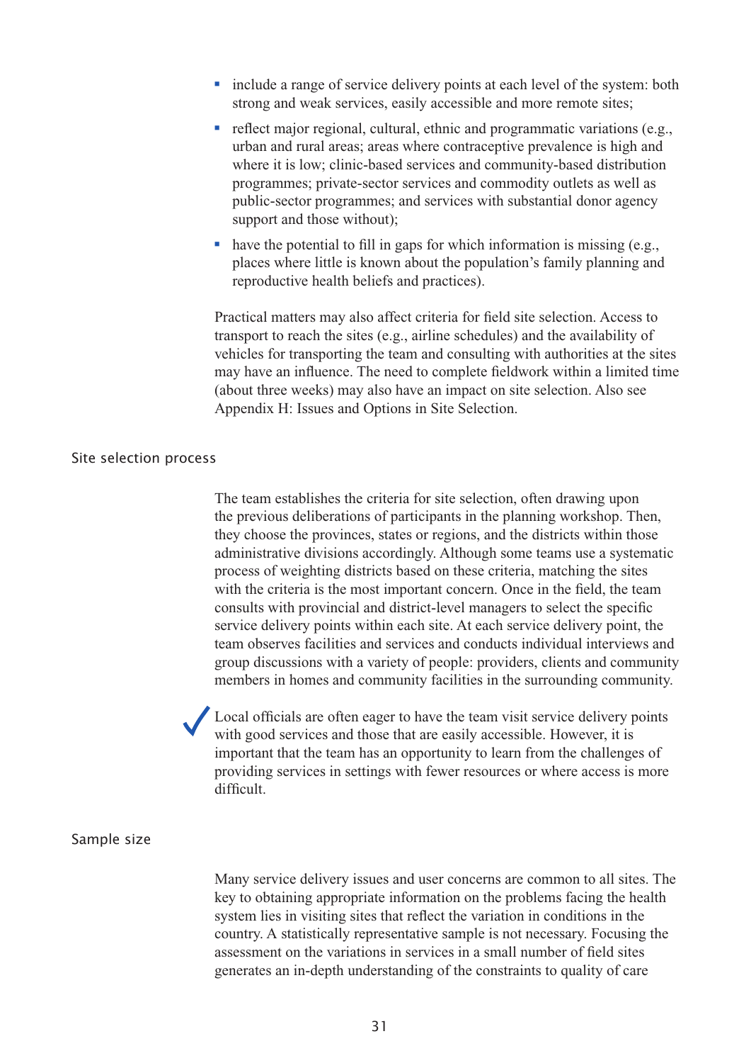- include a range of service delivery points at each level of the system: both strong and weak services, easily accessible and more remote sites;
- reflect major regional, cultural, ethnic and programmatic variations (e.g., urban and rural areas; areas where contraceptive prevalence is high and where it is low; clinic-based services and community-based distribution programmes; private-sector services and commodity outlets as well as public-sector programmes; and services with substantial donor agency support and those without);
- have the potential to fill in gaps for which information is missing (e.g., places where little is known about the population's family planning and reproductive health beliefs and practices).

Practical matters may also affect criteria for field site selection. Access to transport to reach the sites (e.g., airline schedules) and the availability of vehicles for transporting the team and consulting with authorities at the sites may have an influence. The need to complete fieldwork within a limited time (about three weeks) may also have an impact on site selection. Also see Appendix H: Issues and Options in Site Selection.

### Site selection process

The team establishes the criteria for site selection, often drawing upon the previous deliberations of participants in the planning workshop. Then, they choose the provinces, states or regions, and the districts within those administrative divisions accordingly. Although some teams use a systematic process of weighting districts based on these criteria, matching the sites with the criteria is the most important concern. Once in the field, the team consults with provincial and district-level managers to select the specific service delivery points within each site. At each service delivery point, the team observes facilities and services and conducts individual interviews and group discussions with a variety of people: providers, clients and community members in homes and community facilities in the surrounding community.

✓ Local officials are often eager to have the team visit service delivery points with good services and those that are easily accessible. However, it is important that the team has an opportunity to learn from the challenges of providing services in settings with fewer resources or where access is more difficult.

### Sample size

Many service delivery issues and user concerns are common to all sites. The key to obtaining appropriate information on the problems facing the health system lies in visiting sites that reflect the variation in conditions in the country. A statistically representative sample is not necessary. Focusing the assessment on the variations in services in a small number of field sites generates an in-depth understanding of the constraints to quality of care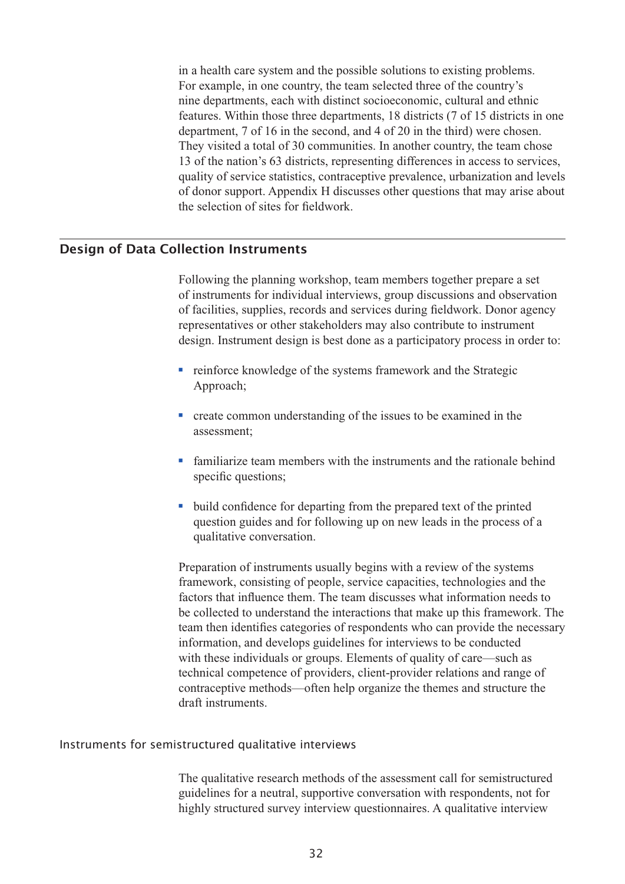in a health care system and the possible solutions to existing problems. For example, in one country, the team selected three of the country's nine departments, each with distinct socioeconomic, cultural and ethnic features. Within those three departments, 18 districts (7 of 15 districts in one department, 7 of 16 in the second, and 4 of 20 in the third) were chosen. They visited a total of 30 communities. In another country, the team chose 13 of the nation's 63 districts, representing differences in access to services, quality of service statistics, contraceptive prevalence, urbanization and levels of donor support. Appendix H discusses other questions that may arise about the selection of sites for fieldwork.

## Design of Data Collection Instruments

Following the planning workshop, team members together prepare a set of instruments for individual interviews, group discussions and observation of facilities, supplies, records and services during fieldwork. Donor agency representatives or other stakeholders may also contribute to instrument design. Instrument design is best done as a participatory process in order to:

- reinforce knowledge of the systems framework and the Strategic Approach;
- create common understanding of the issues to be examined in the assessment;
- familiarize team members with the instruments and the rationale behind specific questions;
- build confidence for departing from the prepared text of the printed question guides and for following up on new leads in the process of a qualitative conversation.

Preparation of instruments usually begins with a review of the systems framework, consisting of people, service capacities, technologies and the factors that influence them. The team discusses what information needs to be collected to understand the interactions that make up this framework. The team then identifies categories of respondents who can provide the necessary information, and develops guidelines for interviews to be conducted with these individuals or groups. Elements of quality of care—such as technical competence of providers, client-provider relations and range of contraceptive methods—often help organize the themes and structure the draft instruments.

### Instruments for semistructured qualitative interviews

The qualitative research methods of the assessment call for semistructured guidelines for a neutral, supportive conversation with respondents, not for highly structured survey interview questionnaires. A qualitative interview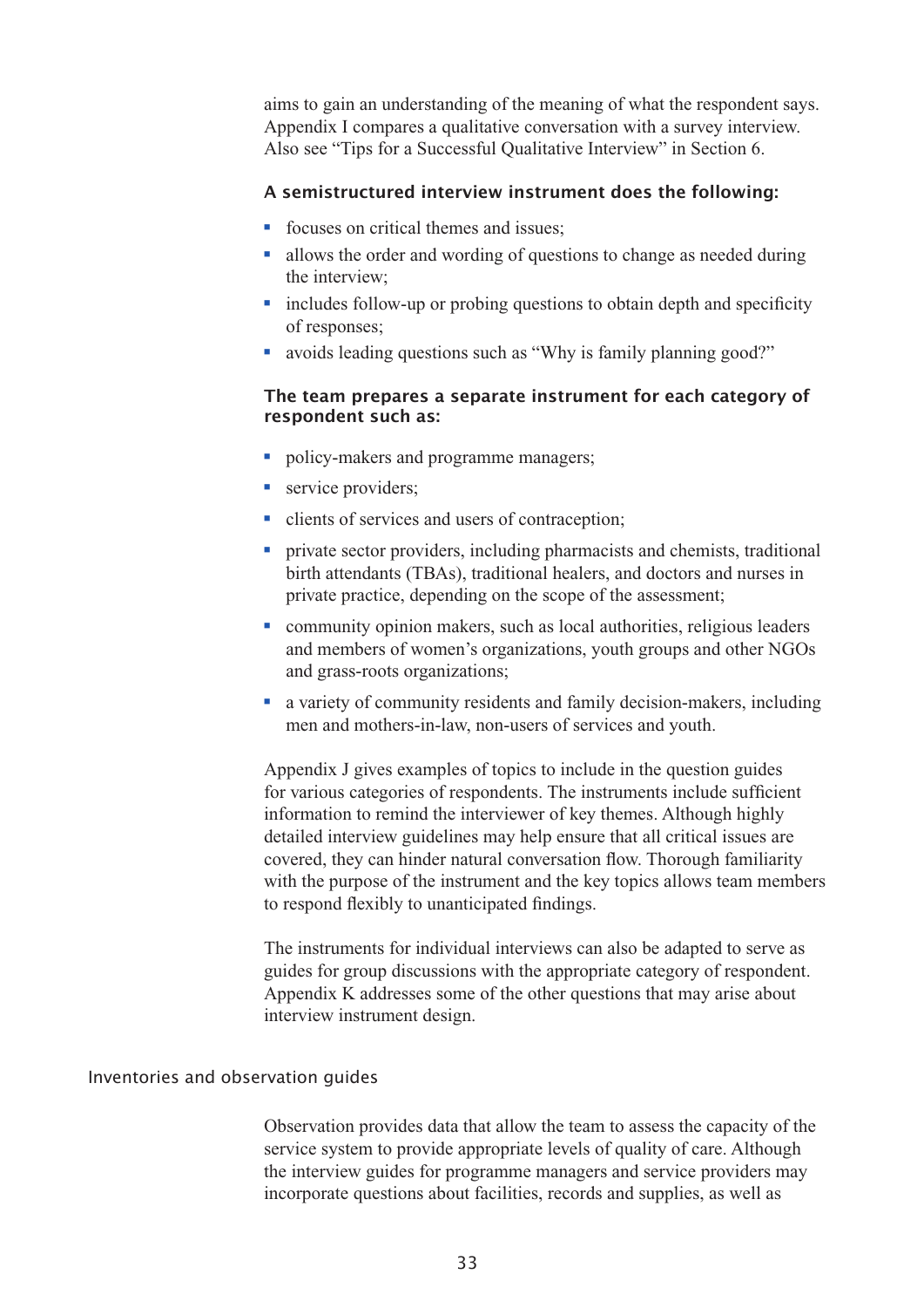aims to gain an understanding of the meaning of what the respondent says. Appendix I compares a qualitative conversation with a survey interview. Also see "Tips for a Successful Qualitative Interview" in Section 6.

**A semistructured interview instrument does the following:**

- focuses on critical themes and issues;
- allows the order and wording of questions to change as needed during the interview;
- includes follow-up or probing questions to obtain depth and specificity of responses;
- avoids leading questions such as "Why is family planning good?"

**The team prepares a separate instrument for each category of respondent such as:**

- policy-makers and programme managers;
- service providers;
- clients of services and users of contraception;
- private sector providers, including pharmacists and chemists, traditional birth attendants (TBAs), traditional healers, and doctors and nurses in private practice, depending on the scope of the assessment;
- community opinion makers, such as local authorities, religious leaders and members of women's organizations, youth groups and other NGOs and grass-roots organizations;
- a variety of community residents and family decision-makers, including men and mothers-in-law, non-users of services and youth.

Appendix J gives examples of topics to include in the question guides for various categories of respondents. The instruments include sufficient information to remind the interviewer of key themes. Although highly detailed interview guidelines may help ensure that all critical issues are covered, they can hinder natural conversation flow. Thorough familiarity with the purpose of the instrument and the key topics allows team members to respond flexibly to unanticipated findings.

The instruments for individual interviews can also be adapted to serve as guides for group discussions with the appropriate category of respondent. Appendix K addresses some of the other questions that may arise about interview instrument design.

### Inventories and observation guides

Observation provides data that allow the team to assess the capacity of the service system to provide appropriate levels of quality of care. Although the interview guides for programme managers and service providers may incorporate questions about facilities, records and supplies, as well as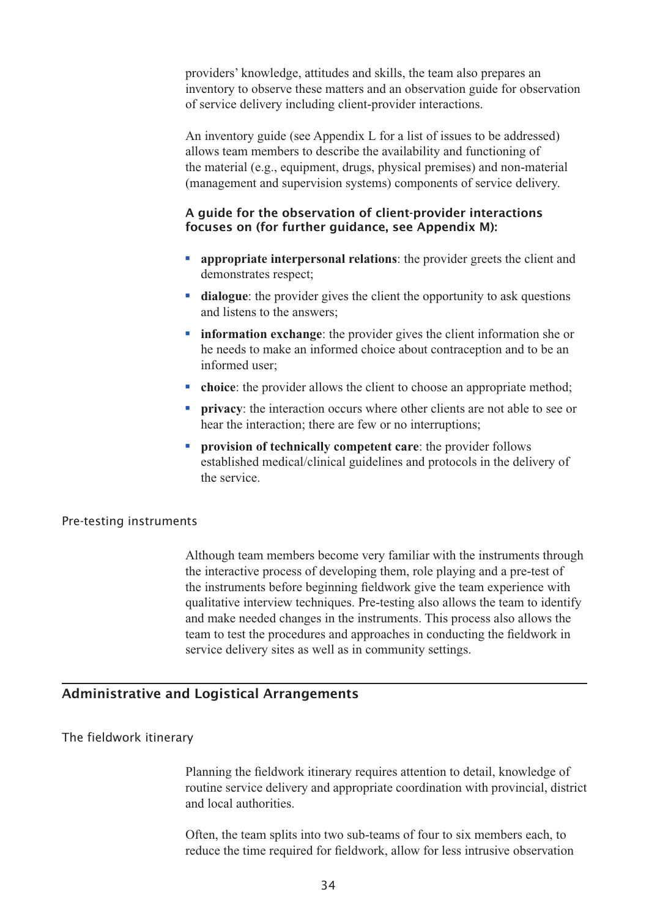providers' knowledge, attitudes and skills, the team also prepares an inventory to observe these matters and an observation guide for observation of service delivery including client-provider interactions.

An inventory guide (see Appendix L for a list of issues to be addressed) allows team members to describe the availability and functioning of the material (e.g., equipment, drugs, physical premises) and non-material (management and supervision systems) components of service delivery.

**A guide for the observation of client-provider interactions focuses on (for further guidance, see Appendix M):**

- **appropriate interpersonal relations**: the provider greets the client and demonstrates respect;
- **dialogue**: the provider gives the client the opportunity to ask questions and listens to the answers;
- **information exchange**: the provider gives the client information she or he needs to make an informed choice about contraception and to be an informed user;
- **choice**: the provider allows the client to choose an appropriate method;
- **privacy**: the interaction occurs where other clients are not able to see or hear the interaction; there are few or no interruptions;
- **provision of technically competent care**: the provider follows established medical/clinical guidelines and protocols in the delivery of the service.

### Pre-testing instruments

Although team members become very familiar with the instruments through the interactive process of developing them, role playing and a pre-test of the instruments before beginning fieldwork give the team experience with qualitative interview techniques. Pre-testing also allows the team to identify and make needed changes in the instruments. This process also allows the team to test the procedures and approaches in conducting the fieldwork in service delivery sites as well as in community settings.

## Administrative and Logistical Arrangements

### The fieldwork itinerary

Planning the fieldwork itinerary requires attention to detail, knowledge of routine service delivery and appropriate coordination with provincial, district and local authorities.

Often, the team splits into two sub-teams of four to six members each, to reduce the time required for fieldwork, allow for less intrusive observation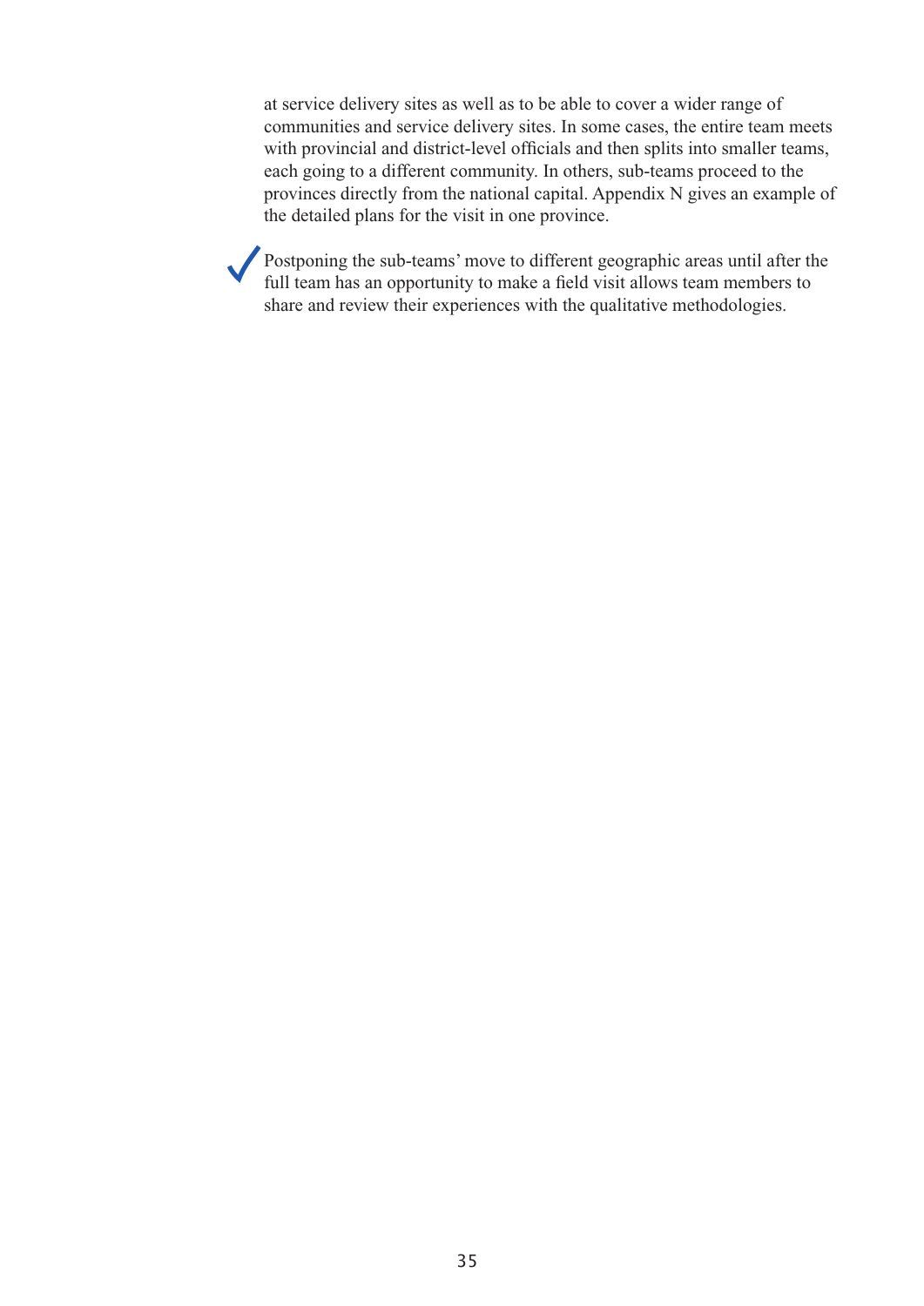at service delivery sites as well as to be able to cover a wider range of communities and service delivery sites. In some cases, the entire team meets with provincial and district-level officials and then splits into smaller teams, each going to a different community. In others, sub-teams proceed to the provinces directly from the national capital. Appendix N gives an example of the detailed plans for the visit in one province.

✓ Postponing the sub-teams' move to different geographic areas until after the full team has an opportunity to make a field visit allows team members to share and review their experiences with the qualitative methodologies.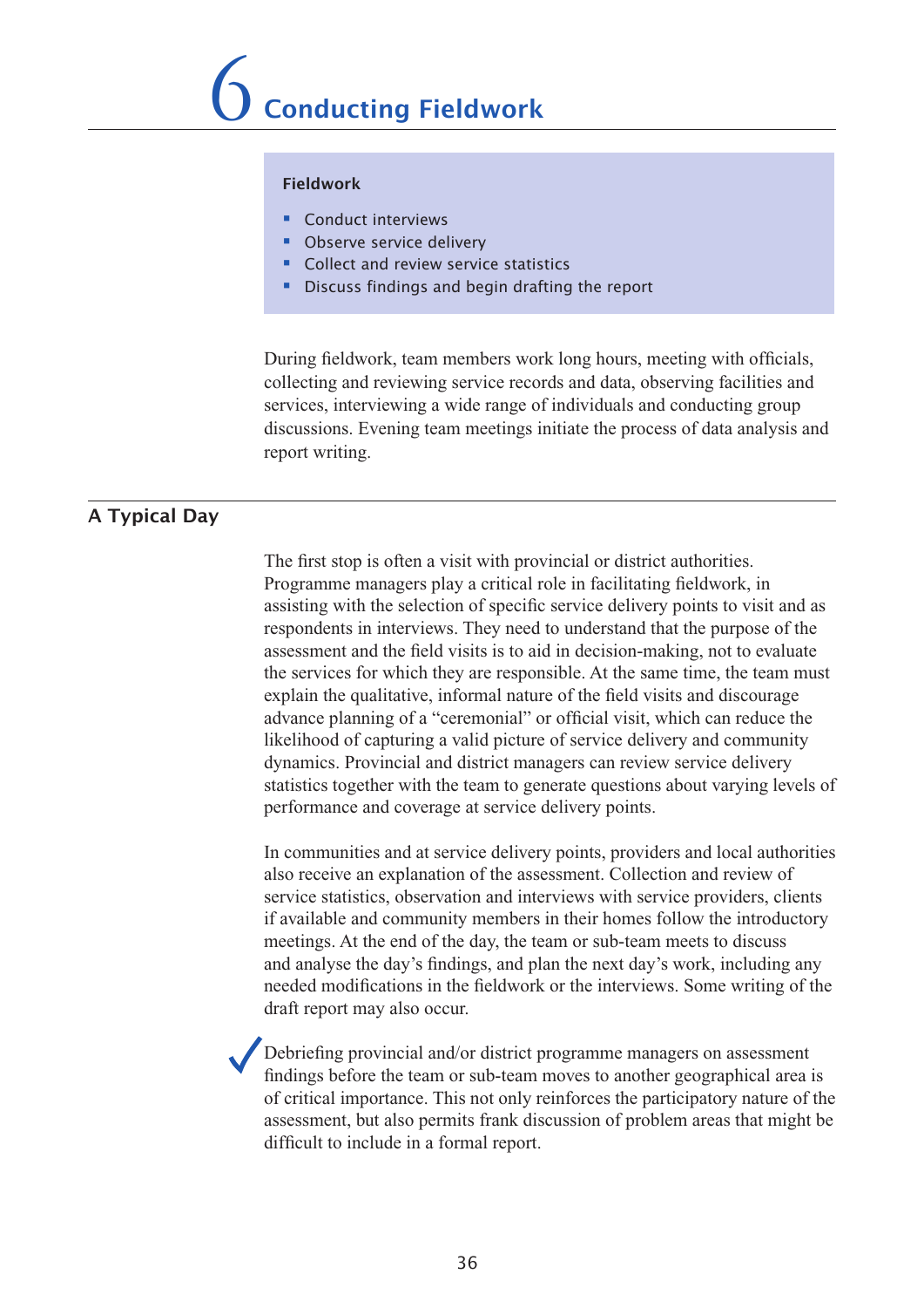# 6 Conducting Fieldwork

**Fieldwork**

- Conduct interviews
- Observe service delivery
- Collect and review service statistics
- Discuss findings and begin drafting the report

During fieldwork, team members work long hours, meeting with officials, collecting and reviewing service records and data, observing facilities and services, interviewing a wide range of individuals and conducting group discussions. Evening team meetings initiate the process of data analysis and report writing.

## A Typical Day

The first stop is often a visit with provincial or district authorities. Programme managers play a critical role in facilitating fieldwork, in assisting with the selection of specific service delivery points to visit and as respondents in interviews. They need to understand that the purpose of the assessment and the field visits is to aid in decision-making, not to evaluate the services for which they are responsible. At the same time, the team must explain the qualitative, informal nature of the field visits and discourage advance planning of a "ceremonial" or official visit, which can reduce the likelihood of capturing a valid picture of service delivery and community dynamics. Provincial and district managers can review service delivery statistics together with the team to generate questions about varying levels of performance and coverage at service delivery points.

In communities and at service delivery points, providers and local authorities also receive an explanation of the assessment. Collection and review of service statistics, observation and interviews with service providers, clients if available and community members in their homes follow the introductory meetings. At the end of the day, the team or sub-team meets to discuss and analyse the day's findings, and plan the next day's work, including any needed modifications in the fieldwork or the interviews. Some writing of the draft report may also occur.

✓ Debriefing provincial and/or district programme managers on assessment findings before the team or sub-team moves to another geographical area is of critical importance. This not only reinforces the participatory nature of the assessment, but also permits frank discussion of problem areas that might be difficult to include in a formal report.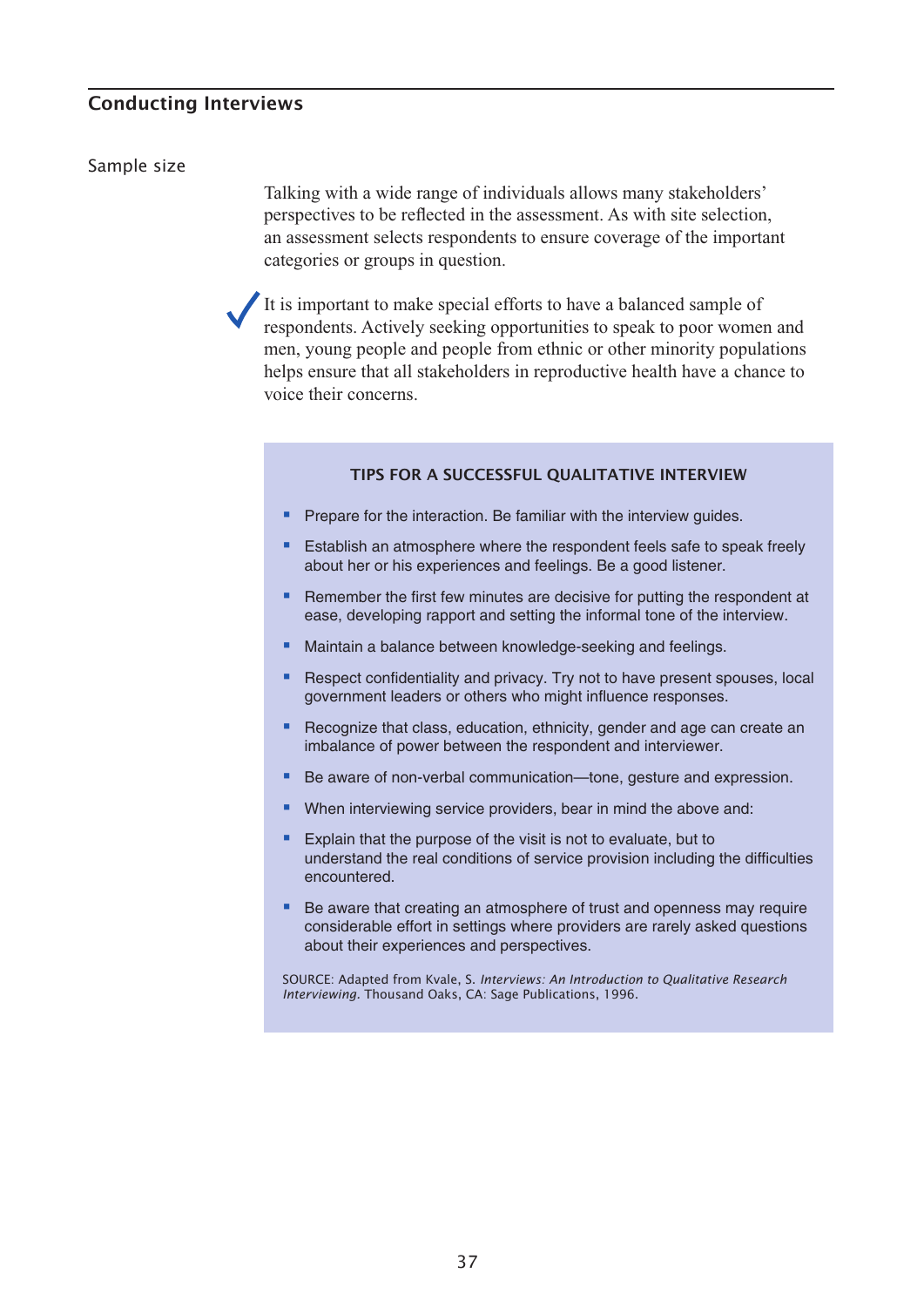## Conducting Interviews

### Sample size

Talking with a wide range of individuals allows many stakeholders' perspectives to be reflected in the assessment. As with site selection, an assessment selects respondents to ensure coverage of the important categories or groups in question.

✓ It is important to make special efforts to have a balanced sample of respondents. Actively seeking opportunities to speak to poor women and men, young people and people from ethnic or other minority populations helps ensure that all stakeholders in reproductive health have a chance to voice their concerns.

#### TIPS FOR A SUCCESSFUL QUALITATIVE INTERVIEW

- Prepare for the interaction. Be familiar with the interview guides.
- Establish an atmosphere where the respondent feels safe to speak freely about her or his experiences and feelings. Be a good listener.
- Remember the first few minutes are decisive for putting the respondent at ease, developing rapport and setting the informal tone of the interview.
- Maintain a balance between knowledge-seeking and feelings.
- Respect confidentiality and privacy. Try not to have present spouses, local government leaders or others who might influence responses.
- Recognize that class, education, ethnicity, gender and age can create an imbalance of power between the respondent and interviewer.
- Be aware of non-verbal communication—tone, gesture and expression.
- When interviewing service providers, bear in mind the above and:
- Explain that the purpose of the visit is not to evaluate, but to understand the real conditions of service provision including the difficulties encountered.
- Be aware that creating an atmosphere of trust and openness may require considerable effort in settings where providers are rarely asked questions about their experiences and perspectives.

SOURCE: Adapted from Kvale, S. *Interviews: An Introduction to Qualitative Research Interviewing*. Thousand Oaks, CA: Sage Publications, 1996.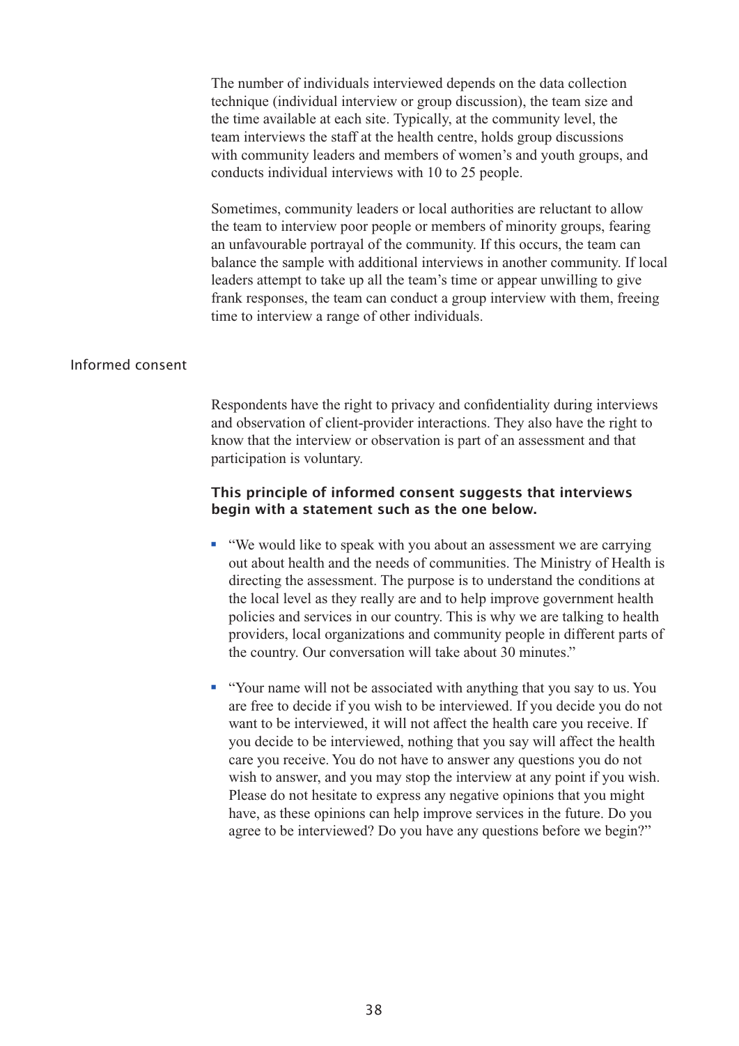The number of individuals interviewed depends on the data collection technique (individual interview or group discussion), the team size and the time available at each site. Typically, at the community level, the team interviews the staff at the health centre, holds group discussions with community leaders and members of women's and youth groups, and conducts individual interviews with 10 to 25 people.

Sometimes, community leaders or local authorities are reluctant to allow the team to interview poor people or members of minority groups, fearing an unfavourable portrayal of the community. If this occurs, the team can balance the sample with additional interviews in another community. If local leaders attempt to take up all the team's time or appear unwilling to give frank responses, the team can conduct a group interview with them, freeing time to interview a range of other individuals.

## Informed consent

Respondents have the right to privacy and confidentiality during interviews and observation of client-provider interactions. They also have the right to know that the interview or observation is part of an assessment and that participation is voluntary.

**This principle of informed consent suggests that interviews begin with a statement such as the one below.**

- "We would like to speak with you about an assessment we are carrying out about health and the needs of communities. The Ministry of Health is directing the assessment. The purpose is to understand the conditions at the local level as they really are and to help improve government health policies and services in our country. This is why we are talking to health providers, local organizations and community people in different parts of the country. Our conversation will take about 30 minutes."
- "Your name will not be associated with anything that you say to us. You are free to decide if you wish to be interviewed. If you decide you do not want to be interviewed, it will not affect the health care you receive. If you decide to be interviewed, nothing that you say will affect the health care you receive. You do not have to answer any questions you do not wish to answer, and you may stop the interview at any point if you wish. Please do not hesitate to express any negative opinions that you might have, as these opinions can help improve services in the future. Do you agree to be interviewed? Do you have any questions before we begin?"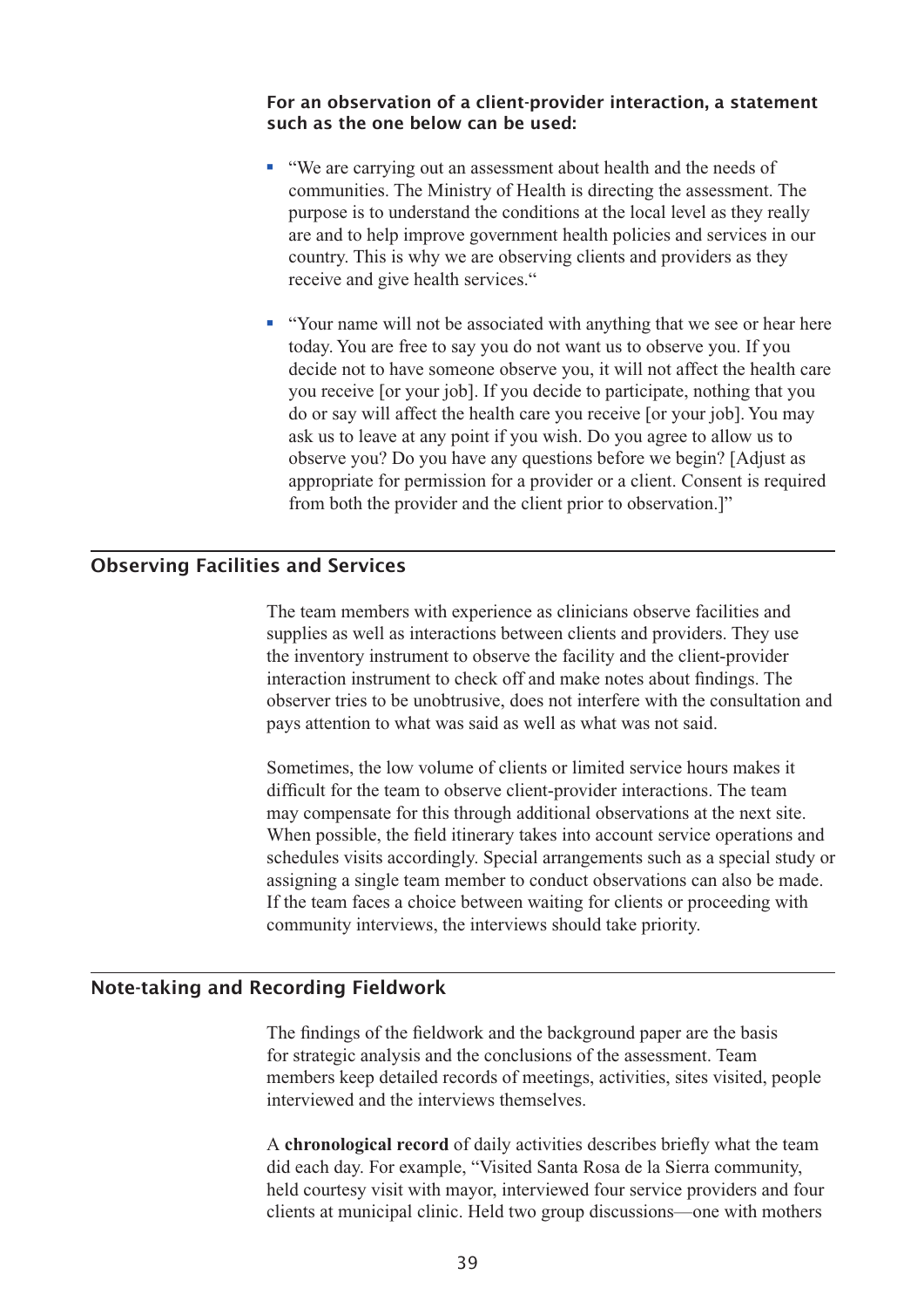**For an observation of a client-provider interaction, a statement such as the one below can be used:**

- "We are carrying out an assessment about health and the needs of communities. The Ministry of Health is directing the assessment. The purpose is to understand the conditions at the local level as they really are and to help improve government health policies and services in our country. This is why we are observing clients and providers as they receive and give health services."
- "Your name will not be associated with anything that we see or hear here today. You are free to say you do not want us to observe you. If you decide not to have someone observe you, it will not affect the health care you receive [or your job]. If you decide to participate, nothing that you do or say will affect the health care you receive [or your job]. You may ask us to leave at any point if you wish. Do you agree to allow us to observe you? Do you have any questions before we begin? [Adjust as appropriate for permission for a provider or a client. Consent is required from both the provider and the client prior to observation.]"

## Observing Facilities and Services

The team members with experience as clinicians observe facilities and supplies as well as interactions between clients and providers. They use the inventory instrument to observe the facility and the client-provider interaction instrument to check off and make notes about findings. The observer tries to be unobtrusive, does not interfere with the consultation and pays attention to what was said as well as what was not said.

Sometimes, the low volume of clients or limited service hours makes it difficult for the team to observe client-provider interactions. The team may compensate for this through additional observations at the next site. When possible, the field itinerary takes into account service operations and schedules visits accordingly. Special arrangements such as a special study or assigning a single team member to conduct observations can also be made. If the team faces a choice between waiting for clients or proceeding with community interviews, the interviews should take priority.

## Note-taking and Recording Fieldwork

The findings of the fieldwork and the background paper are the basis for strategic analysis and the conclusions of the assessment. Team members keep detailed records of meetings, activities, sites visited, people interviewed and the interviews themselves.

A **chronological record** of daily activities describes briefly what the team did each day. For example, "Visited Santa Rosa de la Sierra community, held courtesy visit with mayor, interviewed four service providers and four clients at municipal clinic. Held two group discussions—one with mothers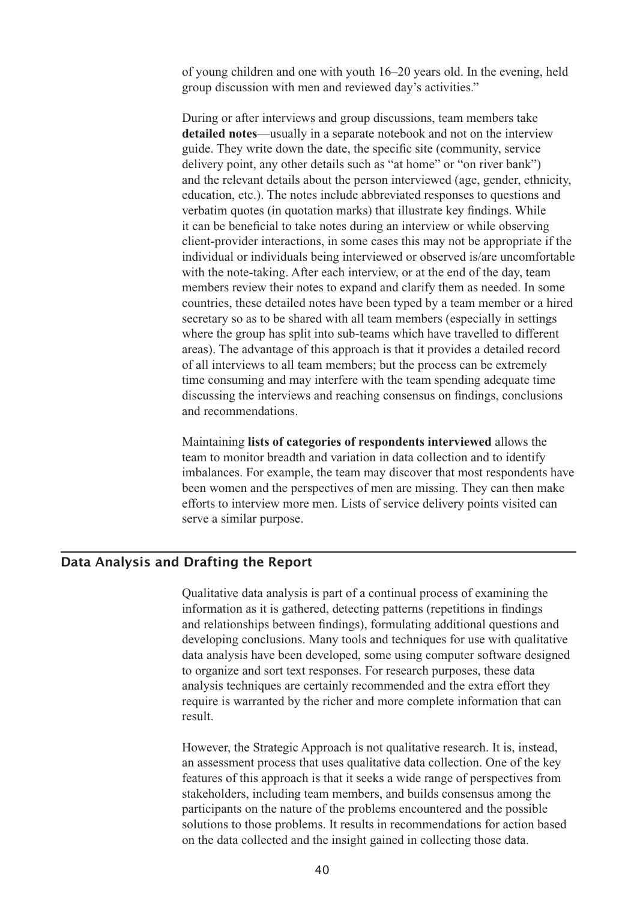of young children and one with youth 16–20 years old. In the evening, held group discussion with men and reviewed day's activities."

During or after interviews and group discussions, team members take **detailed notes**—usually in a separate notebook and not on the interview guide. They write down the date, the specific site (community, service delivery point, any other details such as "at home" or "on river bank") and the relevant details about the person interviewed (age, gender, ethnicity, education, etc.). The notes include abbreviated responses to questions and verbatim quotes (in quotation marks) that illustrate key findings. While it can be beneficial to take notes during an interview or while observing client-provider interactions, in some cases this may not be appropriate if the individual or individuals being interviewed or observed is/are uncomfortable with the note-taking. After each interview, or at the end of the day, team members review their notes to expand and clarify them as needed. In some countries, these detailed notes have been typed by a team member or a hired secretary so as to be shared with all team members (especially in settings where the group has split into sub-teams which have travelled to different areas). The advantage of this approach is that it provides a detailed record of all interviews to all team members; but the process can be extremely time consuming and may interfere with the team spending adequate time discussing the interviews and reaching consensus on findings, conclusions and recommendations.

Maintaining **lists of categories of respondents interviewed** allows the team to monitor breadth and variation in data collection and to identify imbalances. For example, the team may discover that most respondents have been women and the perspectives of men are missing. They can then make efforts to interview more men. Lists of service delivery points visited can serve a similar purpose.

## Data Analysis and Drafting the Report

Qualitative data analysis is part of a continual process of examining the information as it is gathered, detecting patterns (repetitions in findings and relationships between findings), formulating additional questions and developing conclusions. Many tools and techniques for use with qualitative data analysis have been developed, some using computer software designed to organize and sort text responses. For research purposes, these data analysis techniques are certainly recommended and the extra effort they require is warranted by the richer and more complete information that can result.

However, the Strategic Approach is not qualitative research. It is, instead, an assessment process that uses qualitative data collection. One of the key features of this approach is that it seeks a wide range of perspectives from stakeholders, including team members, and builds consensus among the participants on the nature of the problems encountered and the possible solutions to those problems. It results in recommendations for action based on the data collected and the insight gained in collecting those data.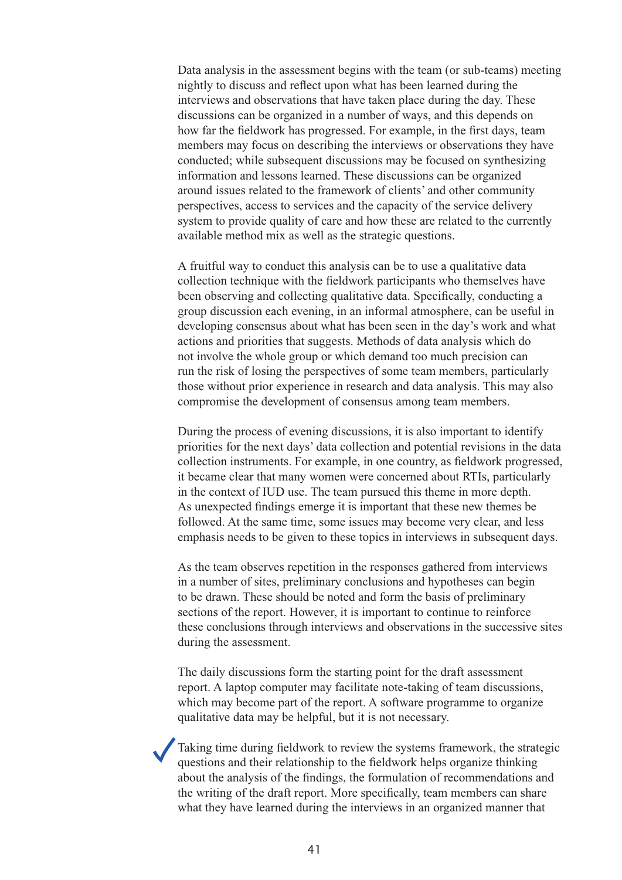Data analysis in the assessment begins with the team (or sub-teams) meeting nightly to discuss and reflect upon what has been learned during the interviews and observations that have taken place during the day. These discussions can be organized in a number of ways, and this depends on how far the fieldwork has progressed. For example, in the first days, team members may focus on describing the interviews or observations they have conducted; while subsequent discussions may be focused on synthesizing information and lessons learned. These discussions can be organized around issues related to the framework of clients' and other community perspectives, access to services and the capacity of the service delivery system to provide quality of care and how these are related to the currently available method mix as well as the strategic questions.

A fruitful way to conduct this analysis can be to use a qualitative data collection technique with the fieldwork participants who themselves have been observing and collecting qualitative data. Specifically, conducting a group discussion each evening, in an informal atmosphere, can be useful in developing consensus about what has been seen in the day's work and what actions and priorities that suggests. Methods of data analysis which do not involve the whole group or which demand too much precision can run the risk of losing the perspectives of some team members, particularly those without prior experience in research and data analysis. This may also compromise the development of consensus among team members.

During the process of evening discussions, it is also important to identify priorities for the next days' data collection and potential revisions in the data collection instruments. For example, in one country, as fieldwork progressed, it became clear that many women were concerned about RTIs, particularly in the context of IUD use. The team pursued this theme in more depth. As unexpected findings emerge it is important that these new themes be followed. At the same time, some issues may become very clear, and less emphasis needs to be given to these topics in interviews in subsequent days.

As the team observes repetition in the responses gathered from interviews in a number of sites, preliminary conclusions and hypotheses can begin to be drawn. These should be noted and form the basis of preliminary sections of the report. However, it is important to continue to reinforce these conclusions through interviews and observations in the successive sites during the assessment.

The daily discussions form the starting point for the draft assessment report. A laptop computer may facilitate note-taking of team discussions, which may become part of the report. A software programme to organize qualitative data may be helpful, but it is not necessary.

✓ Taking time during fieldwork to review the systems framework, the strategic questions and their relationship to the fieldwork helps organize thinking about the analysis of the findings, the formulation of recommendations and the writing of the draft report. More specifically, team members can share what they have learned during the interviews in an organized manner that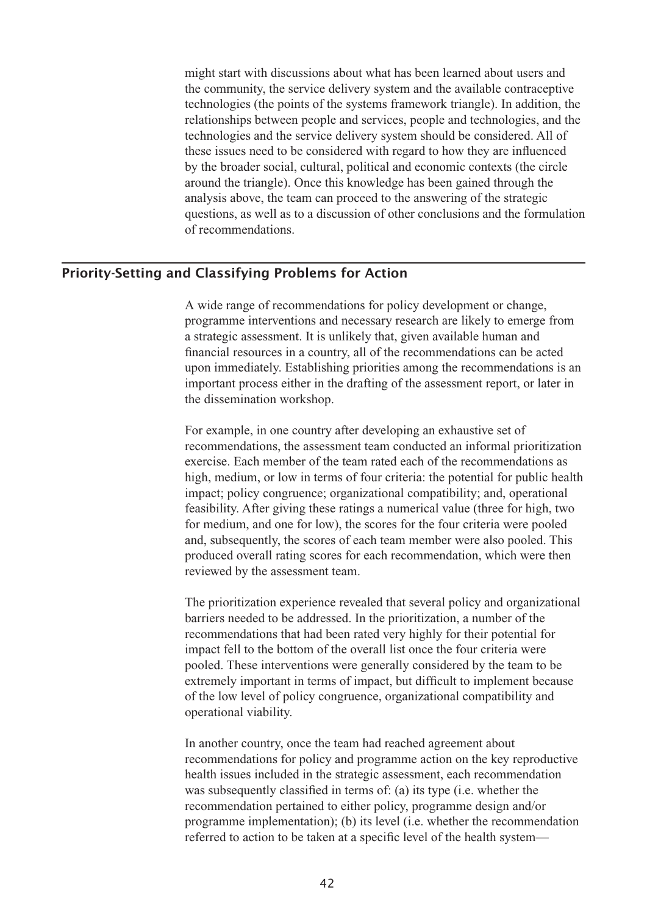might start with discussions about what has been learned about users and the community, the service delivery system and the available contraceptive technologies (the points of the systems framework triangle). In addition, the relationships between people and services, people and technologies, and the technologies and the service delivery system should be considered. All of these issues need to be considered with regard to how they are influenced by the broader social, cultural, political and economic contexts (the circle around the triangle). Once this knowledge has been gained through the analysis above, the team can proceed to the answering of the strategic questions, as well as to a discussion of other conclusions and the formulation of recommendations.

## Priority-Setting and Classifying Problems for Action

A wide range of recommendations for policy development or change, programme interventions and necessary research are likely to emerge from a strategic assessment. It is unlikely that, given available human and financial resources in a country, all of the recommendations can be acted upon immediately. Establishing priorities among the recommendations is an important process either in the drafting of the assessment report, or later in the dissemination workshop.

For example, in one country after developing an exhaustive set of recommendations, the assessment team conducted an informal prioritization exercise. Each member of the team rated each of the recommendations as high, medium, or low in terms of four criteria: the potential for public health impact; policy congruence; organizational compatibility; and, operational feasibility. After giving these ratings a numerical value (three for high, two for medium, and one for low), the scores for the four criteria were pooled and, subsequently, the scores of each team member were also pooled. This produced overall rating scores for each recommendation, which were then reviewed by the assessment team.

The prioritization experience revealed that several policy and organizational barriers needed to be addressed. In the prioritization, a number of the recommendations that had been rated very highly for their potential for impact fell to the bottom of the overall list once the four criteria were pooled. These interventions were generally considered by the team to be extremely important in terms of impact, but difficult to implement because of the low level of policy congruence, organizational compatibility and operational viability.

In another country, once the team had reached agreement about recommendations for policy and programme action on the key reproductive health issues included in the strategic assessment, each recommendation was subsequently classified in terms of: (a) its type (i.e. whether the recommendation pertained to either policy, programme design and/or programme implementation); (b) its level (i.e. whether the recommendation referred to action to be taken at a specific level of the health system—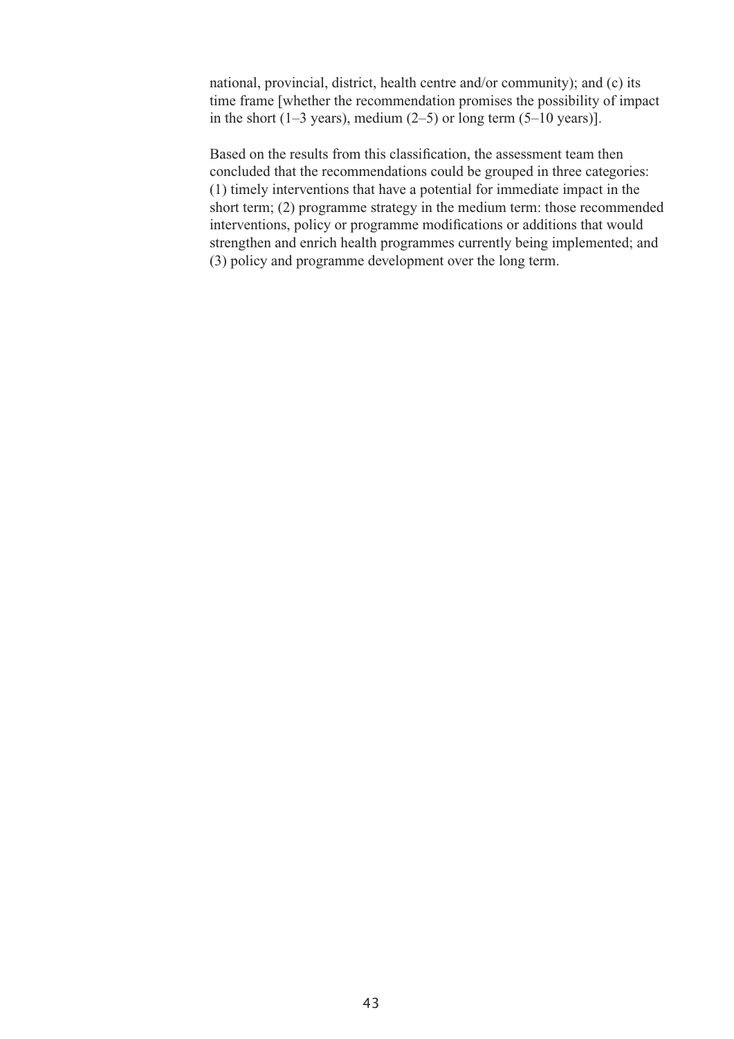national, provincial, district, health centre and/or community); and (c) its time frame [whether the recommendation promises the possibility of impact in the short (1–3 years), medium (2–5) or long term (5–10 years)].

Based on the results from this classification, the assessment team then concluded that the recommendations could be grouped in three categories: (1) timely interventions that have a potential for immediate impact in the short term; (2) programme strategy in the medium term: those recommended interventions, policy or programme modifications or additions that would strengthen and enrich health programmes currently being implemented; and (3) policy and programme development over the long term.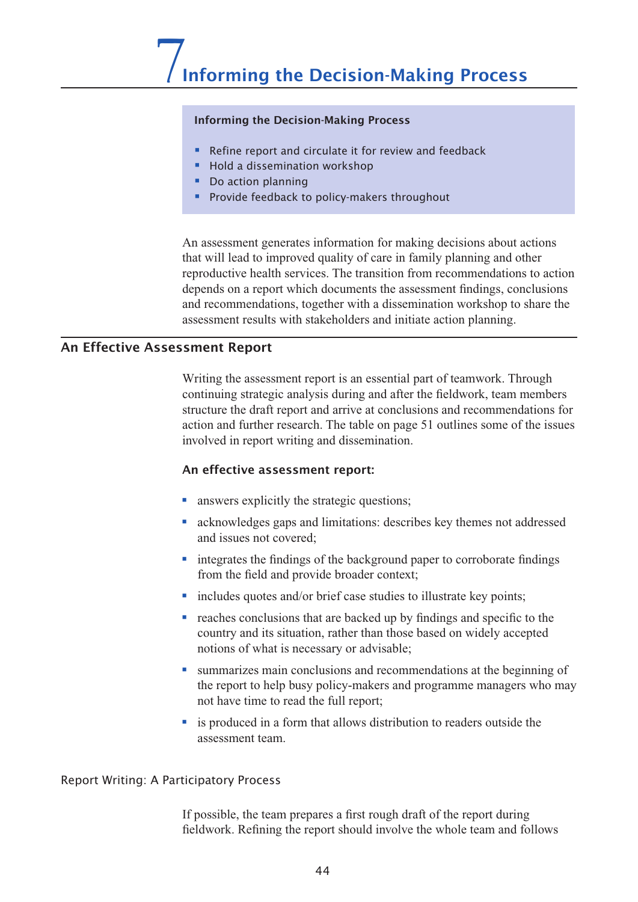# 7 Informing the Decision-Making Process

**Informing the Decision-Making Process**

- Refine report and circulate it for review and feedback
- Hold a dissemination workshop
- Do action planning
- Provide feedback to policy-makers throughout

An assessment generates information for making decisions about actions that will lead to improved quality of care in family planning and other reproductive health services. The transition from recommendations to action depends on a report which documents the assessment findings, conclusions and recommendations, together with a dissemination workshop to share the assessment results with stakeholders and initiate action planning.

## An Effective Assessment Report

Writing the assessment report is an essential part of teamwork. Through continuing strategic analysis during and after the fieldwork, team members structure the draft report and arrive at conclusions and recommendations for action and further research. The table on page 51 outlines some of the issues involved in report writing and dissemination.

**An effective assessment report:**

- answers explicitly the strategic questions;
- acknowledges gaps and limitations: describes key themes not addressed and issues not covered;
- integrates the findings of the background paper to corroborate findings from the field and provide broader context;
- includes quotes and/or brief case studies to illustrate key points;
- reaches conclusions that are backed up by findings and specific to the country and its situation, rather than those based on widely accepted notions of what is necessary or advisable;
- summarizes main conclusions and recommendations at the beginning of the report to help busy policy-makers and programme managers who may not have time to read the full report;
- is produced in a form that allows distribution to readers outside the assessment team.

### Report Writing: A Participatory Process

If possible, the team prepares a first rough draft of the report during fieldwork. Refining the report should involve the whole team and follows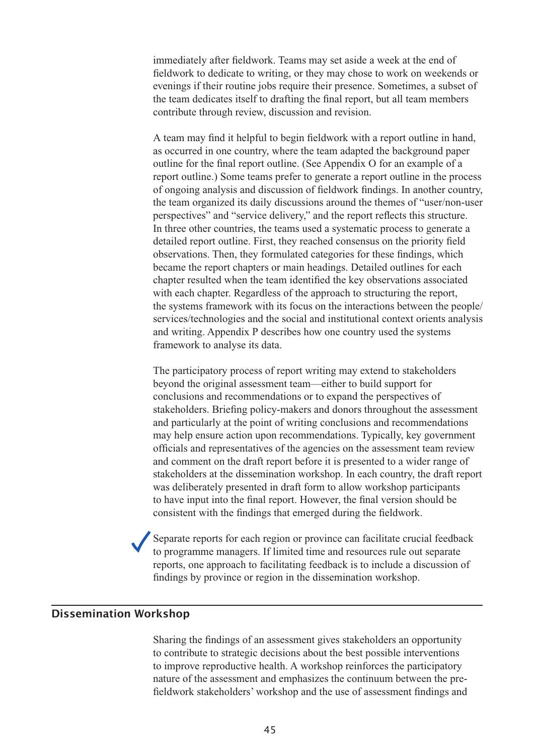immediately after fieldwork. Teams may set aside a week at the end of fieldwork to dedicate to writing, or they may chose to work on weekends or evenings if their routine jobs require their presence. Sometimes, a subset of the team dedicates itself to drafting the final report, but all team members contribute through review, discussion and revision.

A team may find it helpful to begin fieldwork with a report outline in hand, as occurred in one country, where the team adapted the background paper outline for the final report outline. (See Appendix O for an example of a report outline.) Some teams prefer to generate a report outline in the process of ongoing analysis and discussion of fieldwork findings. In another country, the team organized its daily discussions around the themes of "user/non-user perspectives" and "service delivery," and the report reflects this structure. In three other countries, the teams used a systematic process to generate a detailed report outline. First, they reached consensus on the priority field observations. Then, they formulated categories for these findings, which became the report chapters or main headings. Detailed outlines for each chapter resulted when the team identified the key observations associated with each chapter. Regardless of the approach to structuring the report, the systems framework with its focus on the interactions between the people/services/technologies and the social and institutional context orients analysis and writing. Appendix P describes how one country used the systems framework to analyse its data.

The participatory process of report writing may extend to stakeholders beyond the original assessment team—either to build support for conclusions and recommendations or to expand the perspectives of stakeholders. Briefing policy-makers and donors throughout the assessment and particularly at the point of writing conclusions and recommendations may help ensure action upon recommendations. Typically, key government officials and representatives of the agencies on the assessment team review and comment on the draft report before it is presented to a wider range of stakeholders at the dissemination workshop. In each country, the draft report was deliberately presented in draft form to allow workshop participants to have input into the final report. However, the final version should be consistent with the findings that emerged during the fieldwork.

✓ Separate reports for each region or province can facilitate crucial feedback to programme managers. If limited time and resources rule out separate reports, one approach to facilitating feedback is to include a discussion of findings by province or region in the dissemination workshop.

## Dissemination Workshop

Sharing the findings of an assessment gives stakeholders an opportunity to contribute to strategic decisions about the best possible interventions to improve reproductive health. A workshop reinforces the participatory nature of the assessment and emphasizes the continuum between the pre-fieldwork stakeholders' workshop and the use of assessment findings and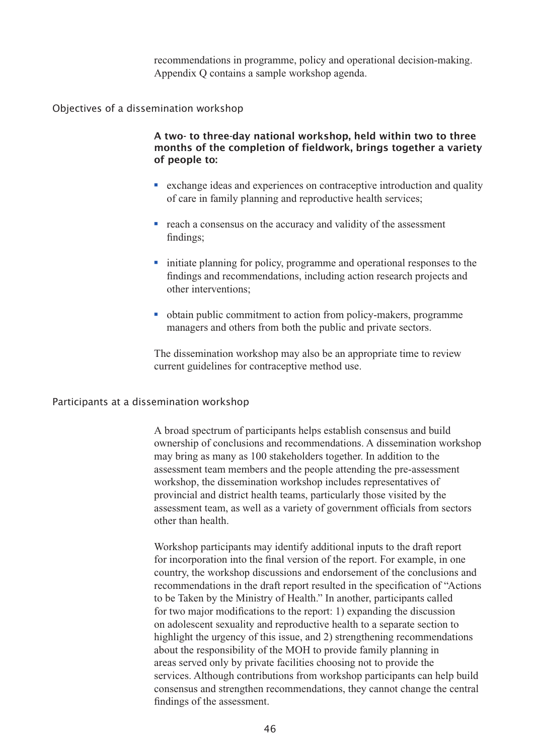recommendations in programme, policy and operational decision-making. Appendix Q contains a sample workshop agenda.

### Objectives of a dissemination workshop

**A two- to three-day national workshop, held within two to three months of the completion of fieldwork, brings together a variety of people to:**

- exchange ideas and experiences on contraceptive introduction and quality of care in family planning and reproductive health services;
- reach a consensus on the accuracy and validity of the assessment findings;
- initiate planning for policy, programme and operational responses to the findings and recommendations, including action research projects and other interventions;
- obtain public commitment to action from policy-makers, programme managers and others from both the public and private sectors.

The dissemination workshop may also be an appropriate time to review current guidelines for contraceptive method use.

### Participants at a dissemination workshop

A broad spectrum of participants helps establish consensus and build ownership of conclusions and recommendations. A dissemination workshop may bring as many as 100 stakeholders together. In addition to the assessment team members and the people attending the pre-assessment workshop, the dissemination workshop includes representatives of provincial and district health teams, particularly those visited by the assessment team, as well as a variety of government officials from sectors other than health.

Workshop participants may identify additional inputs to the draft report for incorporation into the final version of the report. For example, in one country, the workshop discussions and endorsement of the conclusions and recommendations in the draft report resulted in the specification of "Actions to be Taken by the Ministry of Health." In another, participants called for two major modifications to the report: 1) expanding the discussion on adolescent sexuality and reproductive health to a separate section to highlight the urgency of this issue, and 2) strengthening recommendations about the responsibility of the MOH to provide family planning in areas served only by private facilities choosing not to provide the services. Although contributions from workshop participants can help build consensus and strengthen recommendations, they cannot change the central findings of the assessment.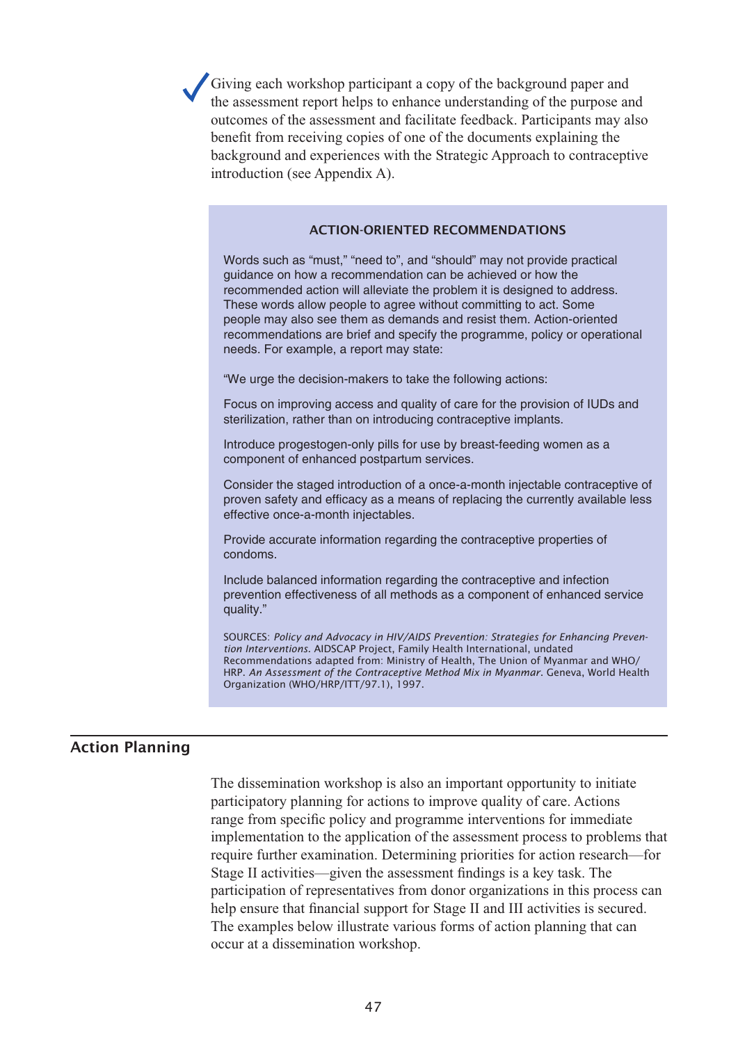Giving each workshop participant a copy of the background paper and the assessment report helps to enhance understanding of the purpose and outcomes of the assessment and facilitate feedback. Participants may also benefit from receiving copies of one of the documents explaining the background and experiences with the Strategic Approach to contraceptive introduction (see Appendix A).

### ACTION-ORIENTED RECOMMENDATIONS

Words such as "must," "need to", and "should" may not provide practical guidance on how a recommendation can be achieved or how the recommended action will alleviate the problem it is designed to address. These words allow people to agree without committing to act. Some people may also see them as demands and resist them. Action-oriented recommendations are brief and specify the programme, policy or operational needs. For example, a report may state:

"We urge the decision-makers to take the following actions:

Focus on improving access and quality of care for the provision of IUDs and sterilization, rather than on introducing contraceptive implants.

Introduce progestogen-only pills for use by breast-feeding women as a component of enhanced postpartum services.

Consider the staged introduction of a once-a-month injectable contraceptive of proven safety and efficacy as a means of replacing the currently available less effective once-a-month injectables.

Provide accurate information regarding the contraceptive properties of condoms.

Include balanced information regarding the contraceptive and infection prevention effectiveness of all methods as a component of enhanced service quality."

SOURCES: *Policy and Advocacy in HIV/AIDS Prevention: Strategies for Enhancing Prevention Interventions.* AIDSCAP Project, Family Health International, undated
Recommendations adapted from: Ministry of Health, The Union of Myanmar and WHO/HRP. *An Assessment of the Contraceptive Method Mix in Myanmar.* Geneva, World Health Organization (WHO/HRP/ITT/97.1), 1997.

## Action Planning

The dissemination workshop is also an important opportunity to initiate participatory planning for actions to improve quality of care. Actions range from specific policy and programme interventions for immediate implementation to the application of the assessment process to problems that require further examination. Determining priorities for action research—for Stage II activities—given the assessment findings is a key task. The participation of representatives from donor organizations in this process can help ensure that financial support for Stage II and III activities is secured. The examples below illustrate various forms of action planning that can occur at a dissemination workshop.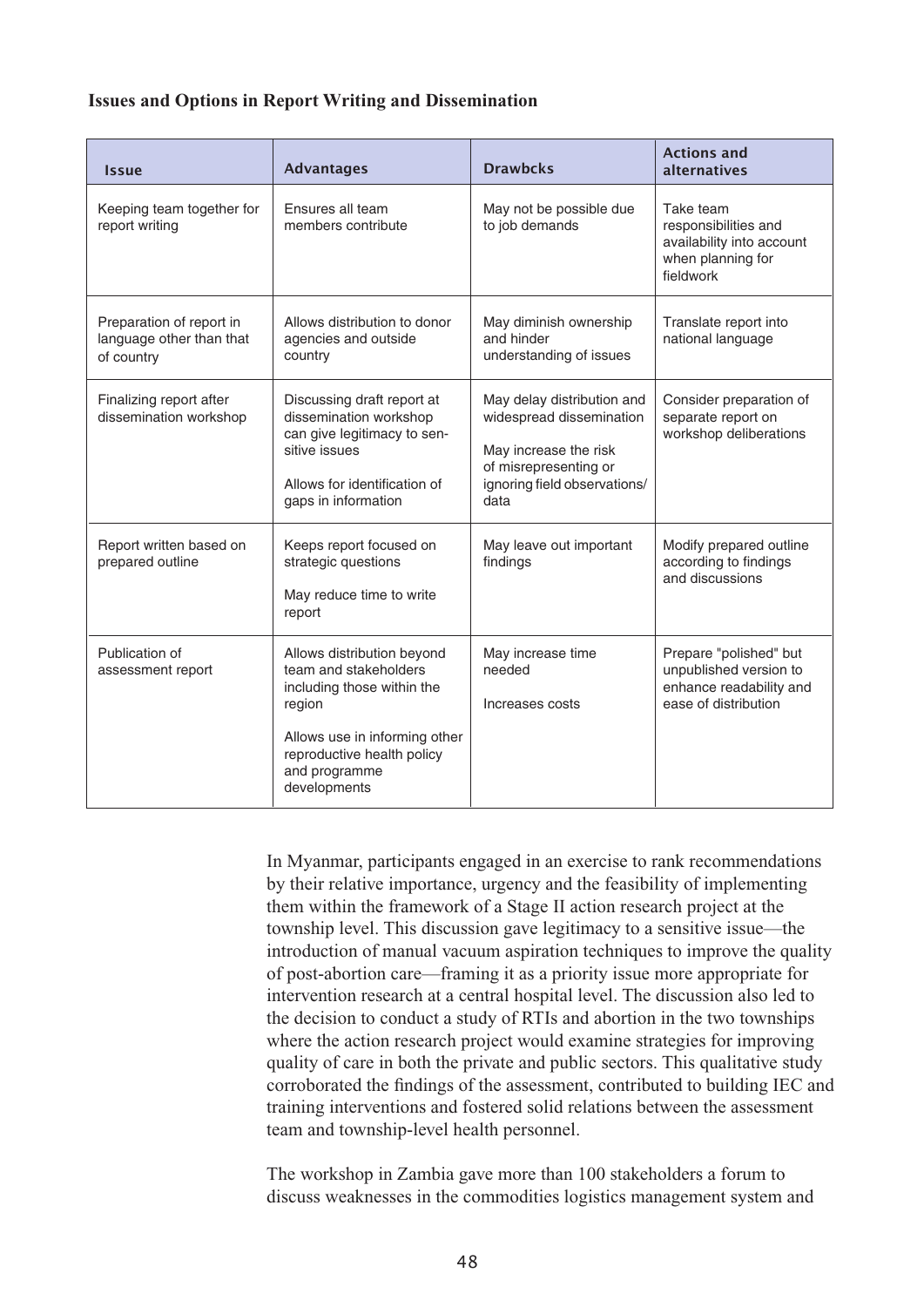**Issues and Options in Report Writing and Dissemination**

| Issue | Advantages | Drawbcks | Actions and alternatives |
|---|---|---|---|
| Keeping team together for report writing | Ensures all team members contribute | May not be possible due to job demands | Take team responsibilities and availability into account when planning for fieldwork |
| Preparation of report in language other than that of country | Allows distribution to donor agencies and outside country | May diminish ownership and hinder understanding of issues | Translate report into national language |
| Finalizing report after dissemination workshop | Discussing draft report at dissemination workshop can give legitimacy to sensitive issues<br><br>Allows for identification of gaps in information | May delay distribution and widespread dissemination<br><br>May increase the risk of misrepresenting or ignoring field observations/data | Consider preparation of separate report on workshop deliberations |
| Report written based on prepared outline | Keeps report focused on strategic questions<br><br>May reduce time to write report | May leave out important findings | Modify prepared outline according to findings and discussions |
| Publication of assessment report | Allows distribution beyond team and stakeholders including those within the region<br><br>Allows use in informing other reproductive health policy and programme developments | May increase time needed<br><br>Increases costs | Prepare "polished" but unpublished version to enhance readability and ease of distribution |

In Myanmar, participants engaged in an exercise to rank recommendations by their relative importance, urgency and the feasibility of implementing them within the framework of a Stage II action research project at the township level. This discussion gave legitimacy to a sensitive issue—the introduction of manual vacuum aspiration techniques to improve the quality of post-abortion care—framing it as a priority issue more appropriate for intervention research at a central hospital level. The discussion also led to the decision to conduct a study of RTIs and abortion in the two townships where the action research project would examine strategies for improving quality of care in both the private and public sectors. This qualitative study corroborated the findings of the assessment, contributed to building IEC and training interventions and fostered solid relations between the assessment team and township-level health personnel.

The workshop in Zambia gave more than 100 stakeholders a forum to discuss weaknesses in the commodities logistics management system and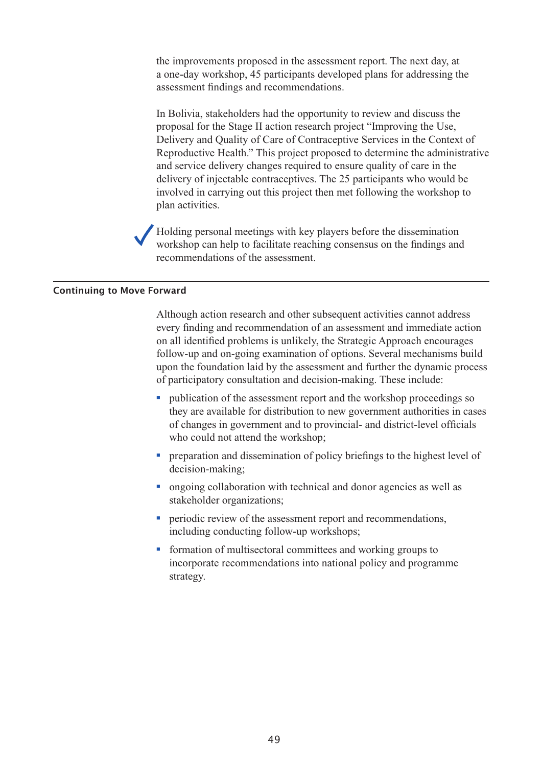the improvements proposed in the assessment report. The next day, at a one-day workshop, 45 participants developed plans for addressing the assessment findings and recommendations.

In Bolivia, stakeholders had the opportunity to review and discuss the proposal for the Stage II action research project "Improving the Use, Delivery and Quality of Care of Contraceptive Services in the Context of Reproductive Health." This project proposed to determine the administrative and service delivery changes required to ensure quality of care in the delivery of injectable contraceptives. The 25 participants who would be involved in carrying out this project then met following the workshop to plan activities.

✓ Holding personal meetings with key players before the dissemination workshop can help to facilitate reaching consensus on the findings and recommendations of the assessment.

## Continuing to Move Forward

Although action research and other subsequent activities cannot address every finding and recommendation of an assessment and immediate action on all identified problems is unlikely, the Strategic Approach encourages follow-up and on-going examination of options. Several mechanisms build upon the foundation laid by the assessment and further the dynamic process of participatory consultation and decision-making. These include:

- publication of the assessment report and the workshop proceedings so they are available for distribution to new government authorities in cases of changes in government and to provincial- and district-level officials who could not attend the workshop;
- preparation and dissemination of policy briefings to the highest level of decision-making;
- ongoing collaboration with technical and donor agencies as well as stakeholder organizations;
- periodic review of the assessment report and recommendations, including conducting follow-up workshops;
- formation of multisectoral committees and working groups to incorporate recommendations into national policy and programme strategy.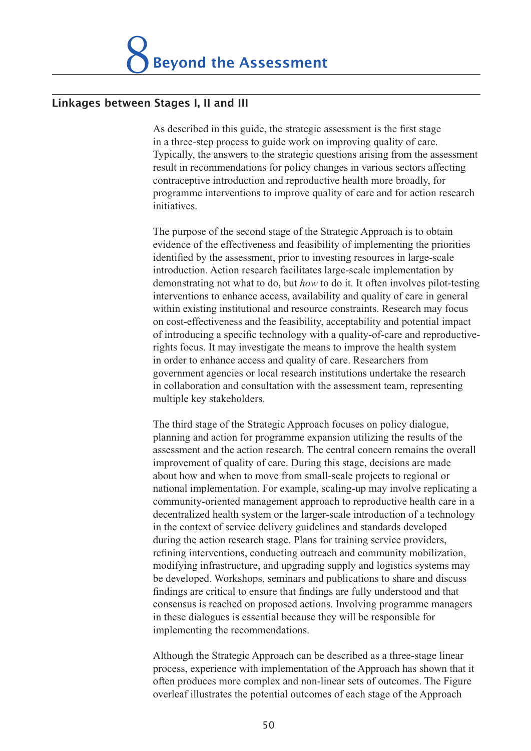# 8 Beyond the Assessment

## Linkages between Stages I, II and III

As described in this guide, the strategic assessment is the first stage in a three-step process to guide work on improving quality of care. Typically, the answers to the strategic questions arising from the assessment result in recommendations for policy changes in various sectors affecting contraceptive introduction and reproductive health more broadly, for programme interventions to improve quality of care and for action research initiatives.

The purpose of the second stage of the Strategic Approach is to obtain evidence of the effectiveness and feasibility of implementing the priorities identified by the assessment, prior to investing resources in large-scale introduction. Action research facilitates large-scale implementation by demonstrating not what to do, but *how* to do it. It often involves pilot-testing interventions to enhance access, availability and quality of care in general within existing institutional and resource constraints. Research may focus on cost-effectiveness and the feasibility, acceptability and potential impact of introducing a specific technology with a quality-of-care and reproductive-rights focus. It may investigate the means to improve the health system in order to enhance access and quality of care. Researchers from government agencies or local research institutions undertake the research in collaboration and consultation with the assessment team, representing multiple key stakeholders.

The third stage of the Strategic Approach focuses on policy dialogue, planning and action for programme expansion utilizing the results of the assessment and the action research. The central concern remains the overall improvement of quality of care. During this stage, decisions are made about how and when to move from small-scale projects to regional or national implementation. For example, scaling-up may involve replicating a community-oriented management approach to reproductive health care in a decentralized health system or the larger-scale introduction of a technology in the context of service delivery guidelines and standards developed during the action research stage. Plans for training service providers, refining interventions, conducting outreach and community mobilization, modifying infrastructure, and upgrading supply and logistics systems may be developed. Workshops, seminars and publications to share and discuss findings are critical to ensure that findings are fully understood and that consensus is reached on proposed actions. Involving programme managers in these dialogues is essential because they will be responsible for implementing the recommendations.

Although the Strategic Approach can be described as a three-stage linear process, experience with implementation of the Approach has shown that it often produces more complex and non-linear sets of outcomes. The Figure overleaf illustrates the potential outcomes of each stage of the Approach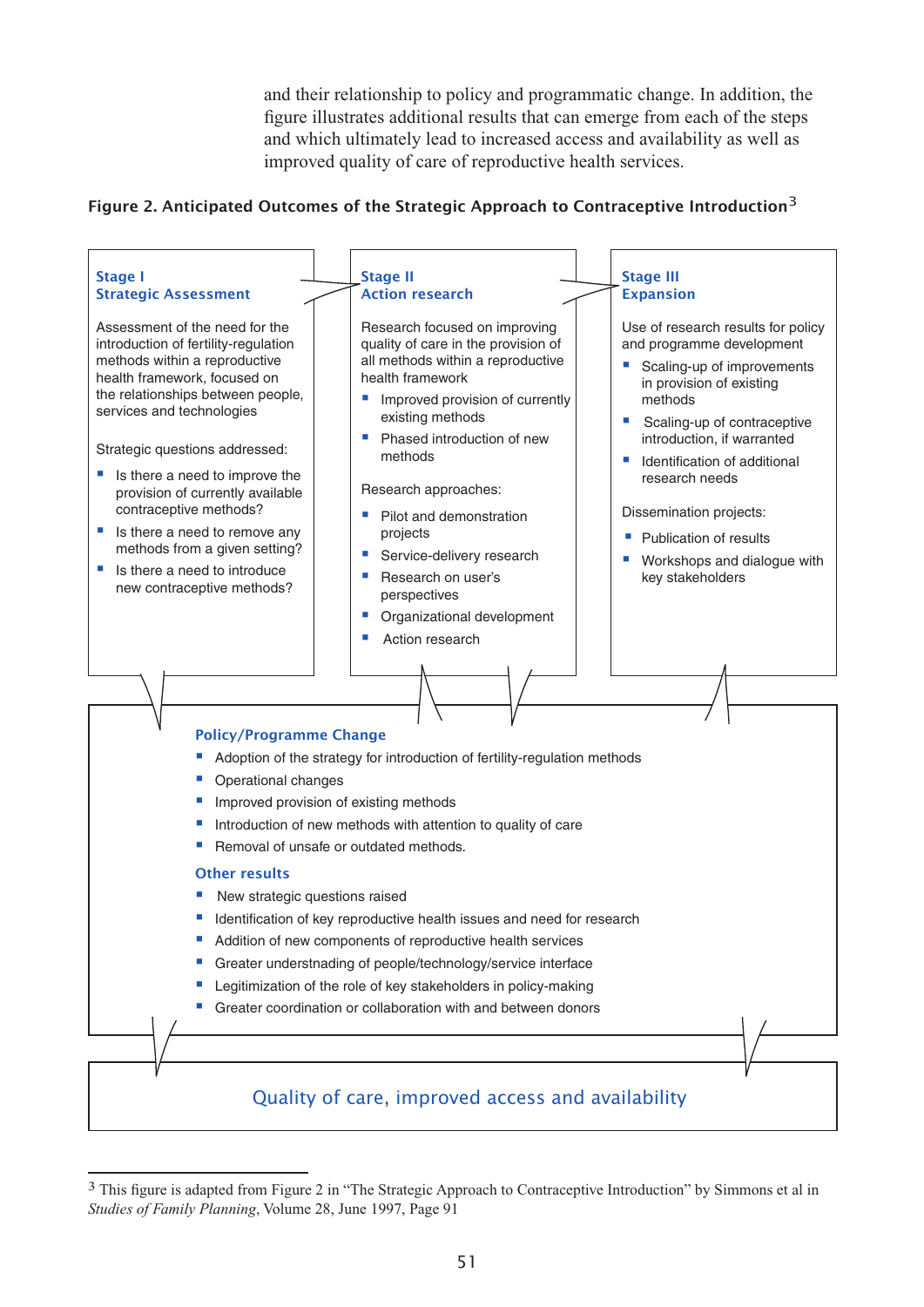and their relationship to policy and programmatic change. In addition, the figure illustrates additional results that can emerge from each of the steps and which ultimately lead to increased access and availability as well as improved quality of care of reproductive health services.

**Figure 2. Anticipated Outcomes of the Strategic Approach to Contraceptive Introduction**[3]

**Stage I**
**Strategic Assessment**

Assessment of the need for the introduction of fertility-regulation methods within a reproductive health framework, focused on the relationships between people, services and technologies

Strategic questions addressed:

- Is there a need to improve the provision of currently available contraceptive methods?
- Is there a need to remove any methods from a given setting?
- Is there a need to introduce new contraceptive methods?

**Stage II**
**Action research**

Research focused on improving quality of care in the provision of all methods within a reproductive health framework

- Improved provision of currently existing methods
- Phased introduction of new methods

Research approaches:

- Pilot and demonstration projects
- Service-delivery research
- Research on user's perspectives
- Organizational development
- Action research

**Stage III**
**Expansion**

Use of research results for policy and programme development

- Scaling-up of improvements in provision of existing methods
- Scaling-up of contraceptive introduction, if warranted
- Identification of additional research needs

Dissemination projects:

- Publication of results
- Workshops and dialogue with key stakeholders

**Policy/Programme Change**

- Adoption of the strategy for introduction of fertility-regulation methods
- Operational changes
- Improved provision of existing methods
- Introduction of new methods with attention to quality of care
- Removal of unsafe or outdated methods.

**Other results**

- New strategic questions raised
- Identification of key reproductive health issues and need for research
- Addition of new components of reproductive health services
- Greater understnading of people/technology/service interface
- Legitimization of the role of key stakeholders in policy-making
- Greater coordination or collaboration with and between donors

**Quality of care, improved access and availability**

---

[3] This figure is adapted from Figure 2 in "The Strategic Approach to Contraceptive Introduction" by Simmons et al in *Studies of Family Planning*, Volume 28, June 1997, Page 91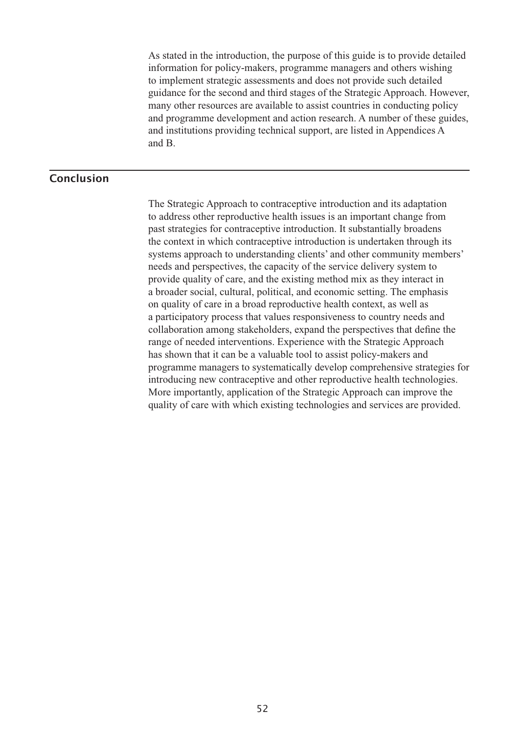As stated in the introduction, the purpose of this guide is to provide detailed information for policy-makers, programme managers and others wishing to implement strategic assessments and does not provide such detailed guidance for the second and third stages of the Strategic Approach. However, many other resources are available to assist countries in conducting policy and programme development and action research. A number of these guides, and institutions providing technical support, are listed in Appendices A and B.

## Conclusion

The Strategic Approach to contraceptive introduction and its adaptation to address other reproductive health issues is an important change from past strategies for contraceptive introduction. It substantially broadens the context in which contraceptive introduction is undertaken through its systems approach to understanding clients' and other community members' needs and perspectives, the capacity of the service delivery system to provide quality of care, and the existing method mix as they interact in a broader social, cultural, political, and economic setting. The emphasis on quality of care in a broad reproductive health context, as well as a participatory process that values responsiveness to country needs and collaboration among stakeholders, expand the perspectives that define the range of needed interventions. Experience with the Strategic Approach has shown that it can be a valuable tool to assist policy-makers and programme managers to systematically develop comprehensive strategies for introducing new contraceptive and other reproductive health technologies. More importantly, application of the Strategic Approach can improve the quality of care with which existing technologies and services are provided.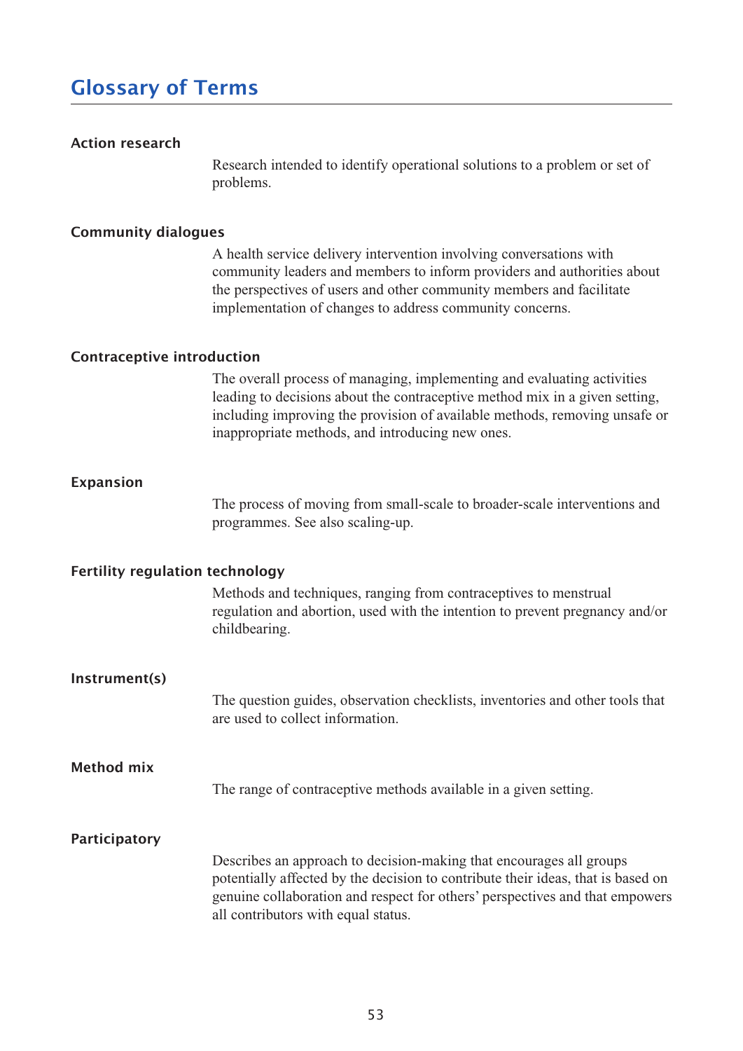# Glossary of Terms

**Action research**

Research intended to identify operational solutions to a problem or set of problems.

**Community dialogues**

A health service delivery intervention involving conversations with community leaders and members to inform providers and authorities about the perspectives of users and other community members and facilitate implementation of changes to address community concerns.

**Contraceptive introduction**

The overall process of managing, implementing and evaluating activities leading to decisions about the contraceptive method mix in a given setting, including improving the provision of available methods, removing unsafe or inappropriate methods, and introducing new ones.

**Expansion**

The process of moving from small-scale to broader-scale interventions and programmes. See also scaling-up.

**Fertility regulation technology**

Methods and techniques, ranging from contraceptives to menstrual regulation and abortion, used with the intention to prevent pregnancy and/or childbearing.

**Instrument(s)**

The question guides, observation checklists, inventories and other tools that are used to collect information.

**Method mix**

The range of contraceptive methods available in a given setting.

**Participatory**

Describes an approach to decision-making that encourages all groups potentially affected by the decision to contribute their ideas, that is based on genuine collaboration and respect for others' perspectives and that empowers all contributors with equal status.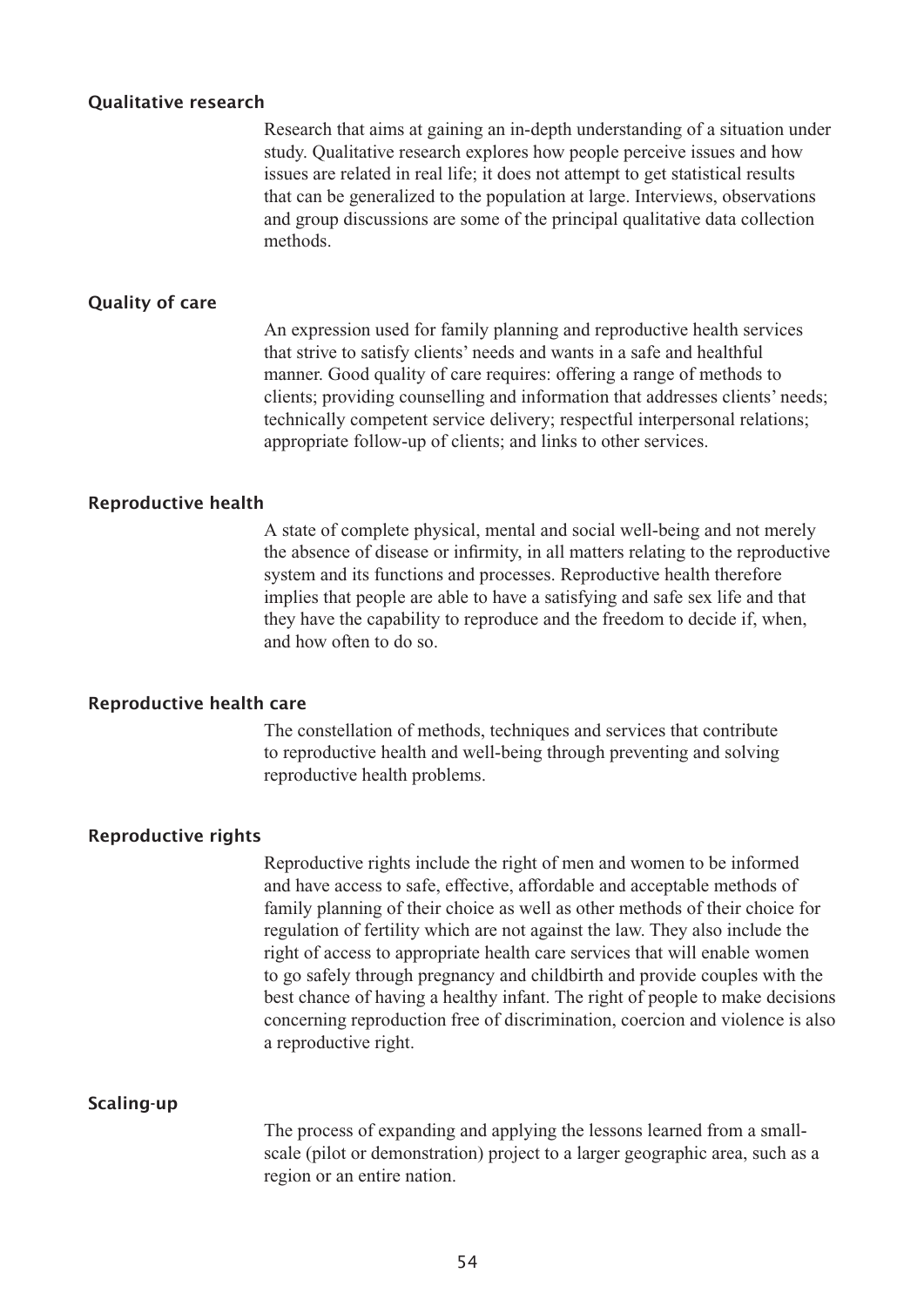#### Qualitative research

Research that aims at gaining an in-depth understanding of a situation under study. Qualitative research explores how people perceive issues and how issues are related in real life; it does not attempt to get statistical results that can be generalized to the population at large. Interviews, observations and group discussions are some of the principal qualitative data collection methods.

#### Quality of care

An expression used for family planning and reproductive health services that strive to satisfy clients' needs and wants in a safe and healthful manner. Good quality of care requires: offering a range of methods to clients; providing counselling and information that addresses clients' needs; technically competent service delivery; respectful interpersonal relations; appropriate follow-up of clients; and links to other services.

#### Reproductive health

A state of complete physical, mental and social well-being and not merely the absence of disease or infirmity, in all matters relating to the reproductive system and its functions and processes. Reproductive health therefore implies that people are able to have a satisfying and safe sex life and that they have the capability to reproduce and the freedom to decide if, when, and how often to do so.

#### Reproductive health care

The constellation of methods, techniques and services that contribute to reproductive health and well-being through preventing and solving reproductive health problems.

#### Reproductive rights

Reproductive rights include the right of men and women to be informed and have access to safe, effective, affordable and acceptable methods of family planning of their choice as well as other methods of their choice for regulation of fertility which are not against the law. They also include the right of access to appropriate health care services that will enable women to go safely through pregnancy and childbirth and provide couples with the best chance of having a healthy infant. The right of people to make decisions concerning reproduction free of discrimination, coercion and violence is also a reproductive right.

#### Scaling-up

The process of expanding and applying the lessons learned from a small-scale (pilot or demonstration) project to a larger geographic area, such as a region or an entire nation.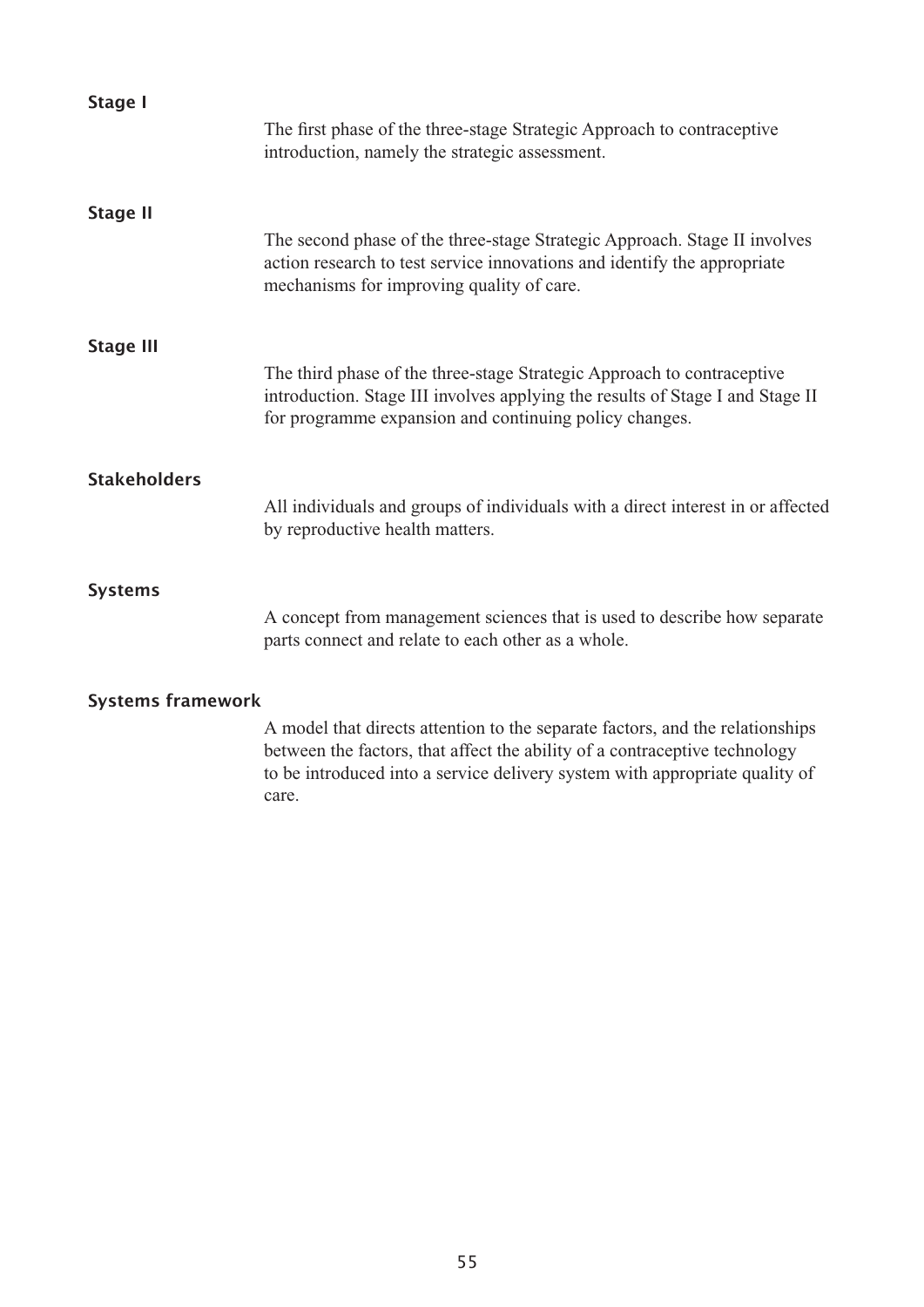**Stage I**

The first phase of the three-stage Strategic Approach to contraceptive introduction, namely the strategic assessment.

**Stage II**

The second phase of the three-stage Strategic Approach. Stage II involves action research to test service innovations and identify the appropriate mechanisms for improving quality of care.

**Stage III**

The third phase of the three-stage Strategic Approach to contraceptive introduction. Stage III involves applying the results of Stage I and Stage II for programme expansion and continuing policy changes.

**Stakeholders**

All individuals and groups of individuals with a direct interest in or affected by reproductive health matters.

**Systems**

A concept from management sciences that is used to describe how separate parts connect and relate to each other as a whole.

**Systems framework**

A model that directs attention to the separate factors, and the relationships between the factors, that affect the ability of a contraceptive technology to be introduced into a service delivery system with appropriate quality of care.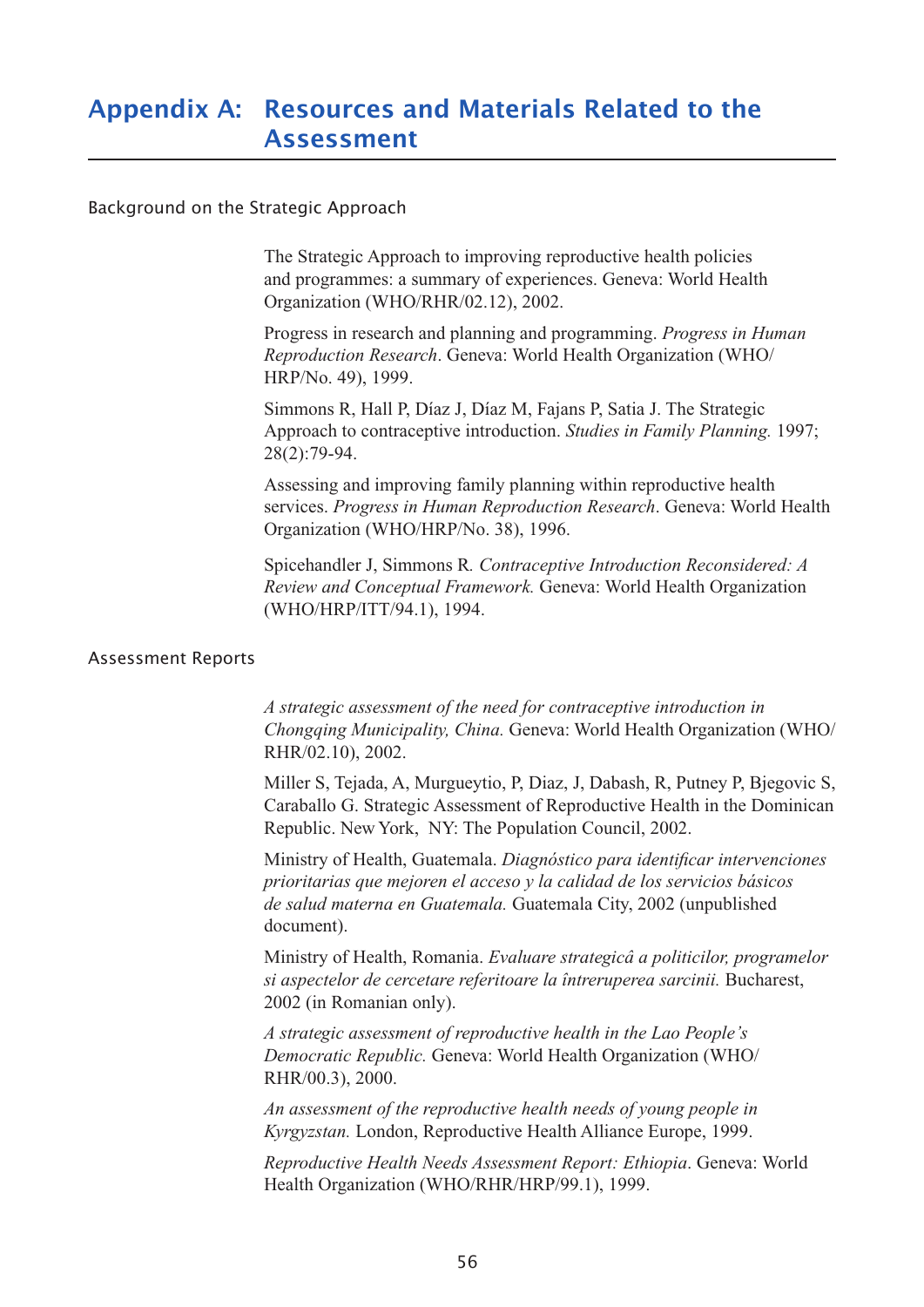# Appendix A: Resources and Materials Related to the Assessment

## Background on the Strategic Approach

The Strategic Approach to improving reproductive health policies and programmes: a summary of experiences. Geneva: World Health Organization (WHO/RHR/02.12), 2002.

Progress in research and planning and programming. *Progress in Human Reproduction Research*. Geneva: World Health Organization (WHO/HRP/No. 49), 1999.

Simmons R, Hall P, Díaz J, Díaz M, Fajans P, Satia J. The Strategic Approach to contraceptive introduction. *Studies in Family Planning.* 1997; 28(2):79-94.

Assessing and improving family planning within reproductive health services. *Progress in Human Reproduction Research*. Geneva: World Health Organization (WHO/HRP/No. 38), 1996.

Spicehandler J, Simmons R. *Contraceptive Introduction Reconsidered: A Review and Conceptual Framework.* Geneva: World Health Organization (WHO/HRP/ITT/94.1), 1994.

## Assessment Reports

*A strategic assessment of the need for contraceptive introduction in Chongqing Municipality, China.* Geneva: World Health Organization (WHO/RHR/02.10), 2002.

Miller S, Tejada, A, Murgueytio, P, Diaz, J, Dabash, R, Putney P, Bjegovic S, Caraballo G. Strategic Assessment of Reproductive Health in the Dominican Republic. New York, NY: The Population Council, 2002.

Ministry of Health, Guatemala. *Diagnóstico para identificar intervenciones prioritarias que mejoren el acceso y la calidad de los servicios básicos de salud materna en Guatemala.* Guatemala City, 2002 (unpublished document).

Ministry of Health, Romania. *Evaluare strategicâ a politicilor, programelor si aspectelor de cercetare referitoare la întreruperea sarcinii.* Bucharest, 2002 (in Romanian only).

*A strategic assessment of reproductive health in the Lao People's Democratic Republic.* Geneva: World Health Organization (WHO/RHR/00.3), 2000.

*An assessment of the reproductive health needs of young people in Kyrgyzstan.* London, Reproductive Health Alliance Europe, 1999.

*Reproductive Health Needs Assessment Report: Ethiopia*. Geneva: World Health Organization (WHO/RHR/HRP/99.1), 1999.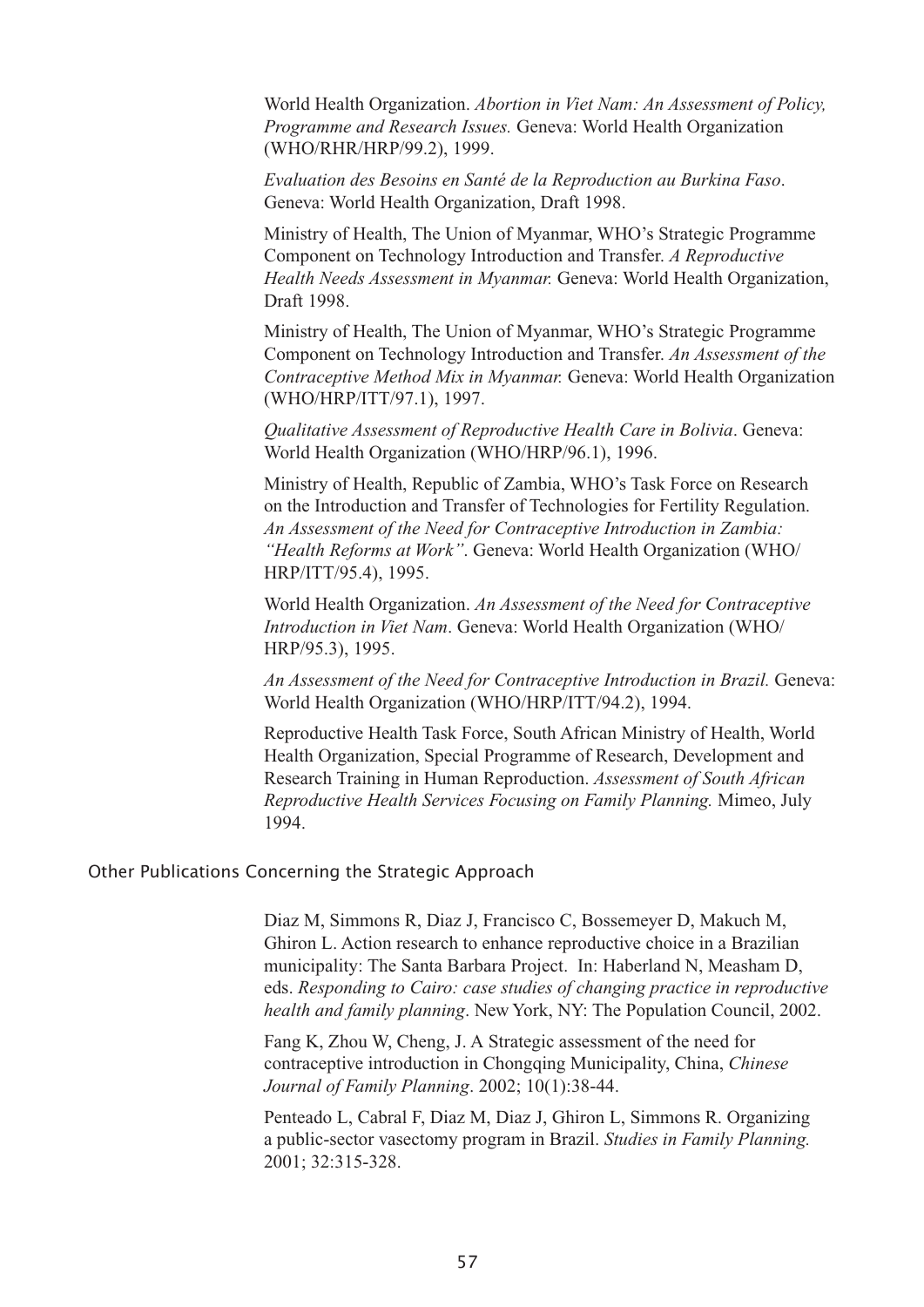World Health Organization. *Abortion in Viet Nam: An Assessment of Policy, Programme and Research Issues.* Geneva: World Health Organization (WHO/RHR/HRP/99.2), 1999.

*Evaluation des Besoins en Santé de la Reproduction au Burkina Faso*. Geneva: World Health Organization, Draft 1998.

Ministry of Health, The Union of Myanmar, WHO's Strategic Programme Component on Technology Introduction and Transfer. *A Reproductive Health Needs Assessment in Myanmar.* Geneva: World Health Organization, Draft 1998.

Ministry of Health, The Union of Myanmar, WHO's Strategic Programme Component on Technology Introduction and Transfer. *An Assessment of the Contraceptive Method Mix in Myanmar.* Geneva: World Health Organization (WHO/HRP/ITT/97.1), 1997.

*Qualitative Assessment of Reproductive Health Care in Bolivia*. Geneva: World Health Organization (WHO/HRP/96.1), 1996.

Ministry of Health, Republic of Zambia, WHO's Task Force on Research on the Introduction and Transfer of Technologies for Fertility Regulation. *An Assessment of the Need for Contraceptive Introduction in Zambia: "Health Reforms at Work"*. Geneva: World Health Organization (WHO/HRP/ITT/95.4), 1995.

World Health Organization. *An Assessment of the Need for Contraceptive Introduction in Viet Nam*. Geneva: World Health Organization (WHO/HRP/95.3), 1995.

*An Assessment of the Need for Contraceptive Introduction in Brazil.* Geneva: World Health Organization (WHO/HRP/ITT/94.2), 1994.

Reproductive Health Task Force, South African Ministry of Health, World Health Organization, Special Programme of Research, Development and Research Training in Human Reproduction. *Assessment of South African Reproductive Health Services Focusing on Family Planning.* Mimeo, July 1994.

## Other Publications Concerning the Strategic Approach

Diaz M, Simmons R, Diaz J, Francisco C, Bossemeyer D, Makuch M, Ghiron L. Action research to enhance reproductive choice in a Brazilian municipality: The Santa Barbara Project. In: Haberland N, Measham D, eds. *Responding to Cairo: case studies of changing practice in reproductive health and family planning*. New York, NY: The Population Council, 2002.

Fang K, Zhou W, Cheng, J. A Strategic assessment of the need for contraceptive introduction in Chongqing Municipality, China, *Chinese Journal of Family Planning*. 2002; 10(1):38-44.

Penteado L, Cabral F, Diaz M, Diaz J, Ghiron L, Simmons R. Organizing a public-sector vasectomy program in Brazil. *Studies in Family Planning.* 2001; 32:315-328.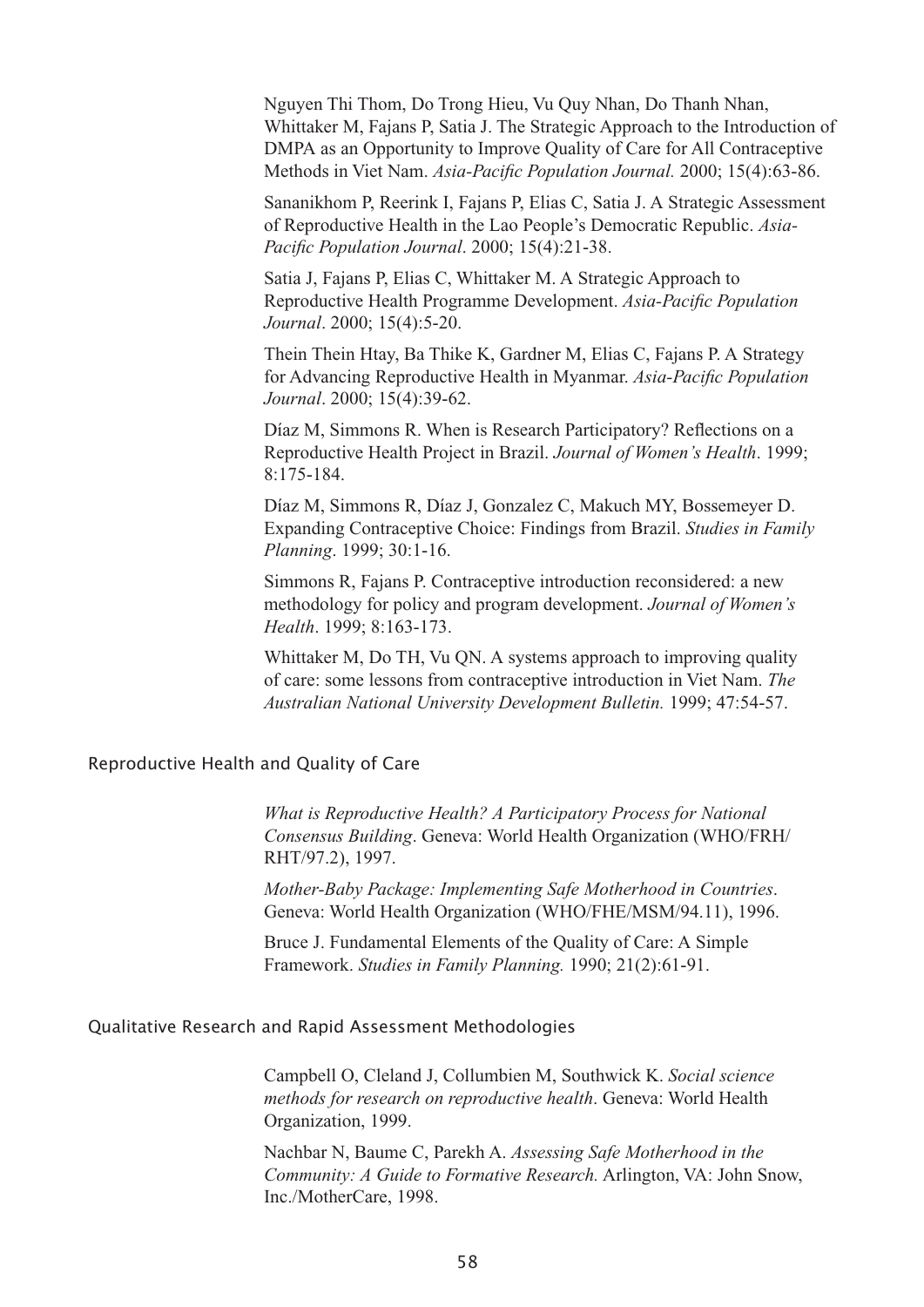Nguyen Thi Thom, Do Trong Hieu, Vu Quy Nhan, Do Thanh Nhan, Whittaker M, Fajans P, Satia J. The Strategic Approach to the Introduction of DMPA as an Opportunity to Improve Quality of Care for All Contraceptive Methods in Viet Nam. *Asia-Pacific Population Journal.* 2000; 15(4):63-86.

Sananikhom P, Reerink I, Fajans P, Elias C, Satia J. A Strategic Assessment of Reproductive Health in the Lao People's Democratic Republic. *Asia-Pacific Population Journal*. 2000; 15(4):21-38.

Satia J, Fajans P, Elias C, Whittaker M. A Strategic Approach to Reproductive Health Programme Development. *Asia-Pacific Population Journal*. 2000; 15(4):5-20.

Thein Thein Htay, Ba Thike K, Gardner M, Elias C, Fajans P. A Strategy for Advancing Reproductive Health in Myanmar. *Asia-Pacific Population Journal*. 2000; 15(4):39-62.

Díaz M, Simmons R. When is Research Participatory? Reflections on a Reproductive Health Project in Brazil. *Journal of Women's Health*. 1999; 8:175-184.

Díaz M, Simmons R, Díaz J, Gonzalez C, Makuch MY, Bossemeyer D. Expanding Contraceptive Choice: Findings from Brazil. *Studies in Family Planning*. 1999; 30:1-16.

Simmons R, Fajans P. Contraceptive introduction reconsidered: a new methodology for policy and program development. *Journal of Women's Health*. 1999; 8:163-173.

Whittaker M, Do TH, Vu QN. A systems approach to improving quality of care: some lessons from contraceptive introduction in Viet Nam. *The Australian National University Development Bulletin.* 1999; 47:54-57.

## Reproductive Health and Quality of Care

*What is Reproductive Health? A Participatory Process for National Consensus Building*. Geneva: World Health Organization (WHO/FRH/RHT/97.2), 1997.

*Mother-Baby Package: Implementing Safe Motherhood in Countries*. Geneva: World Health Organization (WHO/FHE/MSM/94.11), 1996.

Bruce J. Fundamental Elements of the Quality of Care: A Simple Framework. *Studies in Family Planning.* 1990; 21(2):61-91.

## Qualitative Research and Rapid Assessment Methodologies

Campbell O, Cleland J, Collumbien M, Southwick K. *Social science methods for research on reproductive health*. Geneva: World Health Organization, 1999.

Nachbar N, Baume C, Parekh A. *Assessing Safe Motherhood in the Community: A Guide to Formative Research.* Arlington, VA: John Snow, Inc./MotherCare, 1998.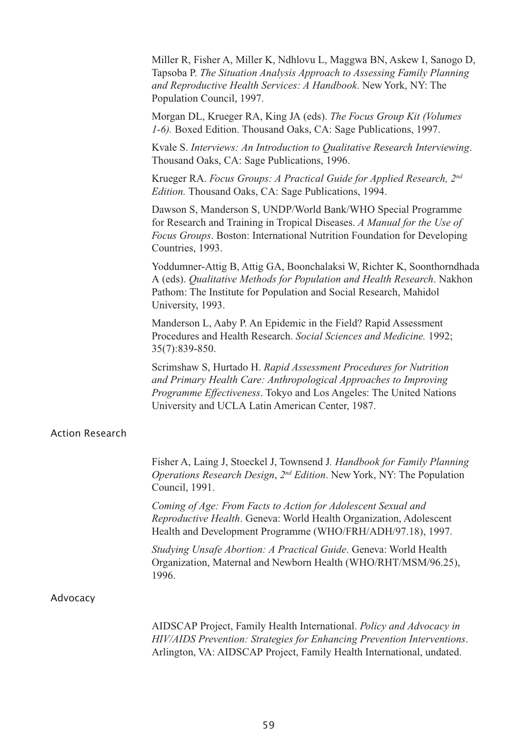Miller R, Fisher A, Miller K, Ndhlovu L, Maggwa BN, Askew I, Sanogo D, Tapsoba P. *The Situation Analysis Approach to Assessing Family Planning and Reproductive Health Services: A Handbook*. New York, NY: The Population Council, 1997.

Morgan DL, Krueger RA, King JA (eds). *The Focus Group Kit (Volumes 1-6).* Boxed Edition. Thousand Oaks, CA: Sage Publications, 1997.

Kvale S. *Interviews: An Introduction to Qualitative Research Interviewing*. Thousand Oaks, CA: Sage Publications, 1996.

Krueger RA. *Focus Groups: A Practical Guide for Applied Research, 2nd Edition.* Thousand Oaks, CA: Sage Publications, 1994.

Dawson S, Manderson S, UNDP/World Bank/WHO Special Programme for Research and Training in Tropical Diseases. *A Manual for the Use of Focus Groups*. Boston: International Nutrition Foundation for Developing Countries, 1993.

Yoddumner-Attig B, Attig GA, Boonchalaksi W, Richter K, Soonthorndhada A (eds). *Qualitative Methods for Population and Health Research*. Nakhon Pathom: The Institute for Population and Social Research, Mahidol University, 1993.

Manderson L, Aaby P. An Epidemic in the Field? Rapid Assessment Procedures and Health Research. *Social Sciences and Medicine.* 1992; 35(7):839-850.

Scrimshaw S, Hurtado H. *Rapid Assessment Procedures for Nutrition and Primary Health Care: Anthropological Approaches to Improving Programme Effectiveness*. Tokyo and Los Angeles: The United Nations University and UCLA Latin American Center, 1987.

## Action Research

Fisher A, Laing J, Stoeckel J, Townsend J. *Handbook for Family Planning Operations Research Design*, *2nd Edition*. New York, NY: The Population Council, 1991.

*Coming of Age: From Facts to Action for Adolescent Sexual and Reproductive Health*. Geneva: World Health Organization, Adolescent Health and Development Programme (WHO/FRH/ADH/97.18), 1997.

*Studying Unsafe Abortion: A Practical Guide*. Geneva: World Health Organization, Maternal and Newborn Health (WHO/RHT/MSM/96.25), 1996.

## Advocacy

AIDSCAP Project, Family Health International. *Policy and Advocacy in HIV/AIDS Prevention: Strategies for Enhancing Prevention Interventions*. Arlington, VA: AIDSCAP Project, Family Health International, undated.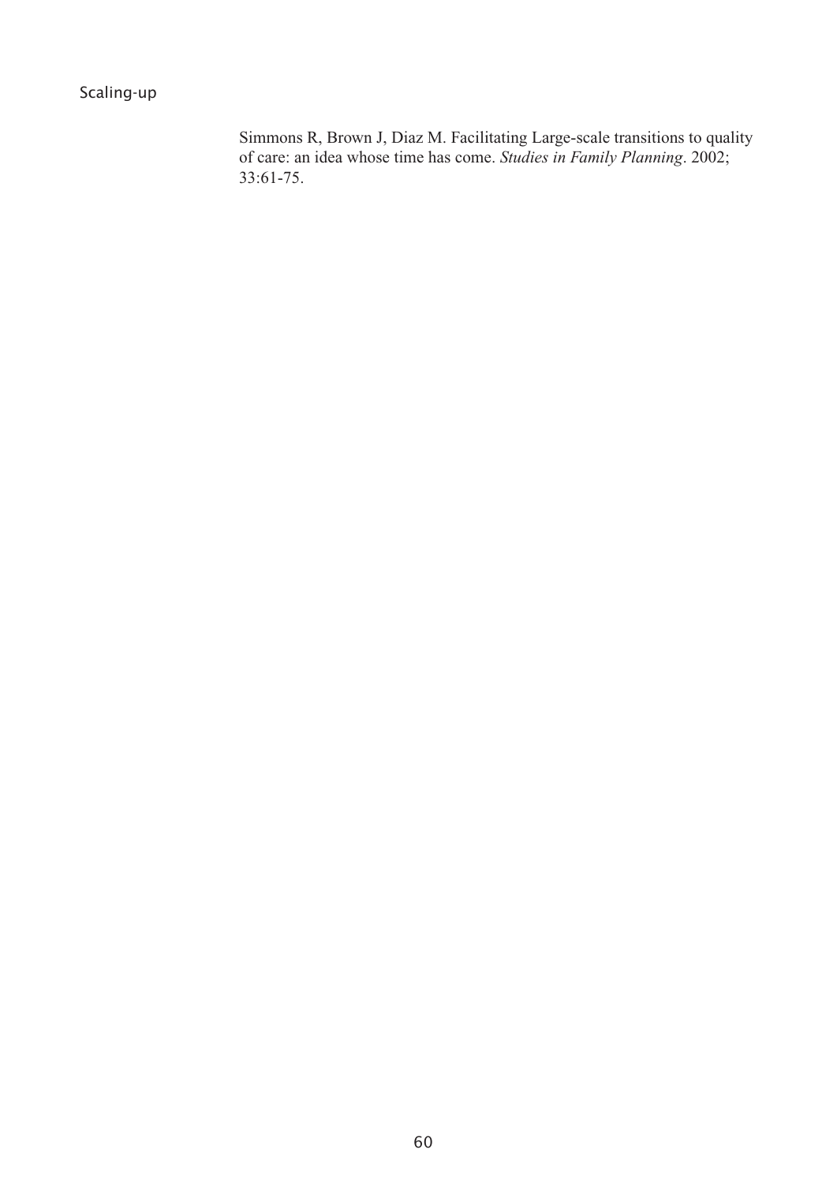Simmons R, Brown J, Diaz M. Facilitating Large-scale transitions to quality of care: an idea whose time has come. *Studies in Family Planning*. 2002; 33:61-75.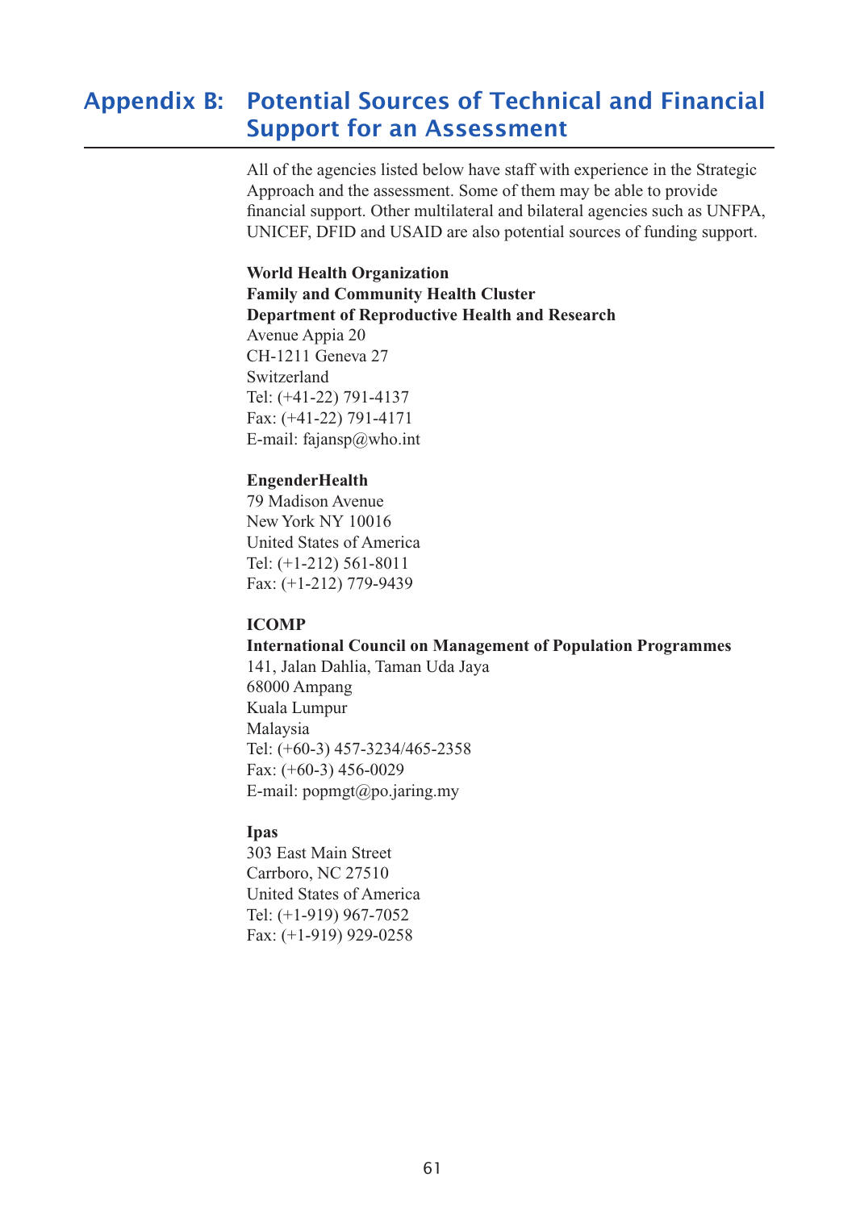# Appendix B: Potential Sources of Technical and Financial Support for an Assessment

All of the agencies listed below have staff with experience in the Strategic Approach and the assessment. Some of them may be able to provide financial support. Other multilateral and bilateral agencies such as UNFPA, UNICEF, DFID and USAID are also potential sources of funding support.

**World Health Organization**
**Family and Community Health Cluster**
**Department of Reproductive Health and Research**
Avenue Appia 20
CH-1211 Geneva 27
Switzerland
Tel: (+41-22) 791-4137
Fax: (+41-22) 791-4171
E-mail: fajansp@who.int

**EngenderHealth**
79 Madison Avenue
New York NY 10016
United States of America
Tel: (+1-212) 561-8011
Fax: (+1-212) 779-9439

**ICOMP**
**International Council on Management of Population Programmes**
141, Jalan Dahlia, Taman Uda Jaya
68000 Ampang
Kuala Lumpur
Malaysia
Tel: (+60-3) 457-3234/465-2358
Fax: (+60-3) 456-0029
E-mail: popmgt@po.jaring.my

**Ipas**
303 East Main Street
Carrboro, NC 27510
United States of America
Tel: (+1-919) 967-7052
Fax: (+1-919) 929-0258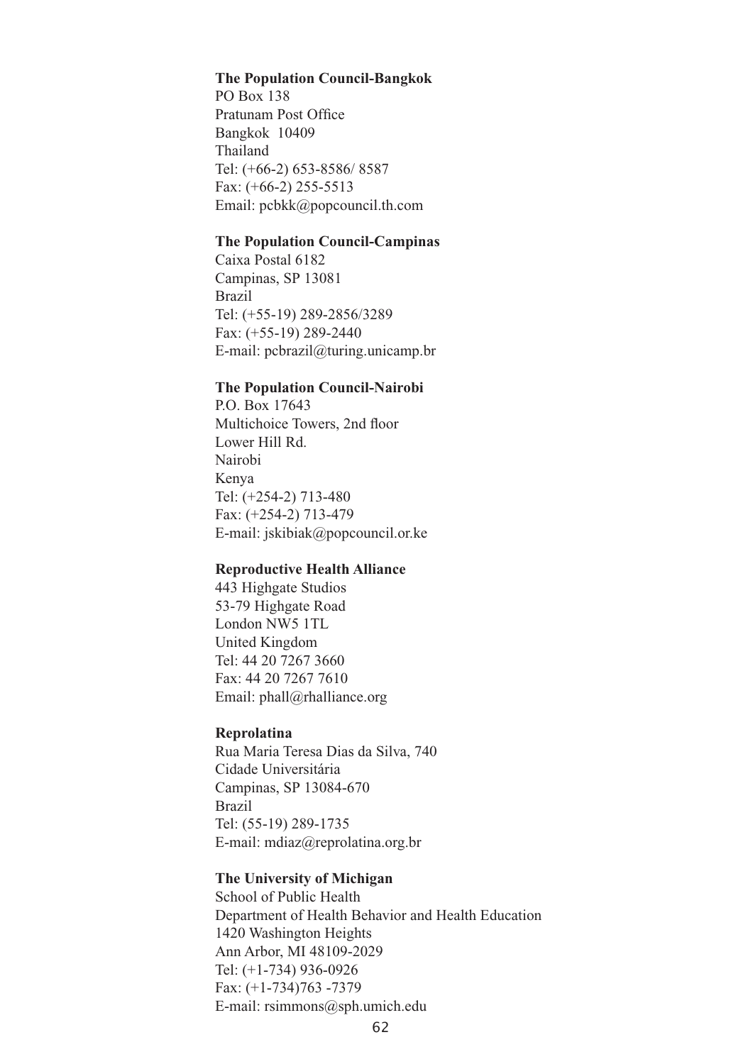**The Population Council-Bangkok**
PO Box 138
Pratunam Post Office
Bangkok 10409
Thailand
Tel: (+66-2) 653-8586/ 8587
Fax: (+66-2) 255-5513
Email: pcbkk@popcouncil.th.com

**The Population Council-Campinas**
Caixa Postal 6182
Campinas, SP 13081
Brazil
Tel: (+55-19) 289-2856/3289
Fax: (+55-19) 289-2440
E-mail: pcbrazil@turing.unicamp.br

**The Population Council-Nairobi**
P.O. Box 17643
Multichoice Towers, 2nd floor
Lower Hill Rd.
Nairobi
Kenya
Tel: (+254-2) 713-480
Fax: (+254-2) 713-479
E-mail: jskibiak@popcouncil.or.ke

**Reproductive Health Alliance**
443 Highgate Studios
53-79 Highgate Road
London NW5 1TL
United Kingdom
Tel: 44 20 7267 3660
Fax: 44 20 7267 7610
Email: phall@rhalliance.org

**Reprolatina**
Rua Maria Teresa Dias da Silva, 740
Cidade Universitária
Campinas, SP 13084-670
Brazil
Tel: (55-19) 289-1735
E-mail: mdiaz@reprolatina.org.br

**The University of Michigan**
School of Public Health
Department of Health Behavior and Health Education
1420 Washington Heights
Ann Arbor, MI 48109-2029
Tel: (+1-734) 936-0926
Fax: (+1-734)763 -7379
E-mail: rsimmons@sph.umich.edu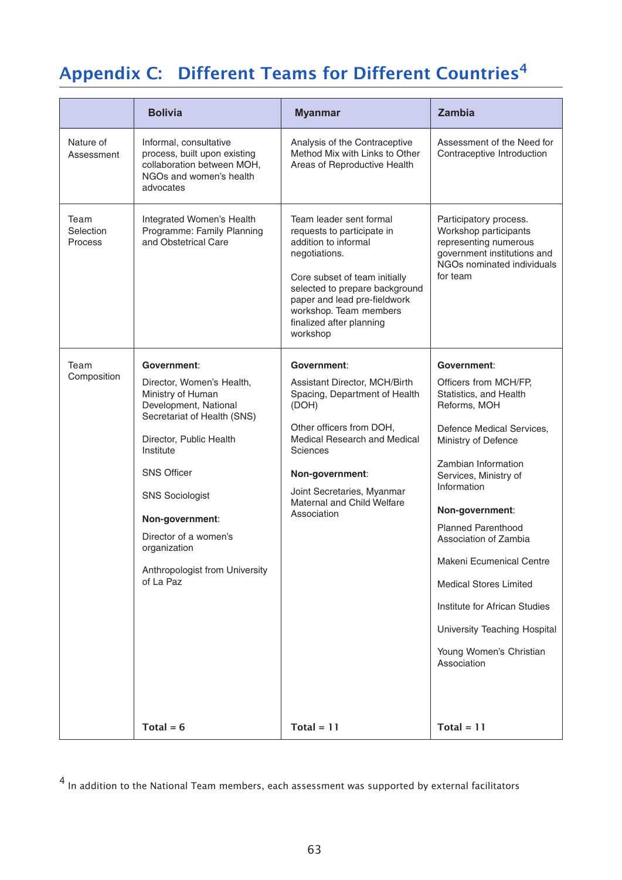# Appendix C: Different Teams for Different Countries[4]

| | Bolivia | Myanmar | Zambia |
|---|---|---|---|
| Nature of Assessment | Informal, consultative process, built upon existing collaboration between MOH, NGOs and women's health advocates | Analysis of the Contraceptive Method Mix with Links to Other Areas of Reproductive Health | Assessment of the Need for Contraceptive Introduction |
| Team Selection Process | Integrated Women's Health Programme: Family Planning and Obstetrical Care | Team leader sent formal requests to participate in addition to informal negotiations.<br><br>Core subset of team initially selected to prepare background paper and lead pre-fieldwork workshop. Team members finalized after planning workshop | Participatory process. Workshop participants representing numerous government institutions and NGOs nominated individuals for team |
| Team Composition | **Government**:<br><br>Director, Women's Health, Ministry of Human Development, National Secretariat of Health (SNS)<br><br>Director, Public Health Institute<br><br>SNS Officer<br><br>SNS Sociologist<br><br>**Non-government**:<br><br>Director of a women's organization<br><br>Anthropologist from University of La Paz<br><br>**Total = 6** | **Government**:<br><br>Assistant Director, MCH/Birth Spacing, Department of Health (DOH)<br><br>Other officers from DOH, Medical Research and Medical Sciences<br><br>**Non-government**:<br><br>Joint Secretaries, Myanmar Maternal and Child Welfare Association<br><br>**Total = 11** | **Government**:<br><br>Officers from MCH/FP, Statistics, and Health Reforms, MOH<br><br>Defence Medical Services, Ministry of Defence<br><br>Zambian Information Services, Ministry of Information<br><br>**Non-government**:<br><br>Planned Parenthood Association of Zambia<br><br>Makeni Ecumenical Centre<br><br>Medical Stores Limited<br><br>Institute for African Studies<br><br>University Teaching Hospital<br><br>Young Women's Christian Association<br><br>**Total = 11** |

[4] In addition to the National Team members, each assessment was supported by external facilitators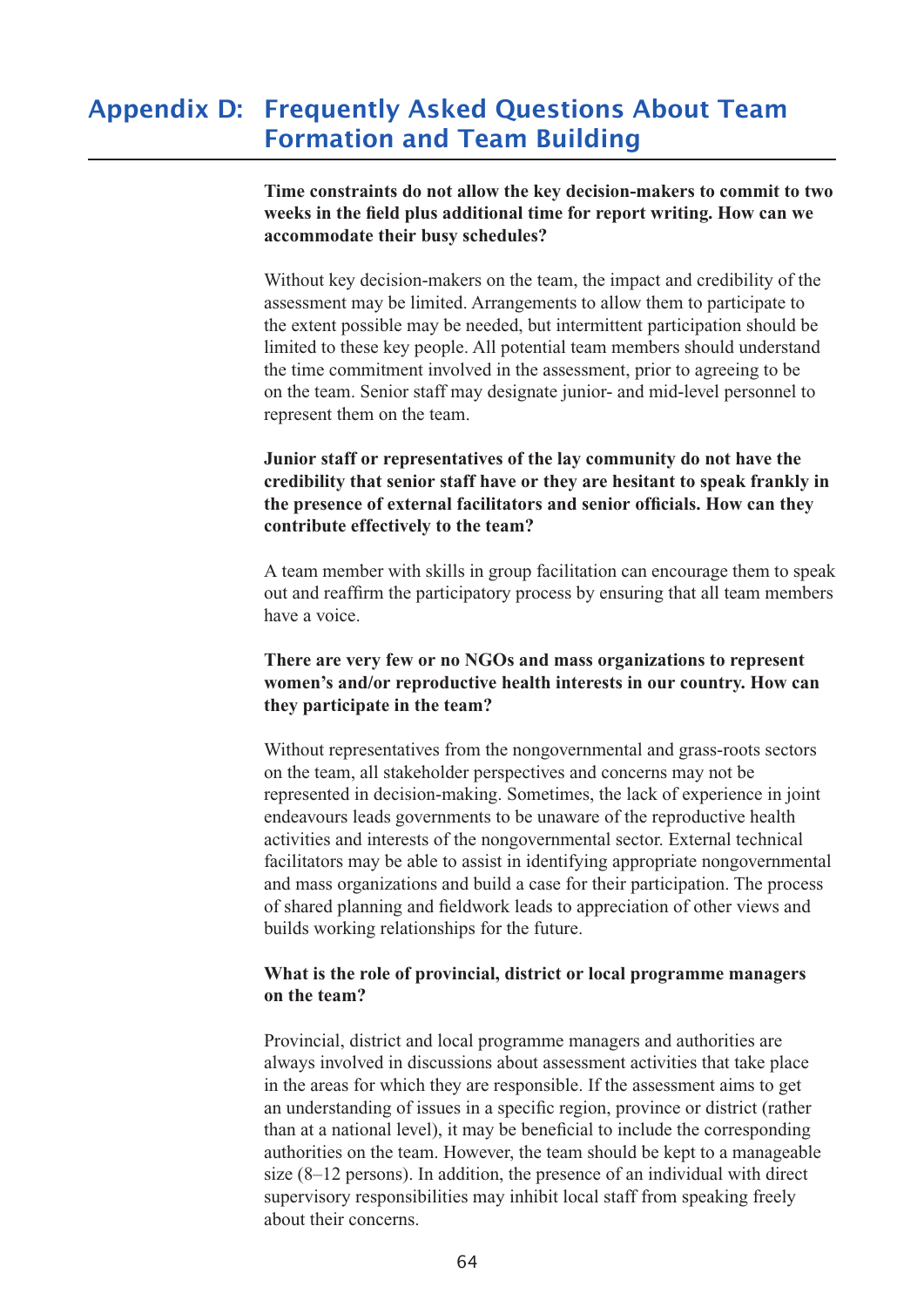# Appendix D: Frequently Asked Questions About Team Formation and Team Building

**Time constraints do not allow the key decision-makers to commit to two weeks in the field plus additional time for report writing. How can we accommodate their busy schedules?**

Without key decision-makers on the team, the impact and credibility of the assessment may be limited. Arrangements to allow them to participate to the extent possible may be needed, but intermittent participation should be limited to these key people. All potential team members should understand the time commitment involved in the assessment, prior to agreeing to be on the team. Senior staff may designate junior- and mid-level personnel to represent them on the team.

**Junior staff or representatives of the lay community do not have the credibility that senior staff have or they are hesitant to speak frankly in the presence of external facilitators and senior officials. How can they contribute effectively to the team?**

A team member with skills in group facilitation can encourage them to speak out and reaffirm the participatory process by ensuring that all team members have a voice.

**There are very few or no NGOs and mass organizations to represent women's and/or reproductive health interests in our country. How can they participate in the team?**

Without representatives from the nongovernmental and grass-roots sectors on the team, all stakeholder perspectives and concerns may not be represented in decision-making. Sometimes, the lack of experience in joint endeavours leads governments to be unaware of the reproductive health activities and interests of the nongovernmental sector. External technical facilitators may be able to assist in identifying appropriate nongovernmental and mass organizations and build a case for their participation. The process of shared planning and fieldwork leads to appreciation of other views and builds working relationships for the future.

**What is the role of provincial, district or local programme managers on the team?**

Provincial, district and local programme managers and authorities are always involved in discussions about assessment activities that take place in the areas for which they are responsible. If the assessment aims to get an understanding of issues in a specific region, province or district (rather than at a national level), it may be beneficial to include the corresponding authorities on the team. However, the team should be kept to a manageable size (8–12 persons). In addition, the presence of an individual with direct supervisory responsibilities may inhibit local staff from speaking freely about their concerns.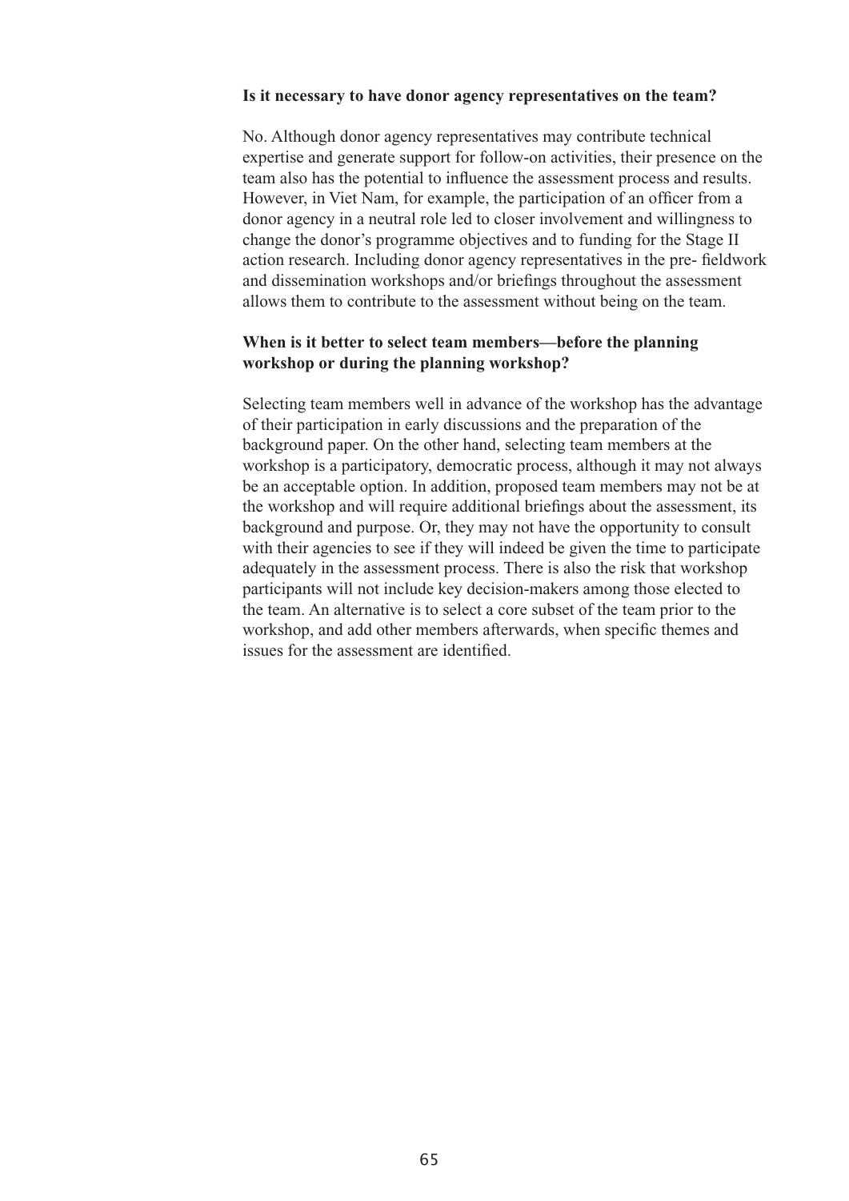**Is it necessary to have donor agency representatives on the team?**

No. Although donor agency representatives may contribute technical expertise and generate support for follow-on activities, their presence on the team also has the potential to influence the assessment process and results. However, in Viet Nam, for example, the participation of an officer from a donor agency in a neutral role led to closer involvement and willingness to change the donor's programme objectives and to funding for the Stage II action research. Including donor agency representatives in the pre- fieldwork and dissemination workshops and/or briefings throughout the assessment allows them to contribute to the assessment without being on the team.

**When is it better to select team members—before the planning workshop or during the planning workshop?**

Selecting team members well in advance of the workshop has the advantage of their participation in early discussions and the preparation of the background paper. On the other hand, selecting team members at the workshop is a participatory, democratic process, although it may not always be an acceptable option. In addition, proposed team members may not be at the workshop and will require additional briefings about the assessment, its background and purpose. Or, they may not have the opportunity to consult with their agencies to see if they will indeed be given the time to participate adequately in the assessment process. There is also the risk that workshop participants will not include key decision-makers among those elected to the team. An alternative is to select a core subset of the team prior to the workshop, and add other members afterwards, when specific themes and issues for the assessment are identified.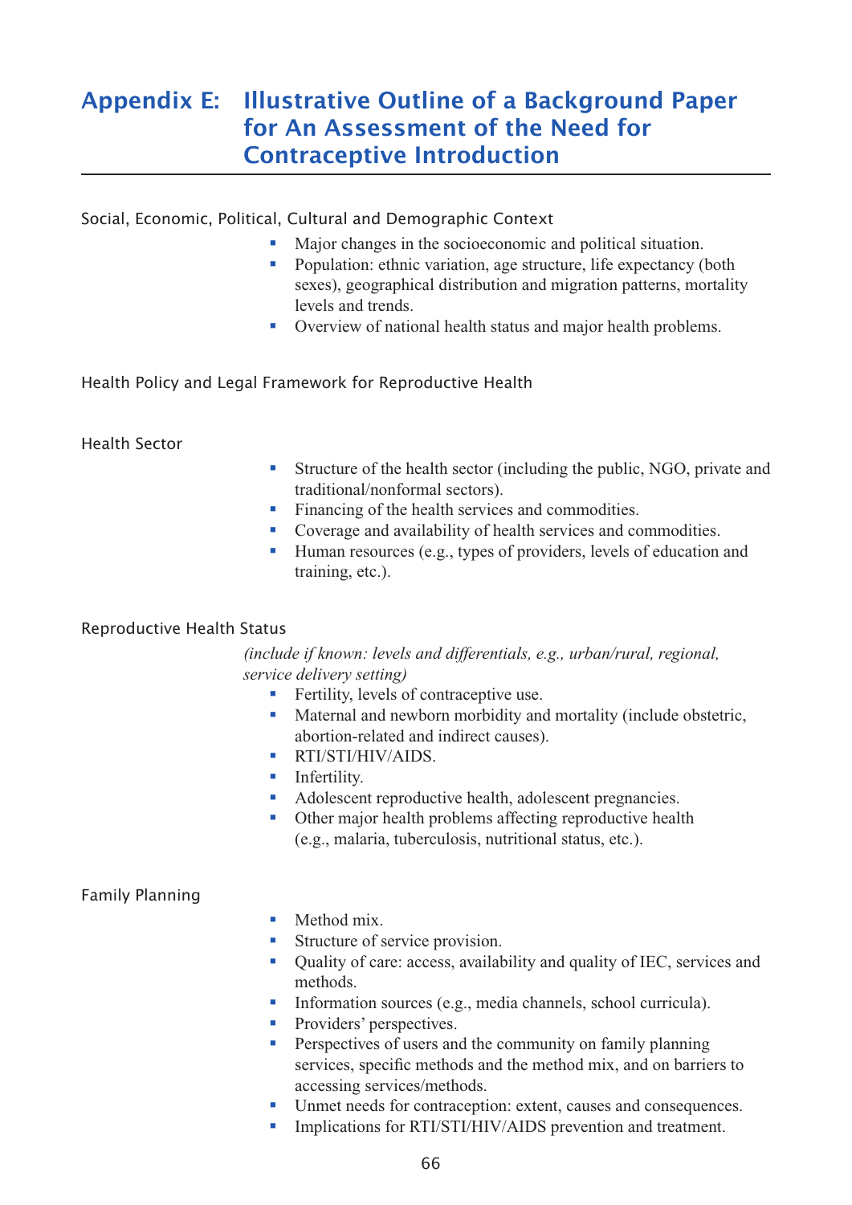# Appendix E: Illustrative Outline of a Background Paper for An Assessment of the Need for Contraceptive Introduction

## Social, Economic, Political, Cultural and Demographic Context

- Major changes in the socioeconomic and political situation.
- Population: ethnic variation, age structure, life expectancy (both sexes), geographical distribution and migration patterns, mortality levels and trends.
- Overview of national health status and major health problems.

## Health Policy and Legal Framework for Reproductive Health

## Health Sector

- Structure of the health sector (including the public, NGO, private and traditional/nonformal sectors).
- Financing of the health services and commodities.
- Coverage and availability of health services and commodities.
- Human resources (e.g., types of providers, levels of education and training, etc.).

## Reproductive Health Status

*(include if known: levels and differentials, e.g., urban/rural, regional, service delivery setting)*

- Fertility, levels of contraceptive use.
- Maternal and newborn morbidity and mortality (include obstetric, abortion-related and indirect causes).
- RTI/STI/HIV/AIDS.
- Infertility.
- Adolescent reproductive health, adolescent pregnancies.
- Other major health problems affecting reproductive health (e.g., malaria, tuberculosis, nutritional status, etc.).

## Family Planning

- Method mix.
- Structure of service provision.
- Quality of care: access, availability and quality of IEC, services and methods.
- Information sources (e.g., media channels, school curricula).
- Providers' perspectives.
- Perspectives of users and the community on family planning services, specific methods and the method mix, and on barriers to accessing services/methods.
- Unmet needs for contraception: extent, causes and consequences.
- Implications for RTI/STI/HIV/AIDS prevention and treatment.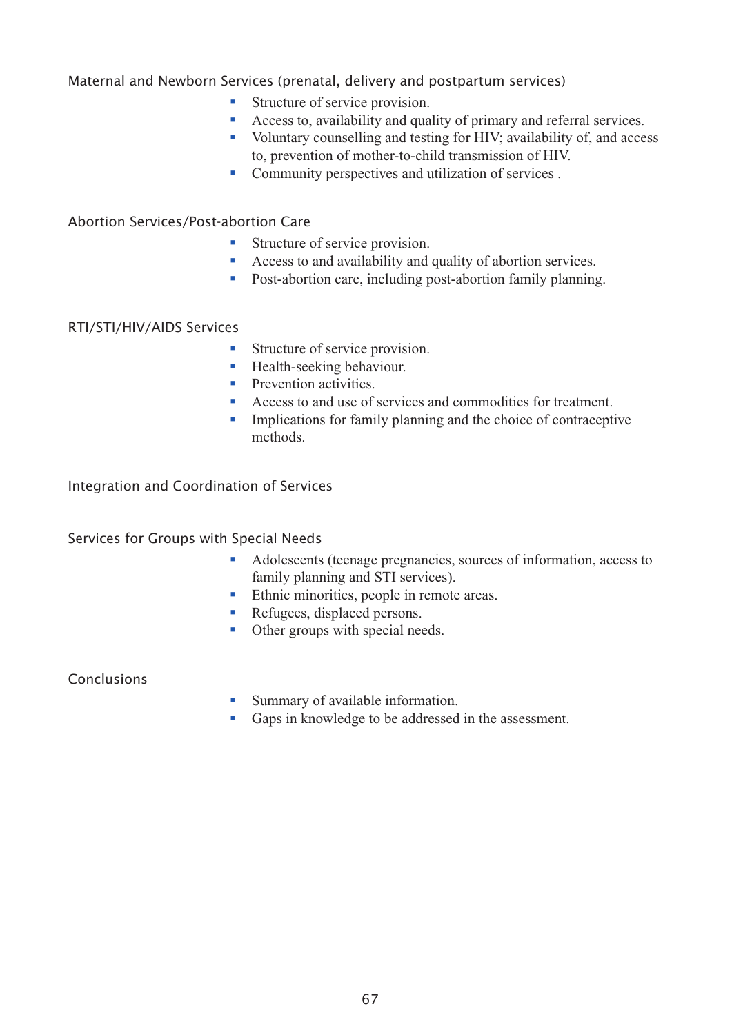### Maternal and Newborn Services (prenatal, delivery and postpartum services)

- Structure of service provision.
- Access to, availability and quality of primary and referral services.
- Voluntary counselling and testing for HIV; availability of, and access to, prevention of mother-to-child transmission of HIV.
- Community perspectives and utilization of services .

### Abortion Services/Post-abortion Care

- Structure of service provision.
- Access to and availability and quality of abortion services.
- Post-abortion care, including post-abortion family planning.

### RTI/STI/HIV/AIDS Services

- Structure of service provision.
- Health-seeking behaviour.
- Prevention activities.
- Access to and use of services and commodities for treatment.
- Implications for family planning and the choice of contraceptive methods.

### Integration and Coordination of Services

### Services for Groups with Special Needs

- Adolescents (teenage pregnancies, sources of information, access to family planning and STI services).
- Ethnic minorities, people in remote areas.
- Refugees, displaced persons.
- Other groups with special needs.

### Conclusions

- Summary of available information.
- Gaps in knowledge to be addressed in the assessment.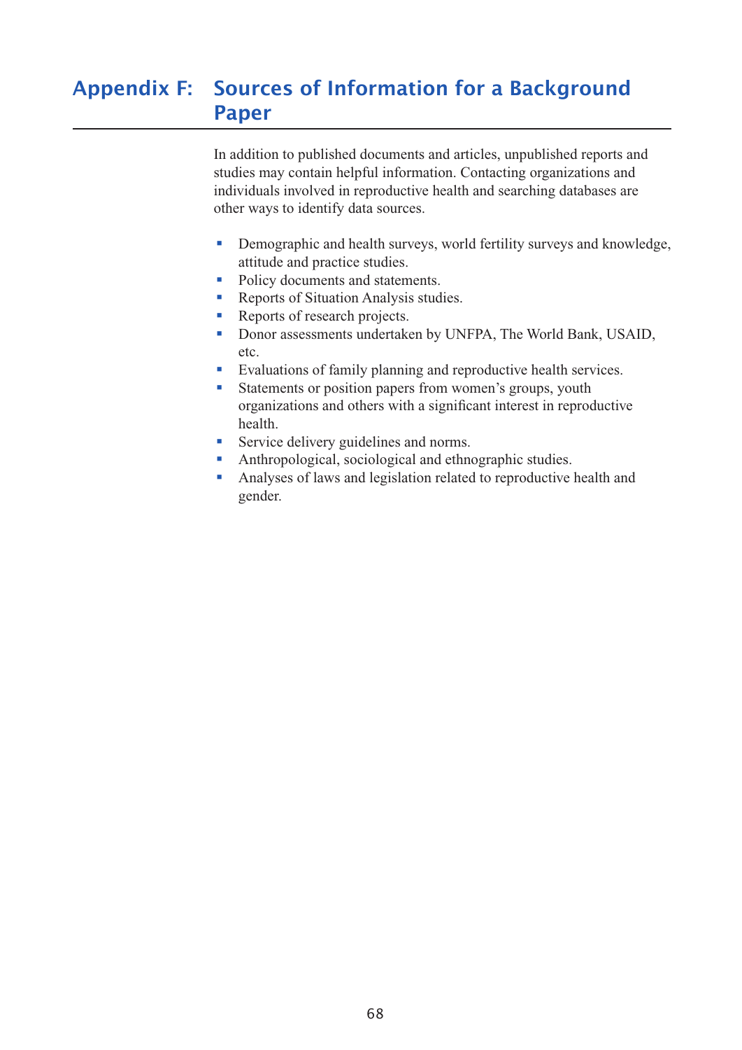# Appendix F: Sources of Information for a Background Paper

In addition to published documents and articles, unpublished reports and studies may contain helpful information. Contacting organizations and individuals involved in reproductive health and searching databases are other ways to identify data sources.

- Demographic and health surveys, world fertility surveys and knowledge, attitude and practice studies.
- Policy documents and statements.
- Reports of Situation Analysis studies.
- Reports of research projects.
- Donor assessments undertaken by UNFPA, The World Bank, USAID, etc.
- Evaluations of family planning and reproductive health services.
- Statements or position papers from women's groups, youth organizations and others with a significant interest in reproductive health.
- Service delivery guidelines and norms.
- Anthropological, sociological and ethnographic studies.
- Analyses of laws and legislation related to reproductive health and gender.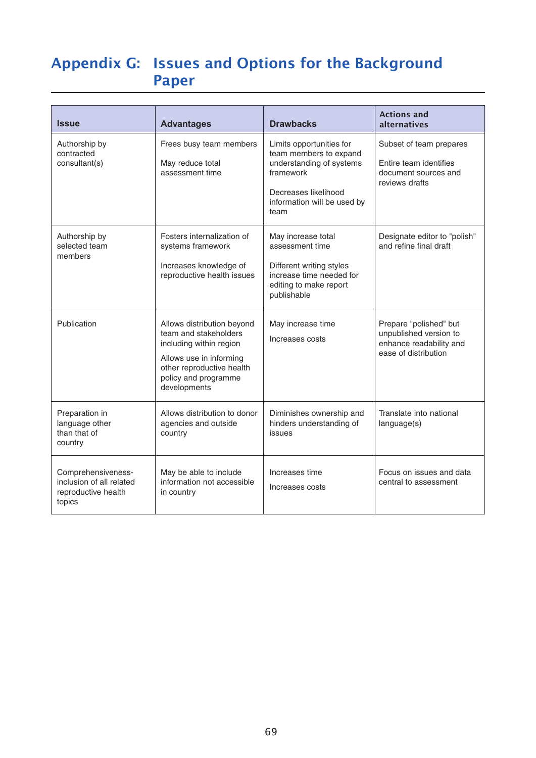# Appendix G: Issues and Options for the Background Paper

| Issue | Advantages | Drawbacks | Actions and alternatives |
|---|---|---|---|
| Authorship by contracted consultant(s) | Frees busy team members<br><br>May reduce total assessment time | Limits opportunities for team members to expand understanding of systems framework<br><br>Decreases likelihood information will be used by team | Subset of team prepares<br><br>Entire team identifies document sources and reviews drafts |
| Authorship by selected team members | Fosters internalization of systems framework<br><br>Increases knowledge of reproductive health issues | May increase total assessment time<br><br>Different writing styles increase time needed for editing to make report publishable | Designate editor to "polish" and refine final draft |
| Publication | Allows distribution beyond team and stakeholders including within region<br><br>Allows use in informing other reproductive health policy and programme developments | May increase time<br><br>Increases costs | Prepare "polished" but unpublished version to enhance readability and ease of distribution |
| Preparation in language other than that of country | Allows distribution to donor agencies and outside country | Diminishes ownership and hinders understanding of issues | Translate into national language(s) |
| Comprehensiveness-inclusion of all related reproductive health topics | May be able to include information not accessible in country | Increases time<br><br>Increases costs | Focus on issues and data central to assessment |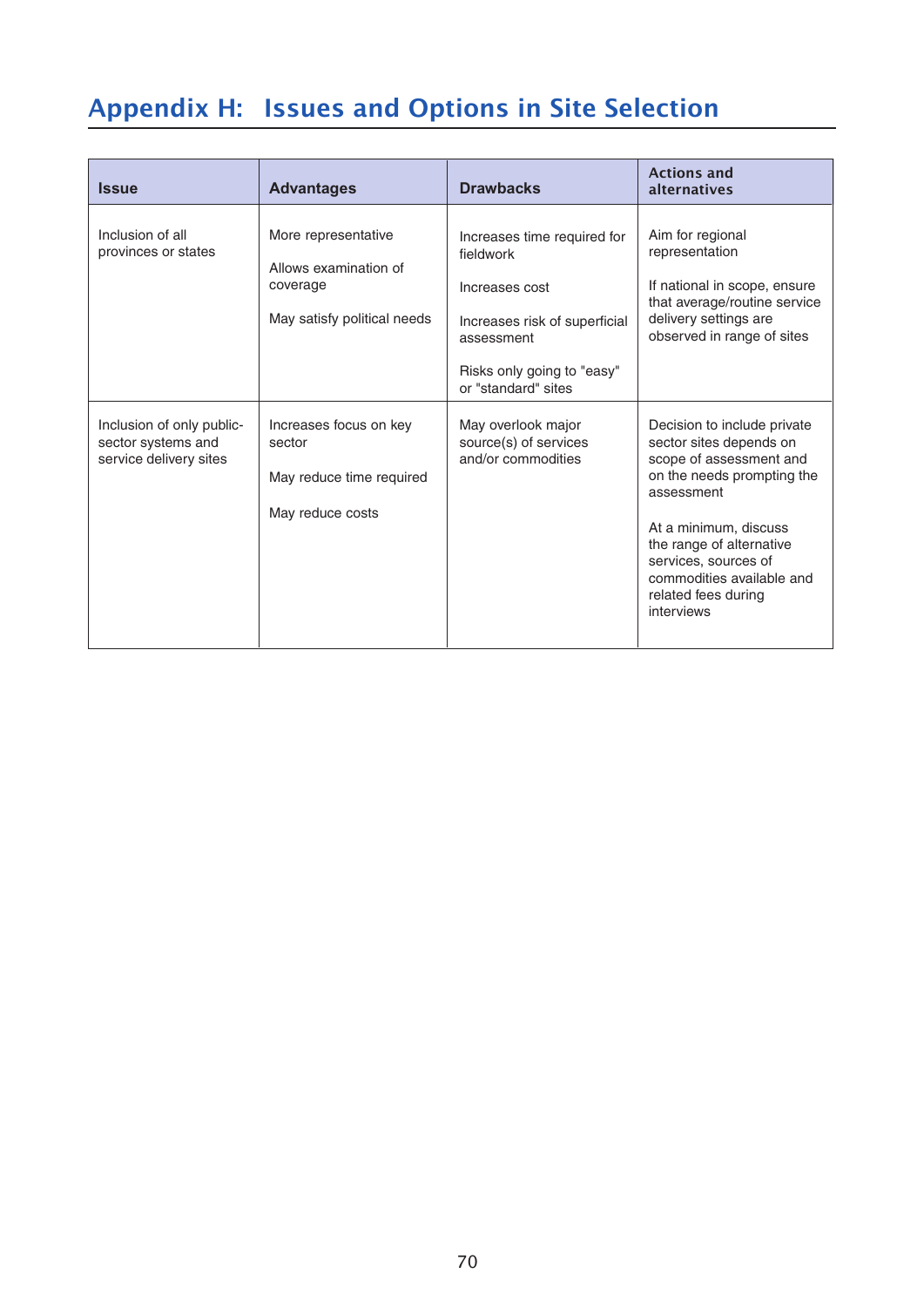# Appendix H: Issues and Options in Site Selection

| Issue | Advantages | Drawbacks | Actions and alternatives |
| --- | --- | --- | --- |
| Inclusion of all provinces or states | More representative<br><br>Allows examination of coverage<br><br>May satisfy political needs | Increases time required for fieldwork<br><br>Increases cost<br><br>Increases risk of superficial assessment<br><br>Risks only going to "easy" or "standard" sites | Aim for regional representation<br><br>If national in scope, ensure that average/routine service delivery settings are observed in range of sites |
| Inclusion of only public-sector systems and service delivery sites | Increases focus on key sector<br><br>May reduce time required<br><br>May reduce costs | May overlook major source(s) of services and/or commodities | Decision to include private sector sites depends on scope of assessment and on the needs prompting the assessment<br><br>At a minimum, discuss the range of alternative services, sources of commodities available and related fees during interviews |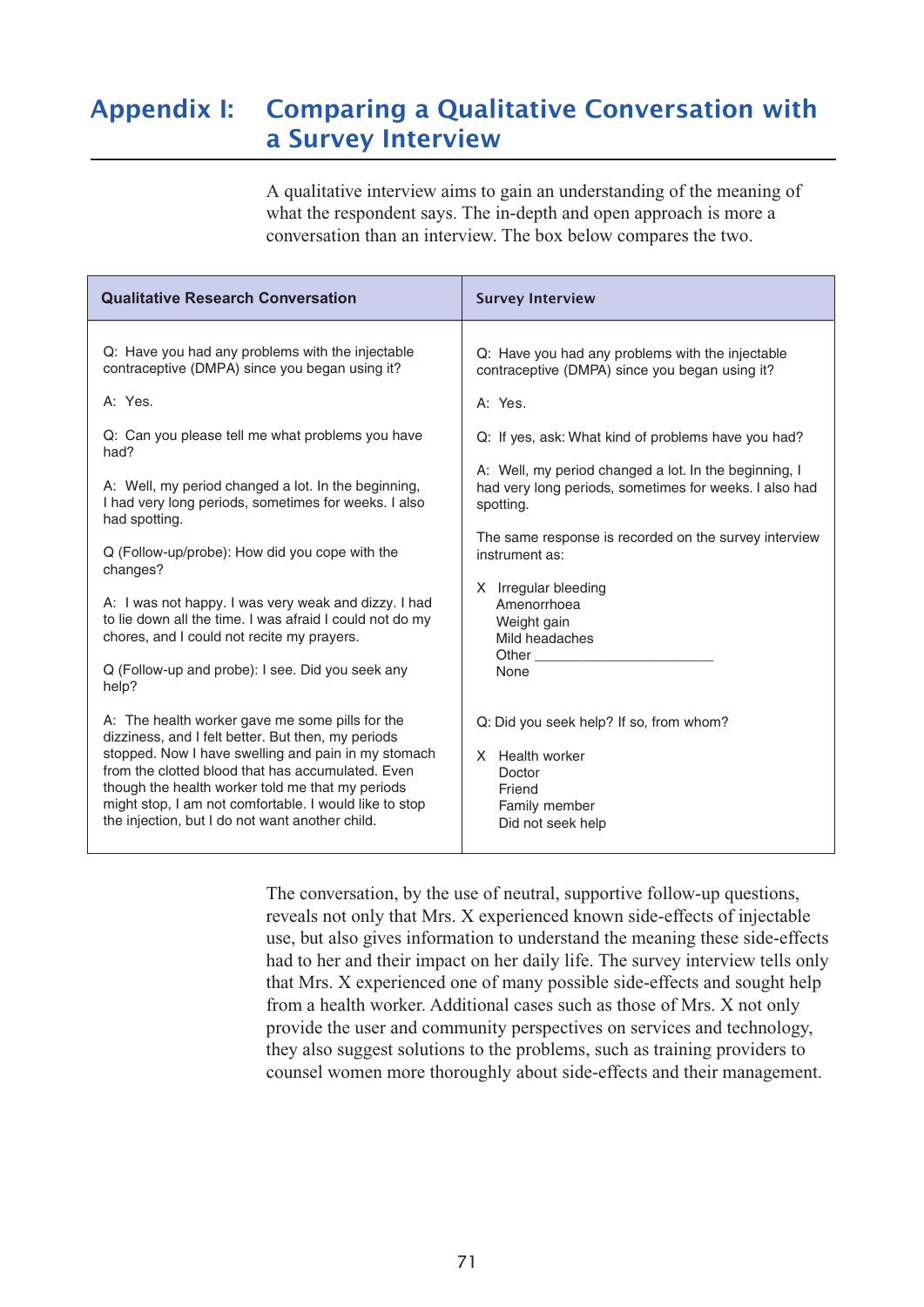# Appendix I: Comparing a Qualitative Conversation with a Survey Interview

A qualitative interview aims to gain an understanding of the meaning of what the respondent says. The in-depth and open approach is more a conversation than an interview. The box below compares the two.

| Qualitative Research Conversation | Survey Interview |
|---|---|
| Q: Have you had any problems with the injectable contraceptive (DMPA) since you began using it? | Q: Have you had any problems with the injectable contraceptive (DMPA) since you began using it? |
| A: Yes. | A: Yes. |
| Q: Can you please tell me what problems you have had? | Q: If yes, ask: What kind of problems have you had? |
| A: Well, my period changed a lot. In the beginning, I had very long periods, sometimes for weeks. I also had spotting. | A: Well, my period changed a lot. In the beginning, I had very long periods, sometimes for weeks. I also had spotting. |
| Q (Follow-up/probe): How did you cope with the changes? | The same response is recorded on the survey interview instrument as: |
| A: I was not happy. I was very weak and dizzy. I had to lie down all the time. I was afraid I could not do my chores, and I could not recite my prayers. | X Irregular bleeding<br>Amenorrhoea<br>Weight gain<br>Mild headaches<br>Other ______________<br>None |
| Q (Follow-up and probe): I see. Did you seek any help? | Q: Did you seek help? If so, from whom? |
| A: The health worker gave me some pills for the dizziness, and I felt better. But then, my periods stopped. Now I have swelling and pain in my stomach from the clotted blood that has accumulated. Even though the health worker told me that my periods might stop, I am not comfortable. I would like to stop the injection, but I do not want another child. | X Health worker<br>Doctor<br>Friend<br>Family member<br>Did not seek help |

The conversation, by the use of neutral, supportive follow-up questions, reveals not only that Mrs. X experienced known side-effects of injectable use, but also gives information to understand the meaning these side-effects had to her and their impact on her daily life. The survey interview tells only that Mrs. X experienced one of many possible side-effects and sought help from a health worker. Additional cases such as those of Mrs. X not only provide the user and community perspectives on services and technology, they also suggest solutions to the problems, such as training providers to counsel women more thoroughly about side-effects and their management.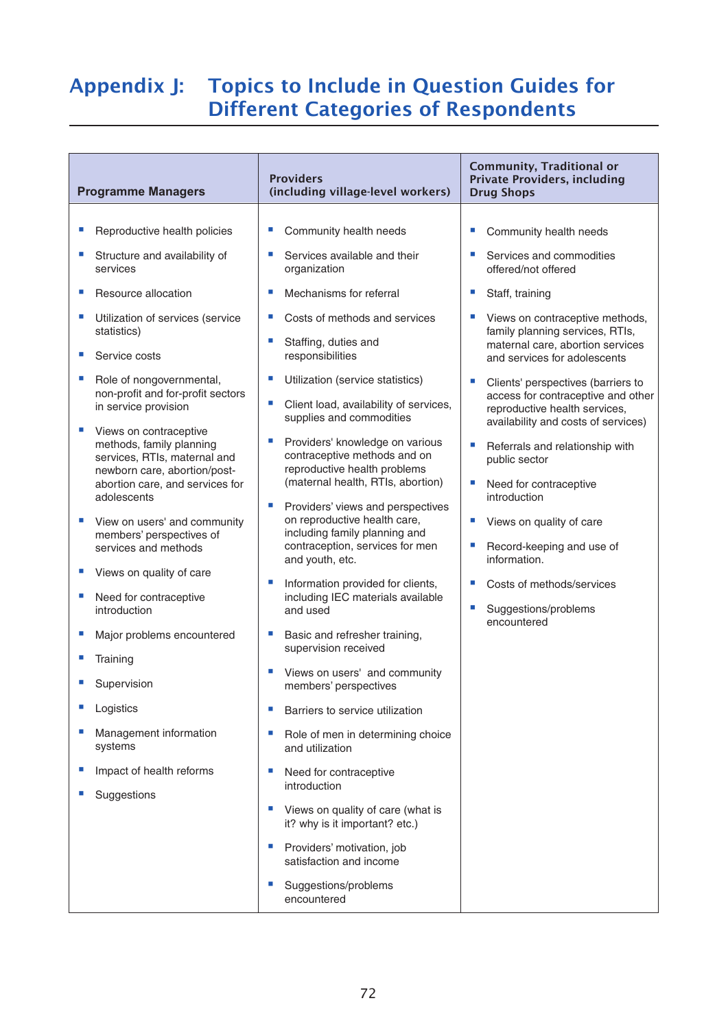# Appendix J: Topics to Include in Question Guides for Different Categories of Respondents

| Programme Managers | Providers (including village-level workers) | Community, Traditional or Private Providers, including Drug Shops |
|---|---|---|
| ▪ Reproductive health policies<br>▪ Structure and availability of services<br>▪ Resource allocation<br>▪ Utilization of services (service statistics)<br>▪ Service costs<br>▪ Role of nongovernmental, non-profit and for-profit sectors in service provision<br>▪ Views on contraceptive methods, family planning services, RTIs, maternal and newborn care, abortion/post-abortion care, and services for adolescents<br>▪ View on users' and community members' perspectives of services and methods<br>▪ Views on quality of care<br>▪ Need for contraceptive introduction<br>▪ Major problems encountered<br>▪ Training<br>▪ Supervision<br>▪ Logistics<br>▪ Management information systems<br>▪ Impact of health reforms<br>▪ Suggestions | ▪ Community health needs<br>▪ Services available and their organization<br>▪ Mechanisms for referral<br>▪ Costs of methods and services<br>▪ Staffing, duties and responsibilities<br>▪ Utilization (service statistics)<br>▪ Client load, availability of services, supplies and commodities<br>▪ Providers' knowledge on various contraceptive methods and on reproductive health problems (maternal health, RTIs, abortion)<br>▪ Providers' views and perspectives on reproductive health care, including family planning and contraception, services for men and youth, etc.<br>▪ Information provided for clients, including IEC materials available and used<br>▪ Basic and refresher training, supervision received<br>▪ Views on users' and community members' perspectives<br>▪ Barriers to service utilization<br>▪ Role of men in determining choice and utilization<br>▪ Need for contraceptive introduction<br>▪ Views on quality of care (what is it? why is it important? etc.)<br>▪ Providers' motivation, job satisfaction and income<br>▪ Suggestions/problems encountered | ▪ Community health needs<br>▪ Services and commodities offered/not offered<br>▪ Staff, training<br>▪ Views on contraceptive methods, family planning services, RTIs, maternal care, abortion services and services for adolescents<br>▪ Clients' perspectives (barriers to access for contraceptive and other reproductive health services, availability and costs of services)<br>▪ Referrals and relationship with public sector<br>▪ Need for contraceptive introduction<br>▪ Views on quality of care<br>▪ Record-keeping and use of information.<br>▪ Costs of methods/services<br>▪ Suggestions/problems encountered |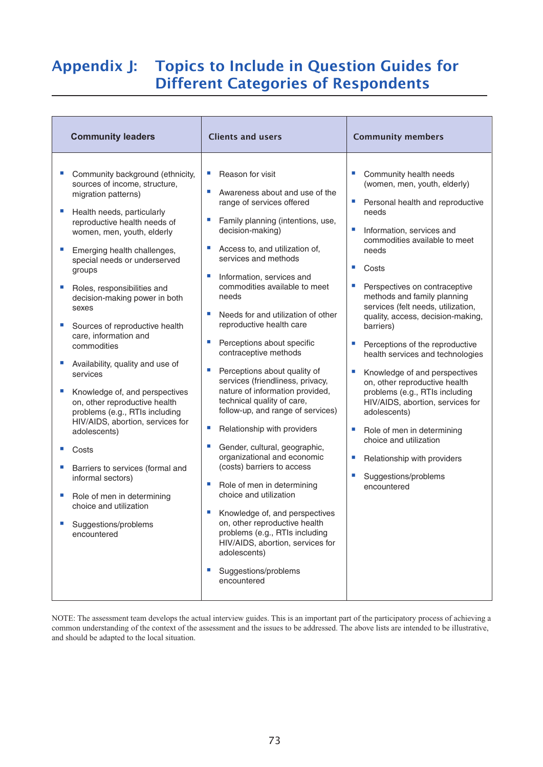# Appendix J: Topics to Include in Question Guides for Different Categories of Respondents

| Community leaders | Clients and users | Community members |
|---|---|---|
| • Community background (ethnicity, sources of income, structure, migration patterns)<br>• Health needs, particularly reproductive health needs of women, men, youth, elderly<br>• Emerging health challenges, special needs or underserved groups<br>• Roles, responsibilities and decision-making power in both sexes<br>• Sources of reproductive health care, information and commodities<br>• Availability, quality and use of services<br>• Knowledge of, and perspectives on, other reproductive health problems (e.g., RTIs including HIV/AIDS, abortion, services for adolescents)<br>• Costs<br>• Barriers to services (formal and informal sectors)<br>• Role of men in determining choice and utilization<br>• Suggestions/problems encountered | • Reason for visit<br>• Awareness about and use of the range of services offered<br>• Family planning (intentions, use, decision-making)<br>• Access to, and utilization of, services and methods<br>• Information, services and commodities available to meet needs<br>• Needs for and utilization of other reproductive health care<br>• Perceptions about specific contraceptive methods<br>• Perceptions about quality of services (friendliness, privacy, nature of information provided, technical quality of care, follow-up, and range of services)<br>• Relationship with providers<br>• Gender, cultural, geographic, organizational and economic (costs) barriers to access<br>• Role of men in determining choice and utilization<br>• Knowledge of, and perspectives on, other reproductive health problems (e.g., RTIs including HIV/AIDS, abortion, services for adolescents)<br>• Suggestions/problems encountered | • Community health needs (women, men, youth, elderly)<br>• Personal health and reproductive needs<br>• Information, services and commodities available to meet needs<br>• Costs<br>• Perspectives on contraceptive methods and family planning services (felt needs, utilization, quality, access, decision-making, barriers)<br>• Perceptions of the reproductive health services and technologies<br>• Knowledge of and perspectives on, other reproductive health problems (e.g., RTIs including HIV/AIDS, abortion, services for adolescents)<br>• Role of men in determining choice and utilization<br>• Relationship with providers<br>• Suggestions/problems encountered |

NOTE: The assessment team develops the actual interview guides. This is an important part of the participatory process of achieving a common understanding of the context of the assessment and the issues to be addressed. The above lists are intended to be illustrative, and should be adapted to the local situation.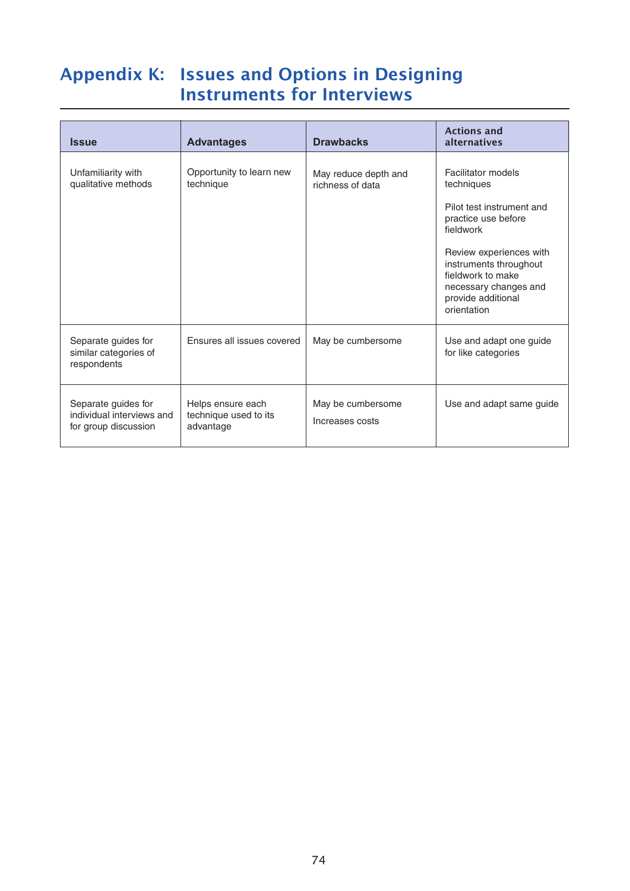# Appendix K: Issues and Options in Designing Instruments for Interviews

| Issue | Advantages | Drawbacks | Actions and alternatives |
|---|---|---|---|
| Unfamiliarity with qualitative methods | Opportunity to learn new technique | May reduce depth and richness of data | Facilitator models techniques<br><br>Pilot test instrument and practice use before fieldwork<br><br>Review experiences with instruments throughout fieldwork to make necessary changes and provide additional orientation |
| Separate guides for similar categories of respondents | Ensures all issues covered | May be cumbersome | Use and adapt one guide for like categories |
| Separate guides for individual interviews and for group discussion | Helps ensure each technique used to its advantage | May be cumbersome<br><br>Increases costs | Use and adapt same guide |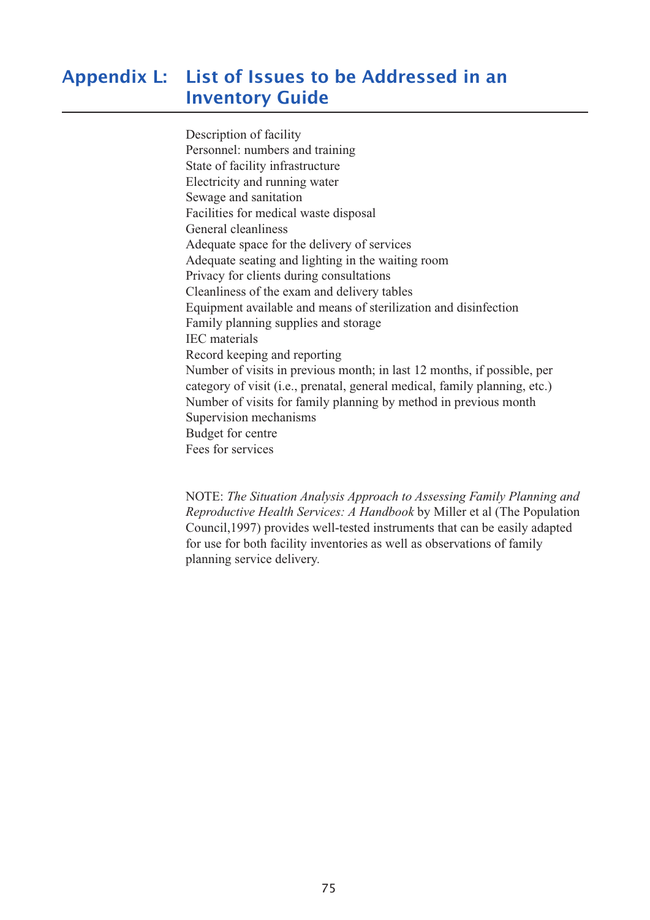# Appendix L: List of Issues to be Addressed in an Inventory Guide

Description of facility
Personnel: numbers and training
State of facility infrastructure
Electricity and running water
Sewage and sanitation
Facilities for medical waste disposal
General cleanliness
Adequate space for the delivery of services
Adequate seating and lighting in the waiting room
Privacy for clients during consultations
Cleanliness of the exam and delivery tables
Equipment available and means of sterilization and disinfection
Family planning supplies and storage
IEC materials
Record keeping and reporting
Number of visits in previous month; in last 12 months, if possible, per category of visit (i.e., prenatal, general medical, family planning, etc.)
Number of visits for family planning by method in previous month
Supervision mechanisms
Budget for centre
Fees for services

NOTE: *The Situation Analysis Approach to Assessing Family Planning and Reproductive Health Services: A Handbook* by Miller et al (The Population Council,1997) provides well-tested instruments that can be easily adapted for use for both facility inventories as well as observations of family planning service delivery.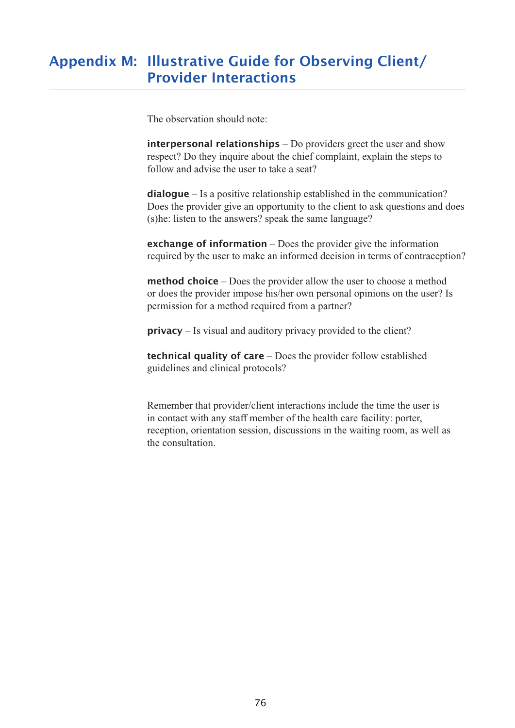# Appendix M: Illustrative Guide for Observing Client/ Provider Interactions

The observation should note:

**interpersonal relationships** – Do providers greet the user and show respect? Do they inquire about the chief complaint, explain the steps to follow and advise the user to take a seat?

**dialogue** – Is a positive relationship established in the communication? Does the provider give an opportunity to the client to ask questions and does (s)he: listen to the answers? speak the same language?

**exchange of information** – Does the provider give the information required by the user to make an informed decision in terms of contraception?

**method choice** – Does the provider allow the user to choose a method or does the provider impose his/her own personal opinions on the user? Is permission for a method required from a partner?

**privacy** – Is visual and auditory privacy provided to the client?

**technical quality of care** – Does the provider follow established guidelines and clinical protocols?

Remember that provider/client interactions include the time the user is in contact with any staff member of the health care facility: porter, reception, orientation session, discussions in the waiting room, as well as the consultation.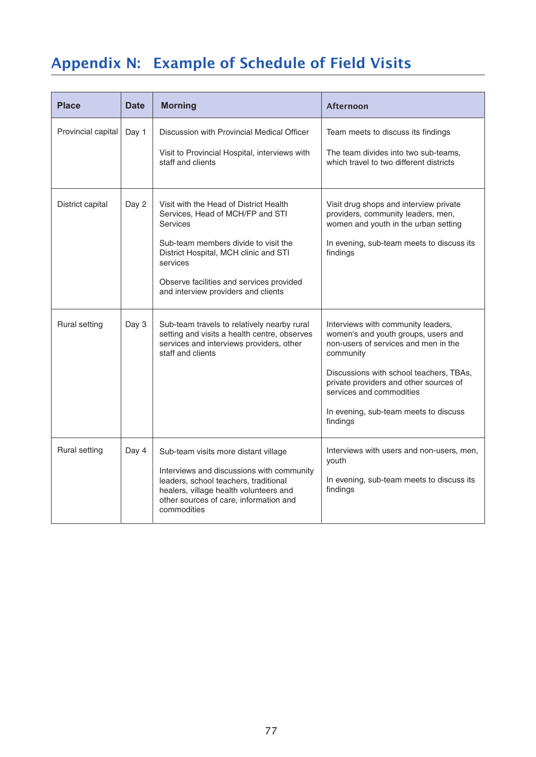# Appendix N: Example of Schedule of Field Visits

| Place | Date | Morning | Afternoon |
|---|---|---|---|
| Provincial capital | Day 1 | Discussion with Provincial Medical Officer<br><br>Visit to Provincial Hospital, interviews with staff and clients | Team meets to discuss its findings<br><br>The team divides into two sub-teams, which travel to two different districts |
| District capital | Day 2 | Visit with the Head of District Health Services, Head of MCH/FP and STI Services<br><br>Sub-team members divide to visit the District Hospital, MCH clinic and STI services<br><br>Observe facilities and services provided and interview providers and clients | Visit drug shops and interview private providers, community leaders, men, women and youth in the urban setting<br><br>In evening, sub-team meets to discuss its findings |
| Rural setting | Day 3 | Sub-team travels to relatively nearby rural setting and visits a health centre, observes services and interviews providers, other staff and clients | Interviews with community leaders, women's and youth groups, users and non-users of services and men in the community<br><br>Discussions with school teachers, TBAs, private providers and other sources of services and commodities<br><br>In evening, sub-team meets to discuss findings |
| Rural setting | Day 4 | Sub-team visits more distant village<br><br>Interviews and discussions with community leaders, school teachers, traditional healers, village health volunteers and other sources of care, information and commodities | Interviews with users and non-users, men, youth<br><br>In evening, sub-team meets to discuss its findings |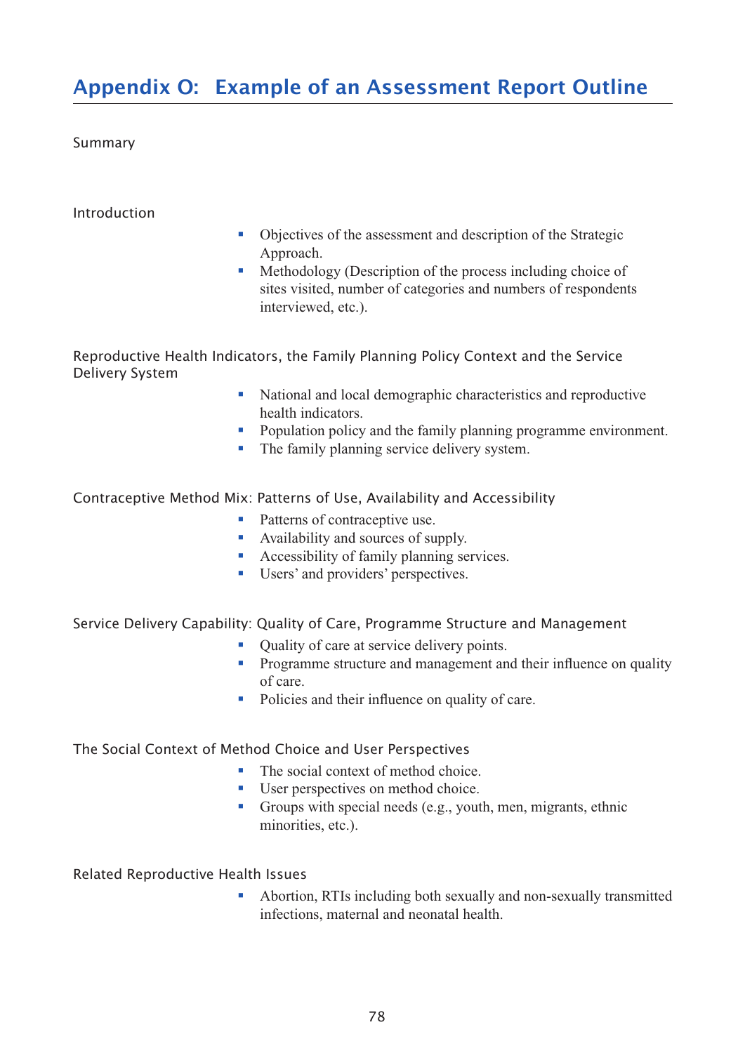# Appendix O: Example of an Assessment Report Outline

## Summary

## Introduction

- Objectives of the assessment and description of the Strategic Approach.
- Methodology (Description of the process including choice of sites visited, number of categories and numbers of respondents interviewed, etc.).

## Reproductive Health Indicators, the Family Planning Policy Context and the Service Delivery System

- National and local demographic characteristics and reproductive health indicators.
- Population policy and the family planning programme environment.
- The family planning service delivery system.

## Contraceptive Method Mix: Patterns of Use, Availability and Accessibility

- Patterns of contraceptive use.
- Availability and sources of supply.
- Accessibility of family planning services.
- Users' and providers' perspectives.

## Service Delivery Capability: Quality of Care, Programme Structure and Management

- Quality of care at service delivery points.
- Programme structure and management and their influence on quality of care.
- Policies and their influence on quality of care.

## The Social Context of Method Choice and User Perspectives

- The social context of method choice.
- User perspectives on method choice.
- Groups with special needs (e.g., youth, men, migrants, ethnic minorities, etc.).

## Related Reproductive Health Issues

- Abortion, RTIs including both sexually and non-sexually transmitted infections, maternal and neonatal health.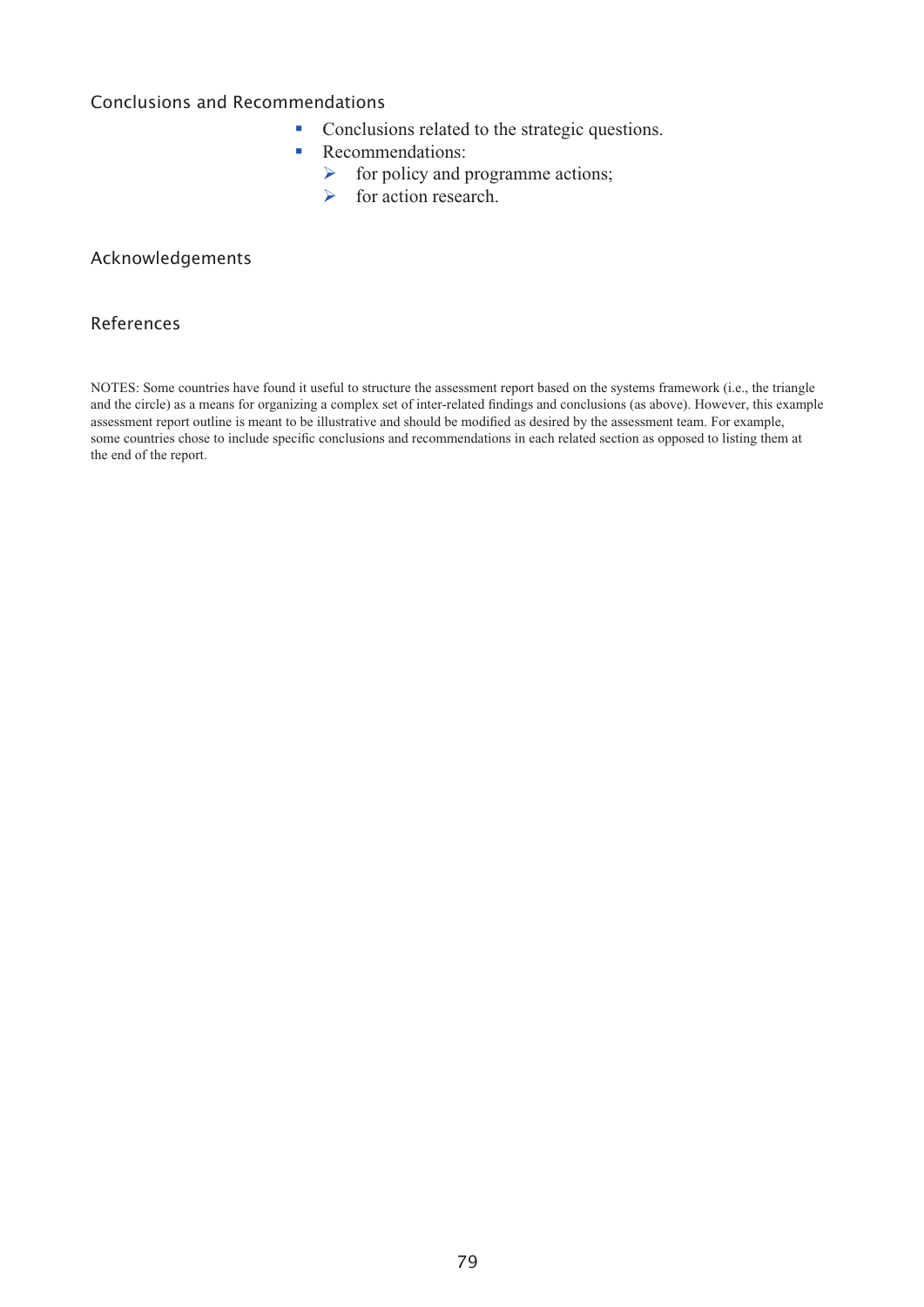### Conclusions and Recommendations

- Conclusions related to the strategic questions.
- Recommendations:
  - for policy and programme actions;
  - for action research.

### Acknowledgements

### References

NOTES: Some countries have found it useful to structure the assessment report based on the systems framework (i.e., the triangle and the circle) as a means for organizing a complex set of inter-related findings and conclusions (as above). However, this example assessment report outline is meant to be illustrative and should be modified as desired by the assessment team. For example, some countries chose to include specific conclusions and recommendations in each related section as opposed to listing them at the end of the report.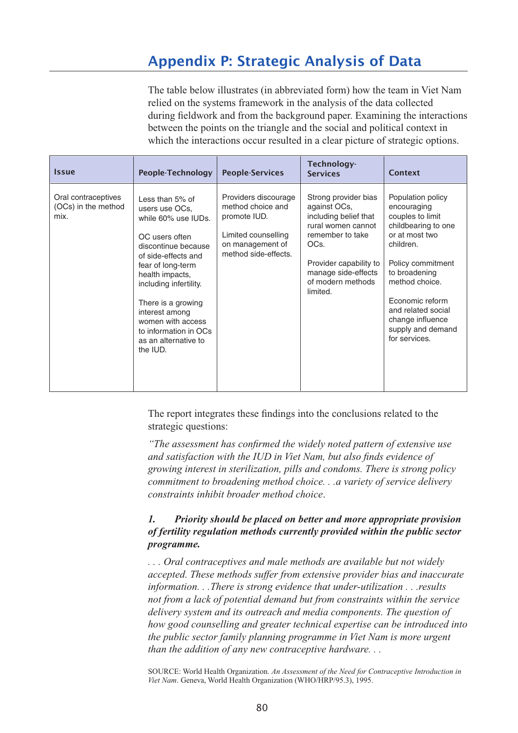# Appendix P: Strategic Analysis of Data

The table below illustrates (in abbreviated form) how the team in Viet Nam relied on the systems framework in the analysis of the data collected during fieldwork and from the background paper. Examining the interactions between the points on the triangle and the social and political context in which the interactions occur resulted in a clear picture of strategic options.

| Issue | People-Technology | People-Services | Technology-Services | Context |
|---|---|---|---|---|
| Oral contraceptives (OCs) in the method mix. | Less than 5% of users use OCs, while 60% use IUDs.<br><br>OC users often discontinue because of side-effects and fear of long-term health impacts, including infertility.<br><br>There is a growing interest among women with access to information in OCs as an alternative to the IUD. | Providers discourage method choice and promote IUD.<br><br>Limited counselling on management of method side-effects. | Strong provider bias against OCs, including belief that rural women cannot remember to take OCs.<br><br>Provider capability to manage side-effects of modern methods limited. | Population policy encouraging couples to limit childbearing to one or at most two children.<br><br>Policy commitment to broadening method choice.<br><br>Economic reform and related social change influence supply and demand for services. |

The report integrates these findings into the conclusions related to the strategic questions:

*"The assessment has confirmed the widely noted pattern of extensive use and satisfaction with the IUD in Viet Nam, but also finds evidence of growing interest in sterilization, pills and condoms. There is strong policy commitment to broadening method choice. . .a variety of service delivery constraints inhibit broader method choice.*

***1. Priority should be placed on better and more appropriate provision of fertility regulation methods currently provided within the public sector programme.***

*. . . Oral contraceptives and male methods are available but not widely accepted. These methods suffer from extensive provider bias and inaccurate information. . .There is strong evidence that under-utilization . . .results not from a lack of potential demand but from constraints within the service delivery system and its outreach and media components. The question of how good counselling and greater technical expertise can be introduced into the public sector family planning programme in Viet Nam is more urgent than the addition of any new contraceptive hardware. . .*

SOURCE: World Health Organization. *An Assessment of the Need for Contraceptive Introduction in Viet Nam*. Geneva, World Health Organization (WHO/HRP/95.3), 1995.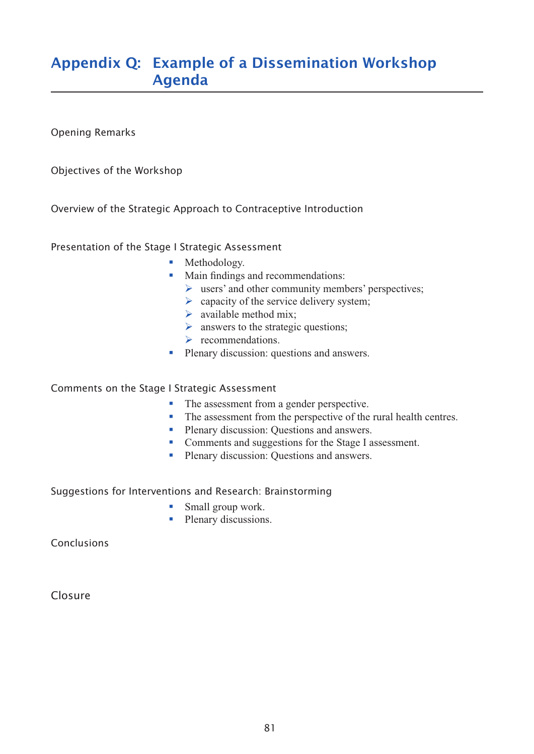# Appendix Q: Example of a Dissemination Workshop Agenda

Opening Remarks

Objectives of the Workshop

Overview of the Strategic Approach to Contraceptive Introduction

Presentation of the Stage I Strategic Assessment

- Methodology.
- Main findings and recommendations:
  - users' and other community members' perspectives;
  - capacity of the service delivery system;
  - available method mix;
  - answers to the strategic questions;
  - recommendations.
- Plenary discussion: questions and answers.

Comments on the Stage I Strategic Assessment

- The assessment from a gender perspective.
- The assessment from the perspective of the rural health centres.
- Plenary discussion: Questions and answers.
- Comments and suggestions for the Stage I assessment.
- Plenary discussion: Questions and answers.

Suggestions for Interventions and Research: Brainstorming

- Small group work.
- Plenary discussions.

Conclusions

Closure